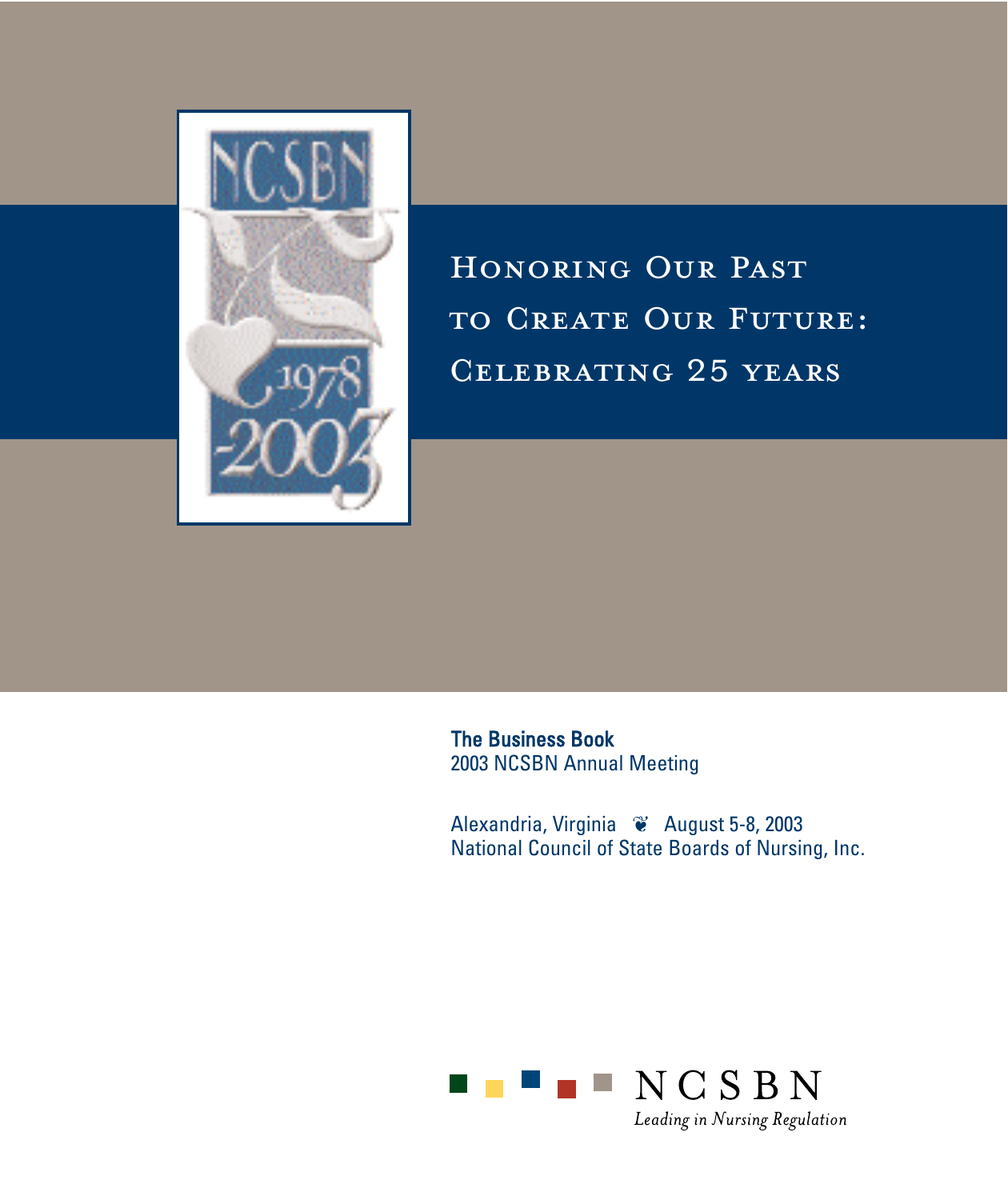# Honoring Our Past to Create Our Future: Celebrating 25 years

**The Business Book**
2003 NCSBN Annual Meeting

Alexandria, Virginia ❦ August 5-8, 2003
National Council of State Boards of Nursing, Inc.

NCSBN
*Leading in Nursing Regulation*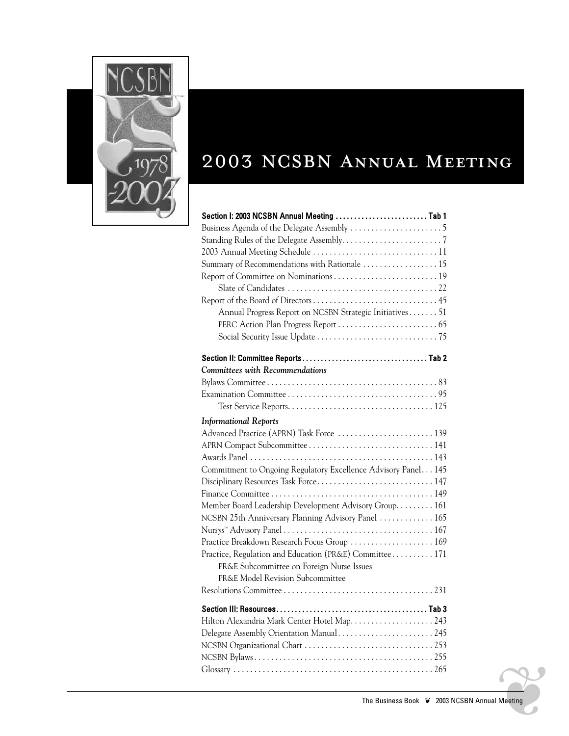# 2003 NCSBN Annual Meeting

**Section I: 2003 NCSBN Annual Meeting . . . . . . . . . . . . . . . . . . . . . . . . . Tab 1**

Business Agenda of the Delegate Assembly . . . . . . . . . . . . . . . . . . . . . . 5

Standing Rules of the Delegate Assembly. . . . . . . . . . . . . . . . . . . . . . . . 7

2003 Annual Meeting Schedule . . . . . . . . . . . . . . . . . . . . . . . . . . . . . . 11

Summary of Recommendations with Rationale . . . . . . . . . . . . . . . . . . 15

Report of Committee on Nominations . . . . . . . . . . . . . . . . . . . . . . . . . 19

- Slate of Candidates . . . . . . . . . . . . . . . . . . . . . . . . . . . . . . . . . . . . 22

Report of the Board of Directors . . . . . . . . . . . . . . . . . . . . . . . . . . . . . . 45

- Annual Progress Report on NCSBN Strategic Initiatives . . . . . . . 51
- PERC Action Plan Progress Report . . . . . . . . . . . . . . . . . . . . . . . . 65
- Social Security Issue Update . . . . . . . . . . . . . . . . . . . . . . . . . . . . . 75

**Section II: Committee Reports . . . . . . . . . . . . . . . . . . . . . . . . . . . . . . . . . . Tab 2**

*Committees with Recommendations*

Bylaws Committee . . . . . . . . . . . . . . . . . . . . . . . . . . . . . . . . . . . . . . . . . 83

Examination Committee . . . . . . . . . . . . . . . . . . . . . . . . . . . . . . . . . . . . 95

- Test Service Reports. . . . . . . . . . . . . . . . . . . . . . . . . . . . . . . . . . . 125

*Informational Reports*

Advanced Practice (APRN) Task Force . . . . . . . . . . . . . . . . . . . . . . . 139

APRN Compact Subcommittee . . . . . . . . . . . . . . . . . . . . . . . . . . . . . . 141

Awards Panel . . . . . . . . . . . . . . . . . . . . . . . . . . . . . . . . . . . . . . . . . . . . 143

Commitment to Ongoing Regulatory Excellence Advisory Panel . . . 145

Disciplinary Resources Task Force. . . . . . . . . . . . . . . . . . . . . . . . . . . . 147

Finance Committee . . . . . . . . . . . . . . . . . . . . . . . . . . . . . . . . . . . . . . . 149

Member Board Leadership Development Advisory Group. . . . . . . . . 161

NCSBN 25th Anniversary Planning Advisory Panel . . . . . . . . . . . . . 165

Nursys™ Advisory Panel . . . . . . . . . . . . . . . . . . . . . . . . . . . . . . . . . . . . 167

Practice Breakdown Research Focus Group . . . . . . . . . . . . . . . . . . . . 169

Practice, Regulation and Education (PR&E) Committee . . . . . . . . . . 171

- PR&E Subcommittee on Foreign Nurse Issues
- PR&E Model Revision Subcommittee

Resolutions Committee . . . . . . . . . . . . . . . . . . . . . . . . . . . . . . . . . . . . 231

**Section III: Resources. . . . . . . . . . . . . . . . . . . . . . . . . . . . . . . . . . . . . . . . . Tab 3**

Hilton Alexandria Mark Center Hotel Map. . . . . . . . . . . . . . . . . . . . 243

Delegate Assembly Orientation Manual. . . . . . . . . . . . . . . . . . . . . . . 245

NCSBN Organizational Chart . . . . . . . . . . . . . . . . . . . . . . . . . . . . . . . 253

NCSBN Bylaws . . . . . . . . . . . . . . . . . . . . . . . . . . . . . . . . . . . . . . . . . . . 255

Glossary . . . . . . . . . . . . . . . . . . . . . . . . . . . . . . . . . . . . . . . . . . . . . . . . 265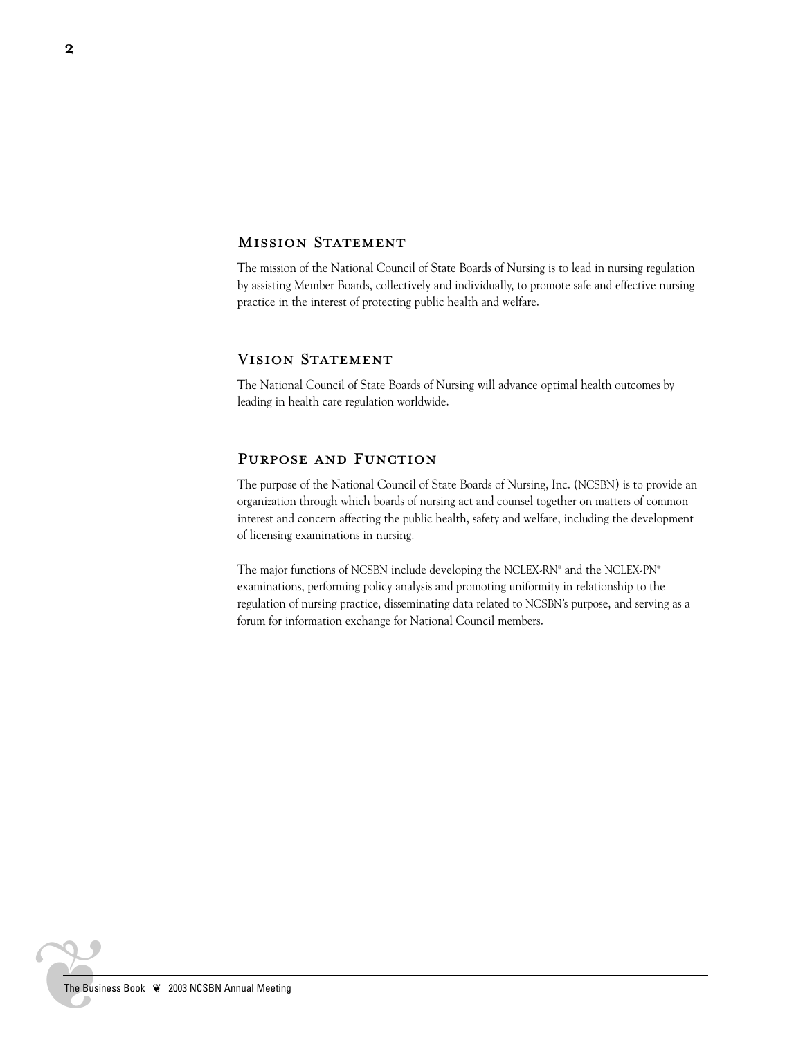## Mission Statement

The mission of the National Council of State Boards of Nursing is to lead in nursing regulation by assisting Member Boards, collectively and individually, to promote safe and effective nursing practice in the interest of protecting public health and welfare.

## Vision Statement

The National Council of State Boards of Nursing will advance optimal health outcomes by leading in health care regulation worldwide.

## Purpose and Function

The purpose of the National Council of State Boards of Nursing, Inc. (NCSBN) is to provide an organization through which boards of nursing act and counsel together on matters of common interest and concern affecting the public health, safety and welfare, including the development of licensing examinations in nursing.

The major functions of NCSBN include developing the NCLEX-RN® and the NCLEX-PN® examinations, performing policy analysis and promoting uniformity in relationship to the regulation of nursing practice, disseminating data related to NCSBN's purpose, and serving as a forum for information exchange for National Council members.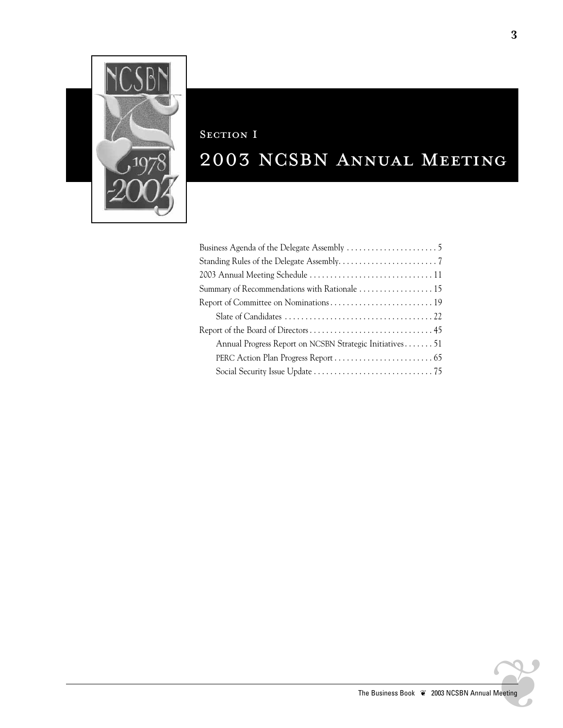# Section I

# 2003 NCSBN Annual Meeting

- Business Agenda of the Delegate Assembly . . . . . . . . . . . . . . . . . . . . . . 5
- Standing Rules of the Delegate Assembly. . . . . . . . . . . . . . . . . . . . . . . . 7
- 2003 Annual Meeting Schedule . . . . . . . . . . . . . . . . . . . . . . . . . . . . . . 11
- Summary of Recommendations with Rationale . . . . . . . . . . . . . . . . . . 15
- Report of Committee on Nominations . . . . . . . . . . . . . . . . . . . . . . . . . 19
  - Slate of Candidates . . . . . . . . . . . . . . . . . . . . . . . . . . . . . . . . . . . . 22
- Report of the Board of Directors . . . . . . . . . . . . . . . . . . . . . . . . . . . . . . 45
  - Annual Progress Report on NCSBN Strategic Initiatives . . . . . . . 51
  - PERC Action Plan Progress Report . . . . . . . . . . . . . . . . . . . . . . . . 65
  - Social Security Issue Update . . . . . . . . . . . . . . . . . . . . . . . . . . . . . 75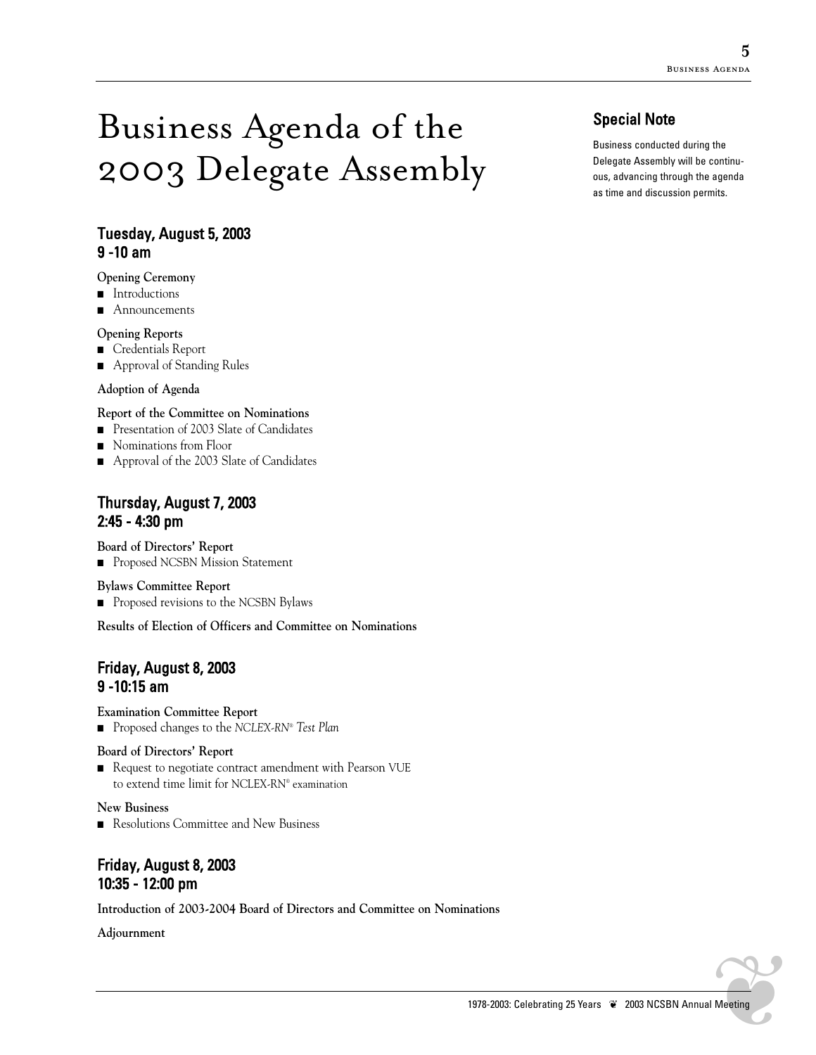# Business Agenda of the 2003 Delegate Assembly

## Special Note

Business conducted during the Delegate Assembly will be continuous, advancing through the agenda as time and discussion permits.

## Tuesday, August 5, 2003
## 9 -10 am

**Opening Ceremony**

- Introductions
- Announcements

**Opening Reports**

- Credentials Report
- Approval of Standing Rules

**Adoption of Agenda**

**Report of the Committee on Nominations**

- Presentation of 2003 Slate of Candidates
- Nominations from Floor
- Approval of the 2003 Slate of Candidates

## Thursday, August 7, 2003
## 2:45 - 4:30 pm

**Board of Directors' Report**

- Proposed NCSBN Mission Statement

**Bylaws Committee Report**

- Proposed revisions to the NCSBN Bylaws

**Results of Election of Officers and Committee on Nominations**

## Friday, August 8, 2003
## 9 -10:15 am

**Examination Committee Report**

- Proposed changes to the *NCLEX-RN® Test Plan*

**Board of Directors' Report**

- Request to negotiate contract amendment with Pearson VUE to extend time limit for NCLEX-RN® examination

**New Business**

- Resolutions Committee and New Business

## Friday, August 8, 2003
## 10:35 - 12:00 pm

**Introduction of 2003-2004 Board of Directors and Committee on Nominations**

**Adjournment**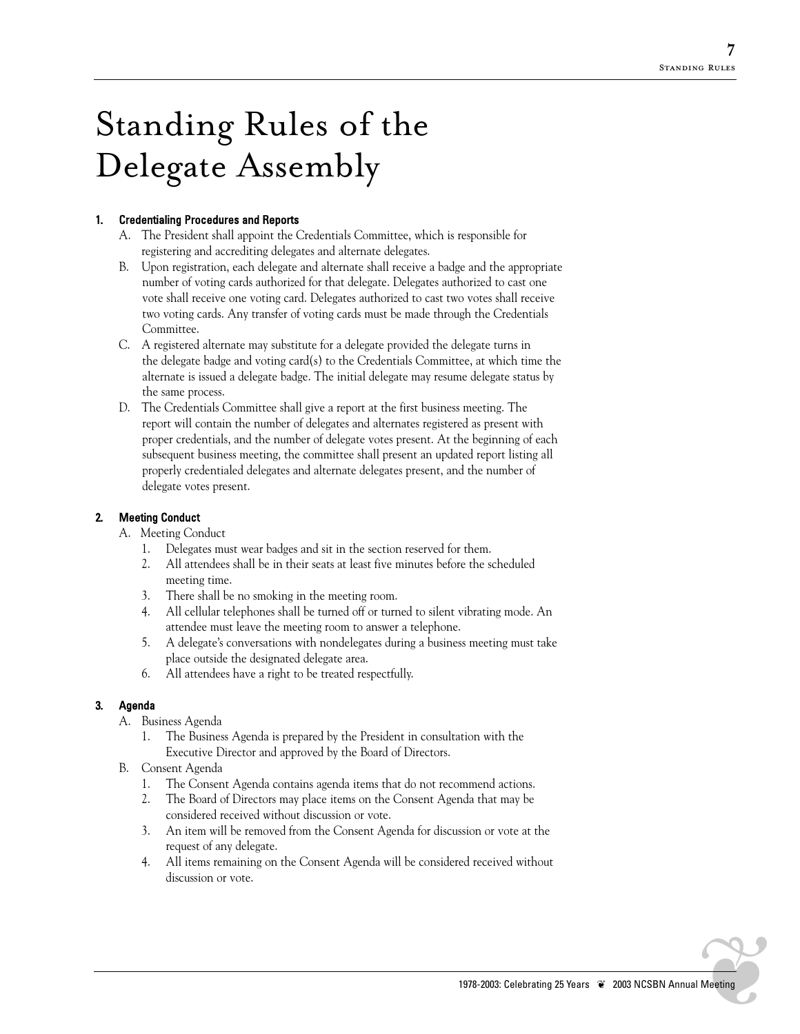# Standing Rules of the Delegate Assembly

**1. Credentialing Procedures and Reports**

A. The President shall appoint the Credentials Committee, which is responsible for registering and accrediting delegates and alternate delegates.

B. Upon registration, each delegate and alternate shall receive a badge and the appropriate number of voting cards authorized for that delegate. Delegates authorized to cast one vote shall receive one voting card. Delegates authorized to cast two votes shall receive two voting cards. Any transfer of voting cards must be made through the Credentials Committee.

C. A registered alternate may substitute for a delegate provided the delegate turns in the delegate badge and voting card(s) to the Credentials Committee, at which time the alternate is issued a delegate badge. The initial delegate may resume delegate status by the same process.

D. The Credentials Committee shall give a report at the first business meeting. The report will contain the number of delegates and alternates registered as present with proper credentials, and the number of delegate votes present. At the beginning of each subsequent business meeting, the committee shall present an updated report listing all properly credentialed delegates and alternate delegates present, and the number of delegate votes present.

**2. Meeting Conduct**

A. Meeting Conduct

1. Delegates must wear badges and sit in the section reserved for them.
2. All attendees shall be in their seats at least five minutes before the scheduled meeting time.
3. There shall be no smoking in the meeting room.
4. All cellular telephones shall be turned off or turned to silent vibrating mode. An attendee must leave the meeting room to answer a telephone.
5. A delegate's conversations with nondelegates during a business meeting must take place outside the designated delegate area.
6. All attendees have a right to be treated respectfully.

**3. Agenda**

A. Business Agenda

1. The Business Agenda is prepared by the President in consultation with the Executive Director and approved by the Board of Directors.

B. Consent Agenda

1. The Consent Agenda contains agenda items that do not recommend actions.
2. The Board of Directors may place items on the Consent Agenda that may be considered received without discussion or vote.
3. An item will be removed from the Consent Agenda for discussion or vote at the request of any delegate.
4. All items remaining on the Consent Agenda will be considered received without discussion or vote.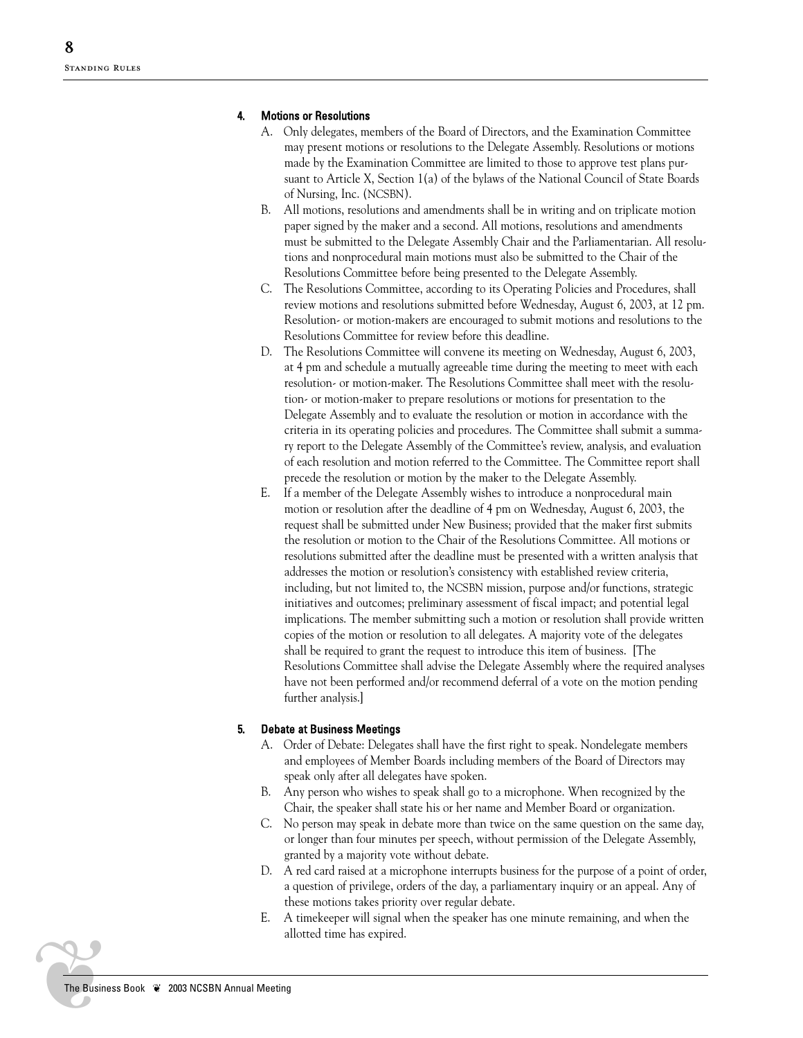#### 4. Motions or Resolutions

A. Only delegates, members of the Board of Directors, and the Examination Committee may present motions or resolutions to the Delegate Assembly. Resolutions or motions made by the Examination Committee are limited to those to approve test plans pursuant to Article X, Section 1(a) of the bylaws of the National Council of State Boards of Nursing, Inc. (NCSBN).

B. All motions, resolutions and amendments shall be in writing and on triplicate motion paper signed by the maker and a second. All motions, resolutions and amendments must be submitted to the Delegate Assembly Chair and the Parliamentarian. All resolutions and nonprocedural main motions must also be submitted to the Chair of the Resolutions Committee before being presented to the Delegate Assembly.

C. The Resolutions Committee, according to its Operating Policies and Procedures, shall review motions and resolutions submitted before Wednesday, August 6, 2003, at 12 pm. Resolution- or motion-makers are encouraged to submit motions and resolutions to the Resolutions Committee for review before this deadline.

D. The Resolutions Committee will convene its meeting on Wednesday, August 6, 2003, at 4 pm and schedule a mutually agreeable time during the meeting to meet with each resolution- or motion-maker. The Resolutions Committee shall meet with the resolution- or motion-maker to prepare resolutions or motions for presentation to the Delegate Assembly and to evaluate the resolution or motion in accordance with the criteria in its operating policies and procedures. The Committee shall submit a summary report to the Delegate Assembly of the Committee's review, analysis, and evaluation of each resolution and motion referred to the Committee. The Committee report shall precede the resolution or motion by the maker to the Delegate Assembly.

E. If a member of the Delegate Assembly wishes to introduce a nonprocedural main motion or resolution after the deadline of 4 pm on Wednesday, August 6, 2003, the request shall be submitted under New Business; provided that the maker first submits the resolution or motion to the Chair of the Resolutions Committee. All motions or resolutions submitted after the deadline must be presented with a written analysis that addresses the motion or resolution's consistency with established review criteria, including, but not limited to, the NCSBN mission, purpose and/or functions, strategic initiatives and outcomes; preliminary assessment of fiscal impact; and potential legal implications. The member submitting such a motion or resolution shall provide written copies of the motion or resolution to all delegates. A majority vote of the delegates shall be required to grant the request to introduce this item of business. [The Resolutions Committee shall advise the Delegate Assembly where the required analyses have not been performed and/or recommend deferral of a vote on the motion pending further analysis.]

#### 5. Debate at Business Meetings

A. Order of Debate: Delegates shall have the first right to speak. Nondelegate members and employees of Member Boards including members of the Board of Directors may speak only after all delegates have spoken.

B. Any person who wishes to speak shall go to a microphone. When recognized by the Chair, the speaker shall state his or her name and Member Board or organization.

C. No person may speak in debate more than twice on the same question on the same day, or longer than four minutes per speech, without permission of the Delegate Assembly, granted by a majority vote without debate.

D. A red card raised at a microphone interrupts business for the purpose of a point of order, a question of privilege, orders of the day, a parliamentary inquiry or an appeal. Any of these motions takes priority over regular debate.

E. A timekeeper will signal when the speaker has one minute remaining, and when the allotted time has expired.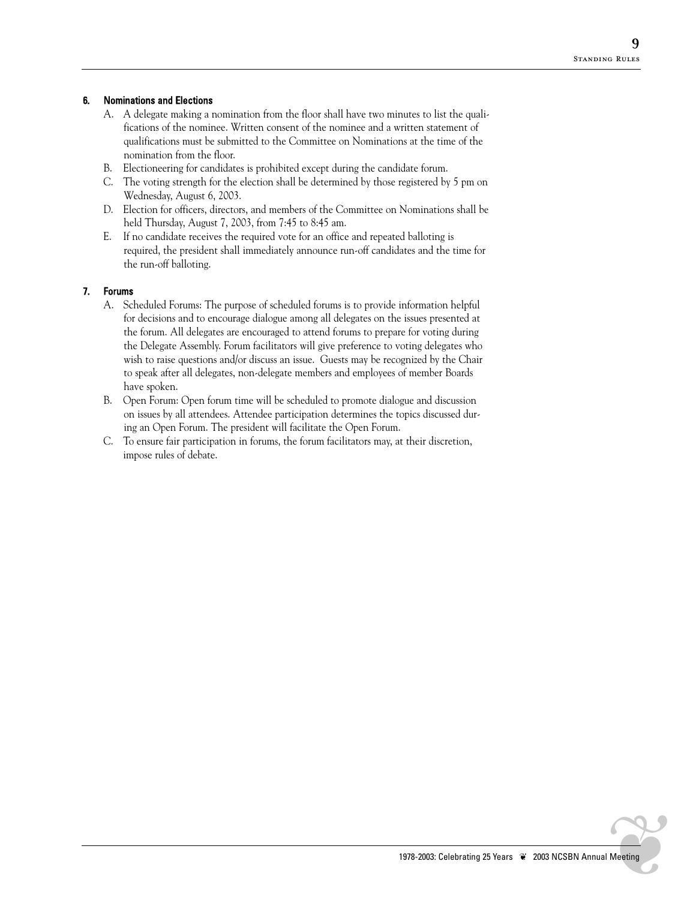## 6. Nominations and Elections

A. A delegate making a nomination from the floor shall have two minutes to list the qualifications of the nominee. Written consent of the nominee and a written statement of qualifications must be submitted to the Committee on Nominations at the time of the nomination from the floor.

B. Electioneering for candidates is prohibited except during the candidate forum.

C. The voting strength for the election shall be determined by those registered by 5 pm on Wednesday, August 6, 2003.

D. Election for officers, directors, and members of the Committee on Nominations shall be held Thursday, August 7, 2003, from 7:45 to 8:45 am.

E. If no candidate receives the required vote for an office and repeated balloting is required, the president shall immediately announce run-off candidates and the time for the run-off balloting.

## 7. Forums

A. Scheduled Forums: The purpose of scheduled forums is to provide information helpful for decisions and to encourage dialogue among all delegates on the issues presented at the forum. All delegates are encouraged to attend forums to prepare for voting during the Delegate Assembly. Forum facilitators will give preference to voting delegates who wish to raise questions and/or discuss an issue. Guests may be recognized by the Chair to speak after all delegates, non-delegate members and employees of member Boards have spoken.

B. Open Forum: Open forum time will be scheduled to promote dialogue and discussion on issues by all attendees. Attendee participation determines the topics discussed during an Open Forum. The president will facilitate the Open Forum.

C. To ensure fair participation in forums, the forum facilitators may, at their discretion, impose rules of debate.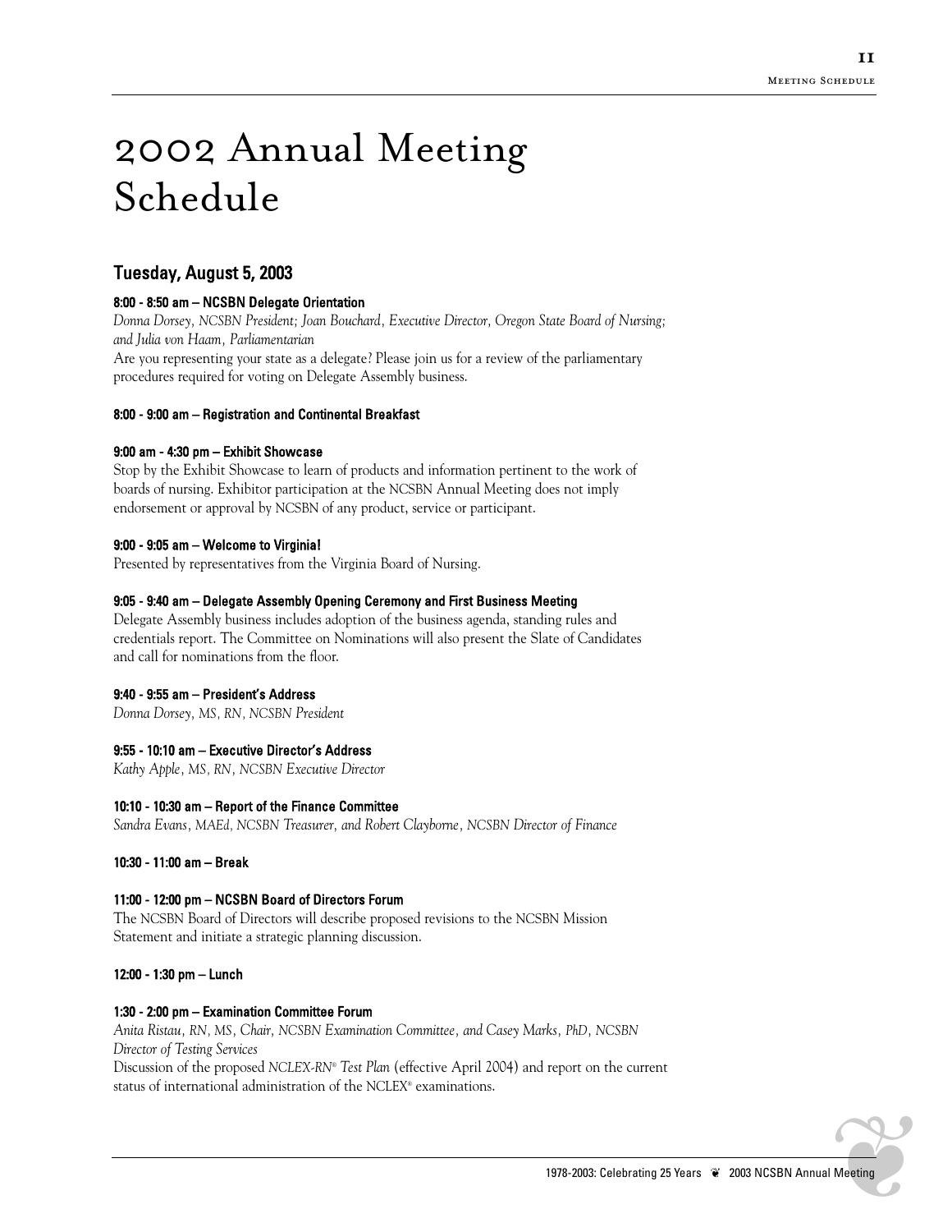# 2002 Annual Meeting Schedule

## Tuesday, August 5, 2003

**8:00 - 8:50 am – NCSBN Delegate Orientation**

*Donna Dorsey, NCSBN President; Joan Bouchard, Executive Director, Oregon State Board of Nursing; and Julia von Haam, Parliamentarian*

Are you representing your state as a delegate? Please join us for a review of the parliamentary procedures required for voting on Delegate Assembly business.

**8:00 - 9:00 am – Registration and Continental Breakfast**

**9:00 am - 4:30 pm – Exhibit Showcase**

Stop by the Exhibit Showcase to learn of products and information pertinent to the work of boards of nursing. Exhibitor participation at the NCSBN Annual Meeting does not imply endorsement or approval by NCSBN of any product, service or participant.

**9:00 - 9:05 am – Welcome to Virginia!**

Presented by representatives from the Virginia Board of Nursing.

**9:05 - 9:40 am – Delegate Assembly Opening Ceremony and First Business Meeting**

Delegate Assembly business includes adoption of the business agenda, standing rules and credentials report. The Committee on Nominations will also present the Slate of Candidates and call for nominations from the floor.

**9:40 - 9:55 am – President's Address**

*Donna Dorsey, MS, RN, NCSBN President*

**9:55 - 10:10 am – Executive Director's Address**

*Kathy Apple, MS, RN, NCSBN Executive Director*

**10:10 - 10:30 am – Report of the Finance Committee**

*Sandra Evans, MAEd, NCSBN Treasurer, and Robert Clayborne, NCSBN Director of Finance*

**10:30 - 11:00 am – Break**

**11:00 - 12:00 pm – NCSBN Board of Directors Forum**

The NCSBN Board of Directors will describe proposed revisions to the NCSBN Mission Statement and initiate a strategic planning discussion.

**12:00 - 1:30 pm – Lunch**

**1:30 - 2:00 pm – Examination Committee Forum**

*Anita Ristau, RN, MS, Chair, NCSBN Examination Committee, and Casey Marks, PhD, NCSBN Director of Testing Services*

Discussion of the proposed *NCLEX-RN® Test Plan* (effective April 2004) and report on the current status of international administration of the NCLEX® examinations.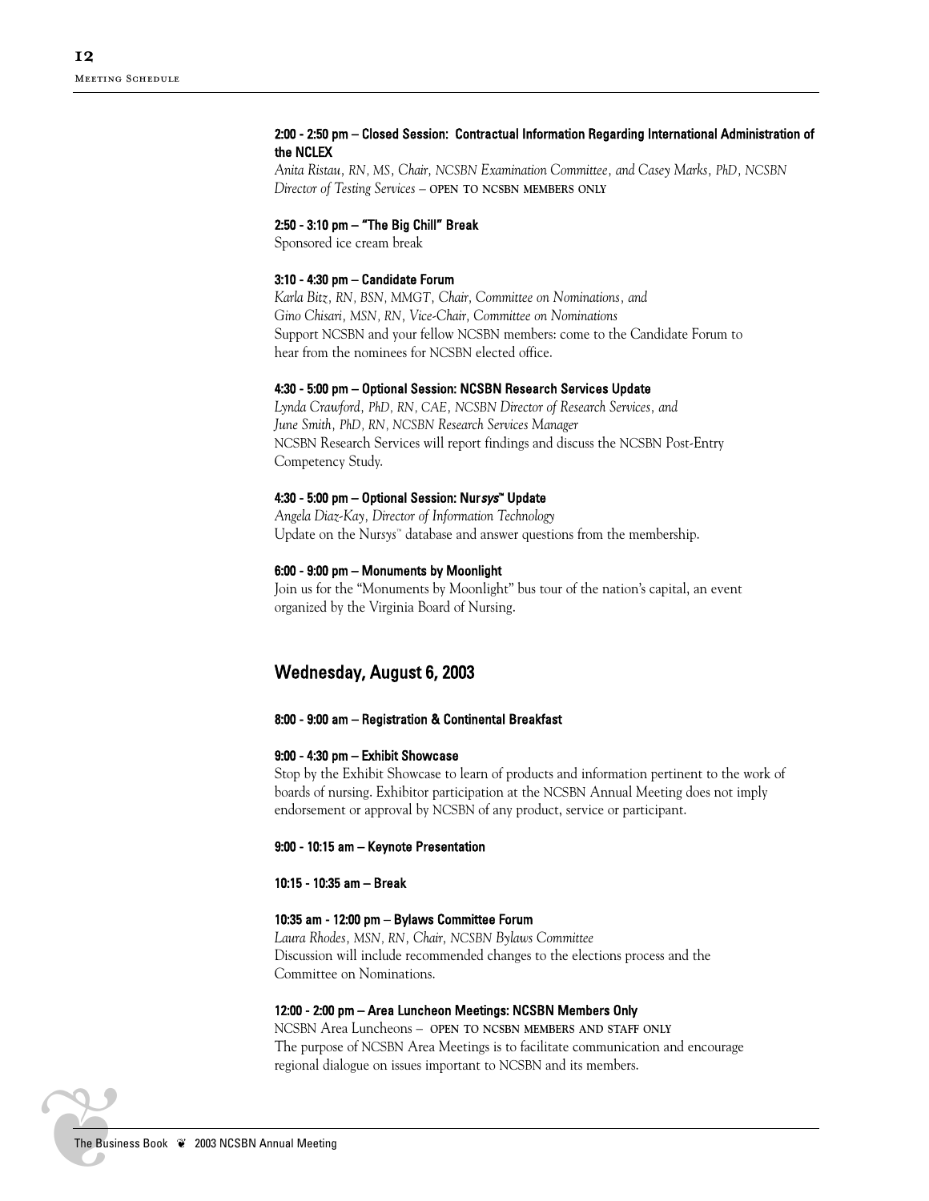**2:00 - 2:50 pm – Closed Session: Contractual Information Regarding International Administration of the NCLEX**

*Anita Ristau, RN, MS, Chair, NCSBN Examination Committee, and Casey Marks, PhD, NCSBN Director of Testing Services* – OPEN TO NCSBN MEMBERS ONLY

**2:50 - 3:10 pm – "The Big Chill" Break**

Sponsored ice cream break

**3:10 - 4:30 pm – Candidate Forum**

*Karla Bitz, RN, BSN, MMGT, Chair, Committee on Nominations, and*
*Gino Chisari, MSN, RN, Vice-Chair, Committee on Nominations*

Support NCSBN and your fellow NCSBN members: come to the Candidate Forum to hear from the nominees for NCSBN elected office.

**4:30 - 5:00 pm – Optional Session: NCSBN Research Services Update**

*Lynda Crawford, PhD, RN, CAE, NCSBN Director of Research Services, and*
*June Smith, PhD, RN, NCSBN Research Services Manager*

NCSBN Research Services will report findings and discuss the NCSBN Post-Entry Competency Study.

**4:30 - 5:00 pm – Optional Session: Nur*sys*™ Update**

*Angela Diaz-Kay, Director of Information Technology*

Update on the Nursys™ database and answer questions from the membership.

**6:00 - 9:00 pm – Monuments by Moonlight**

Join us for the "Monuments by Moonlight" bus tour of the nation's capital, an event organized by the Virginia Board of Nursing.

## Wednesday, August 6, 2003

**8:00 - 9:00 am – Registration & Continental Breakfast**

**9:00 - 4:30 pm – Exhibit Showcase**

Stop by the Exhibit Showcase to learn of products and information pertinent to the work of boards of nursing. Exhibitor participation at the NCSBN Annual Meeting does not imply endorsement or approval by NCSBN of any product, service or participant.

**9:00 - 10:15 am – Keynote Presentation**

**10:15 - 10:35 am – Break**

**10:35 am - 12:00 pm – Bylaws Committee Forum**

*Laura Rhodes, MSN, RN, Chair, NCSBN Bylaws Committee*

Discussion will include recommended changes to the elections process and the Committee on Nominations.

**12:00 - 2:00 pm – Area Luncheon Meetings: NCSBN Members Only**

NCSBN Area Luncheons – OPEN TO NCSBN MEMBERS AND STAFF ONLY

The purpose of NCSBN Area Meetings is to facilitate communication and encourage regional dialogue on issues important to NCSBN and its members.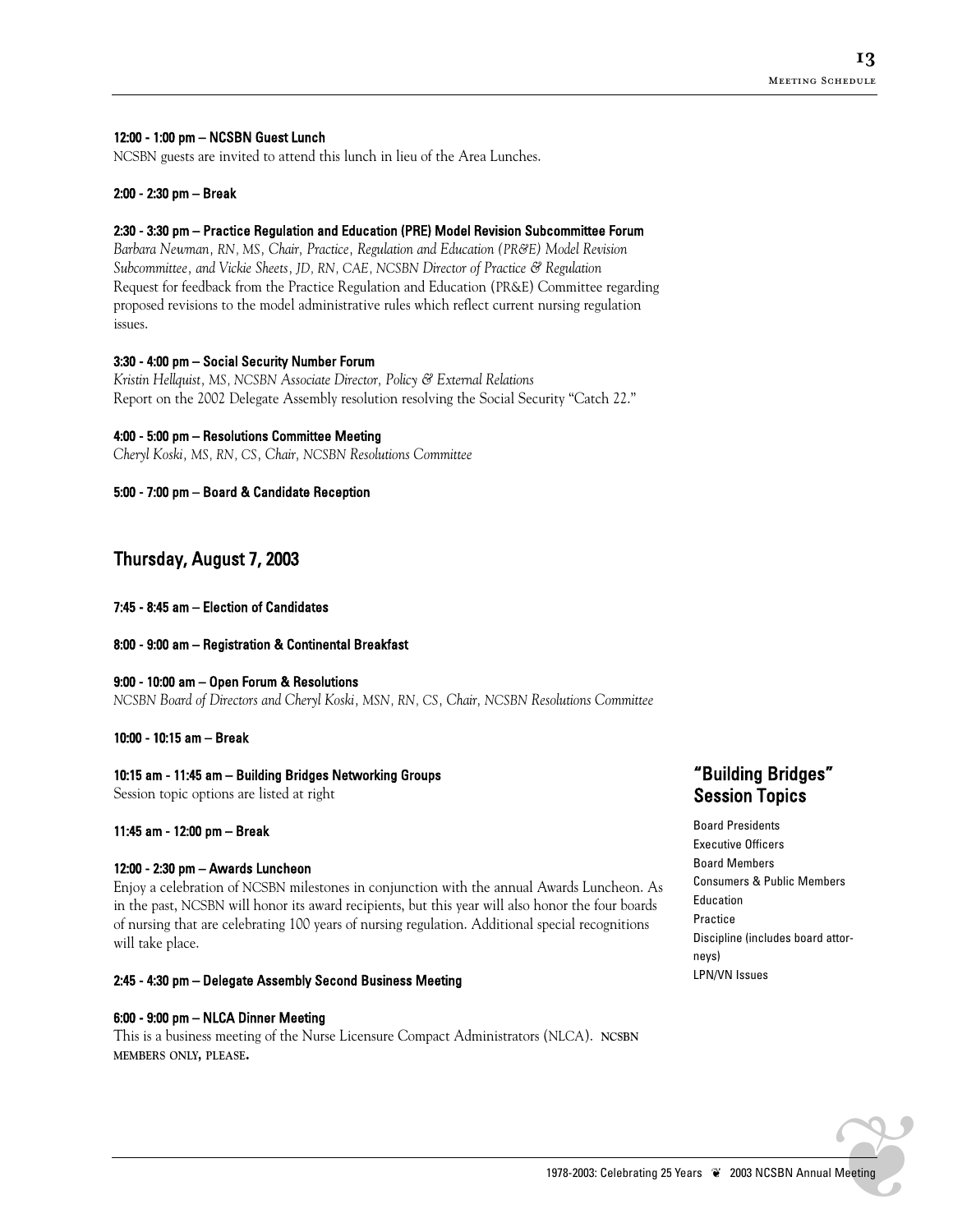**12:00 - 1:00 pm – NCSBN Guest Lunch**
NCSBN guests are invited to attend this lunch in lieu of the Area Lunches.

**2:00 - 2:30 pm – Break**

**2:30 - 3:30 pm – Practice Regulation and Education (PRE) Model Revision Subcommittee Forum**
*Barbara Newman, RN, MS, Chair, Practice, Regulation and Education (PR&E) Model Revision Subcommittee, and Vickie Sheets, JD, RN, CAE, NCSBN Director of Practice & Regulation*
Request for feedback from the Practice Regulation and Education (PR&E) Committee regarding proposed revisions to the model administrative rules which reflect current nursing regulation issues.

**3:30 - 4:00 pm – Social Security Number Forum**
*Kristin Hellquist, MS, NCSBN Associate Director, Policy & External Relations*
Report on the 2002 Delegate Assembly resolution resolving the Social Security "Catch 22."

**4:00 - 5:00 pm – Resolutions Committee Meeting**
*Cheryl Koski, MS, RN, CS, Chair, NCSBN Resolutions Committee*

**5:00 - 7:00 pm – Board & Candidate Reception**

## Thursday, August 7, 2003

**7:45 - 8:45 am – Election of Candidates**

**8:00 - 9:00 am – Registration & Continental Breakfast**

**9:00 - 10:00 am – Open Forum & Resolutions**
*NCSBN Board of Directors and Cheryl Koski, MSN, RN, CS, Chair, NCSBN Resolutions Committee*

**10:00 - 10:15 am – Break**

**10:15 am - 11:45 am – Building Bridges Networking Groups**
Session topic options are listed at right

### "Building Bridges" Session Topics

- Board Presidents
- Executive Officers
- Board Members
- Consumers & Public Members
- Education
- Practice
- Discipline (includes board attorneys)
- LPN/VN Issues

**11:45 am - 12:00 pm – Break**

**12:00 - 2:30 pm – Awards Luncheon**
Enjoy a celebration of NCSBN milestones in conjunction with the annual Awards Luncheon. As in the past, NCSBN will honor its award recipients, but this year will also honor the four boards of nursing that are celebrating 100 years of nursing regulation. Additional special recognitions will take place.

**2:45 - 4:30 pm – Delegate Assembly Second Business Meeting**

**6:00 - 9:00 pm – NLCA Dinner Meeting**
This is a business meeting of the Nurse Licensure Compact Administrators (NLCA). **NCSBN MEMBERS ONLY, PLEASE.**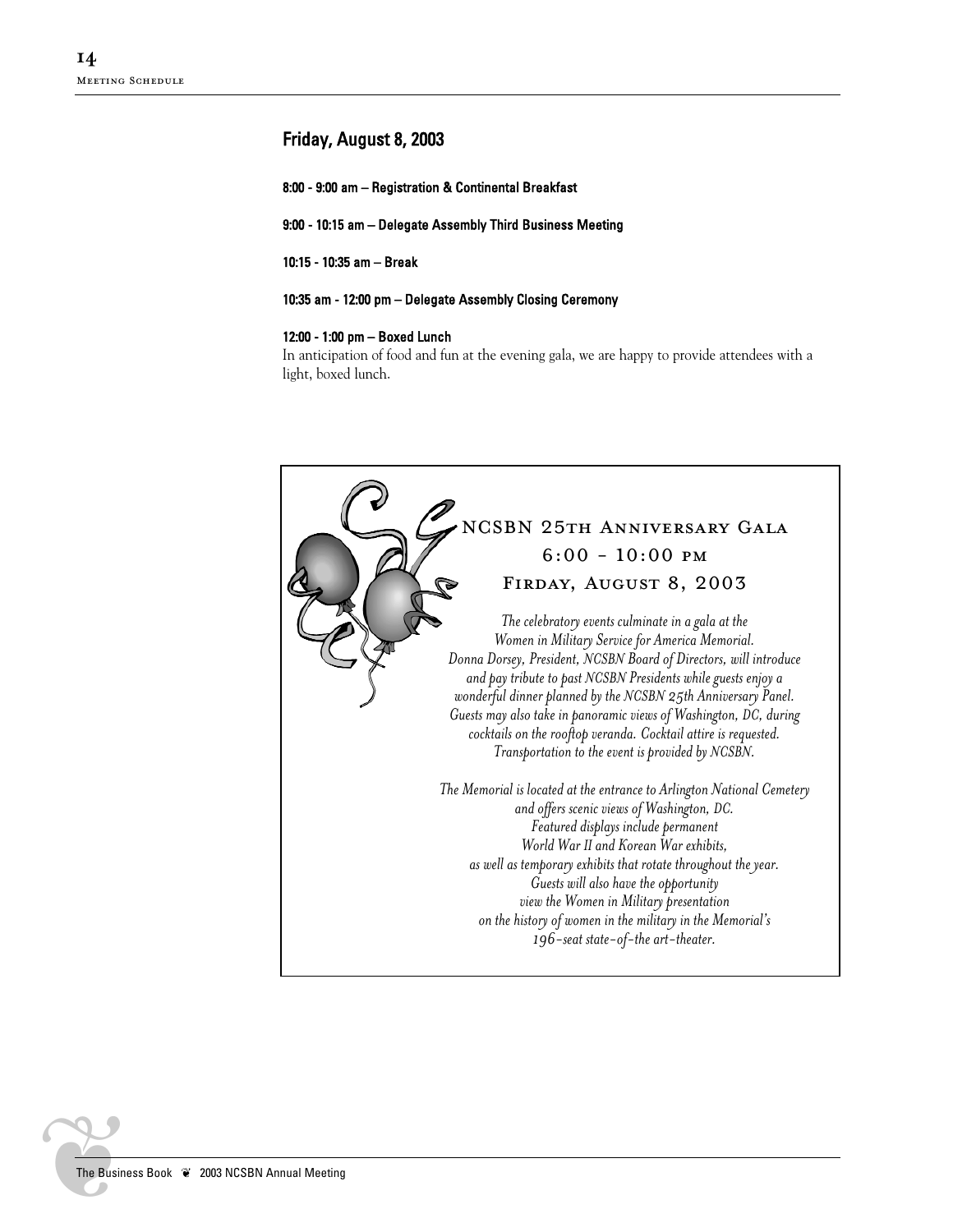## Friday, August 8, 2003

**8:00 - 9:00 am – Registration & Continental Breakfast**

**9:00 - 10:15 am – Delegate Assembly Third Business Meeting**

**10:15 - 10:35 am – Break**

**10:35 am - 12:00 pm – Delegate Assembly Closing Ceremony**

**12:00 - 1:00 pm – Boxed Lunch**
In anticipation of food and fun at the evening gala, we are happy to provide attendees with a light, boxed lunch.

### NCSBN 25th Anniversary Gala
### 6:00 - 10:00 pm
### Firday, August 8, 2003

*The celebratory events culminate in a gala at the Women in Military Service for America Memorial. Donna Dorsey, President, NCSBN Board of Directors, will introduce and pay tribute to past NCSBN Presidents while guests enjoy a wonderful dinner planned by the NCSBN 25th Anniversary Panel. Guests may also take in panoramic views of Washington, DC, during cocktails on the rooftop veranda. Cocktail attire is requested. Transportation to the event is provided by NCSBN.*

*The Memorial is located at the entrance to Arlington National Cemetery and offers scenic views of Washington, DC. Featured displays include permanent World War II and Korean War exhibits, as well as temporary exhibits that rotate throughout the year. Guests will also have the opportunity view the Women in Military presentation on the history of women in the military in the Memorial's 196-seat state-of-the art-theater.*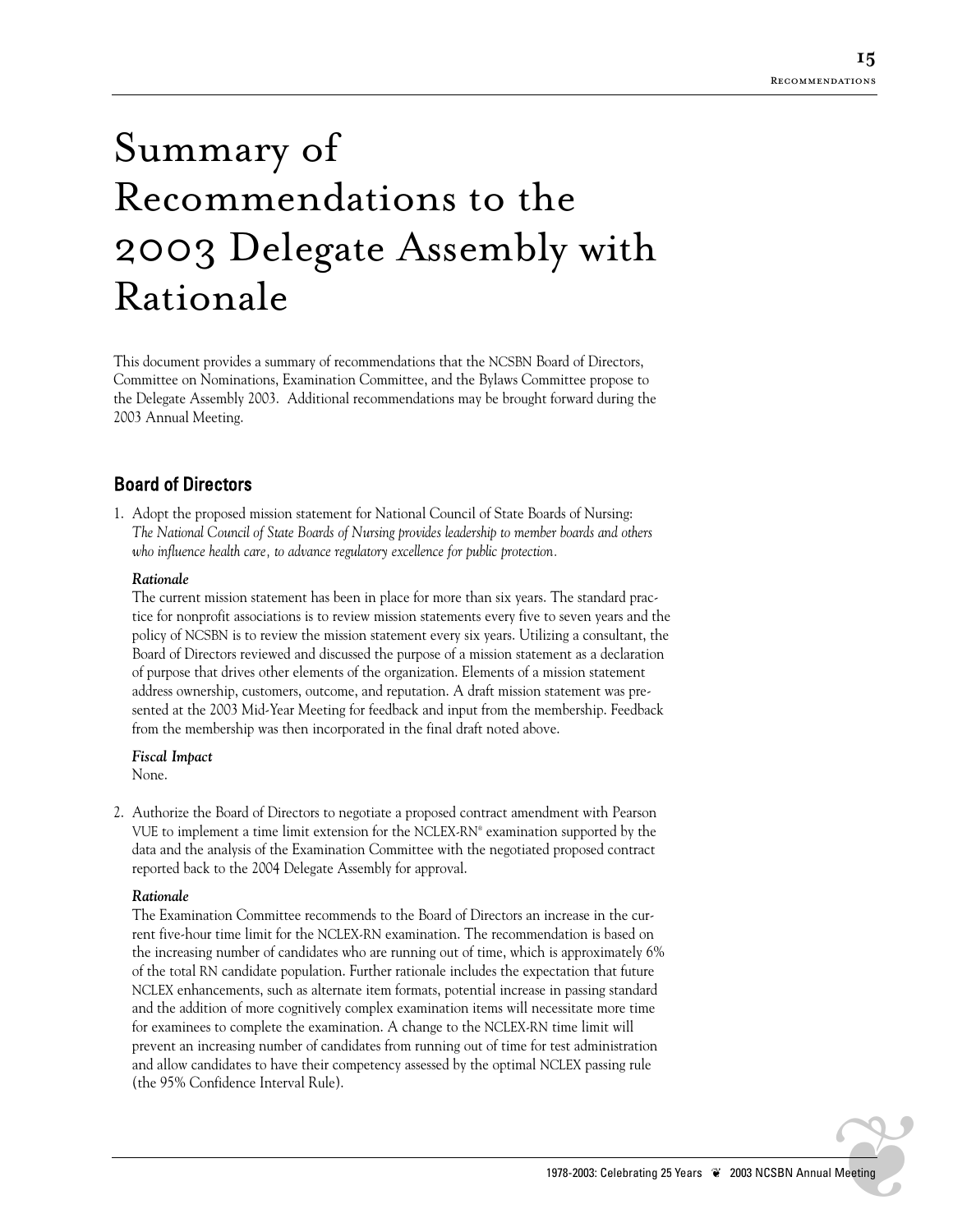# Summary of Recommendations to the 2003 Delegate Assembly with Rationale

This document provides a summary of recommendations that the NCSBN Board of Directors, Committee on Nominations, Examination Committee, and the Bylaws Committee propose to the Delegate Assembly 2003. Additional recommendations may be brought forward during the 2003 Annual Meeting.

## Board of Directors

1. Adopt the proposed mission statement for National Council of State Boards of Nursing: *The National Council of State Boards of Nursing provides leadership to member boards and others who influence health care, to advance regulatory excellence for public protection.*

   ***Rationale***
   The current mission statement has been in place for more than six years. The standard practice for nonprofit associations is to review mission statements every five to seven years and the policy of NCSBN is to review the mission statement every six years. Utilizing a consultant, the Board of Directors reviewed and discussed the purpose of a mission statement as a declaration of purpose that drives other elements of the organization. Elements of a mission statement address ownership, customers, outcome, and reputation. A draft mission statement was presented at the 2003 Mid-Year Meeting for feedback and input from the membership. Feedback from the membership was then incorporated in the final draft noted above.

   ***Fiscal Impact***
   None.

2. Authorize the Board of Directors to negotiate a proposed contract amendment with Pearson VUE to implement a time limit extension for the NCLEX-RN® examination supported by the data and the analysis of the Examination Committee with the negotiated proposed contract reported back to the 2004 Delegate Assembly for approval.

   ***Rationale***
   The Examination Committee recommends to the Board of Directors an increase in the current five-hour time limit for the NCLEX-RN examination. The recommendation is based on the increasing number of candidates who are running out of time, which is approximately 6% of the total RN candidate population. Further rationale includes the expectation that future NCLEX enhancements, such as alternate item formats, potential increase in passing standard and the addition of more cognitively complex examination items will necessitate more time for examinees to complete the examination. A change to the NCLEX-RN time limit will prevent an increasing number of candidates from running out of time for test administration and allow candidates to have their competency assessed by the optimal NCLEX passing rule (the 95% Confidence Interval Rule).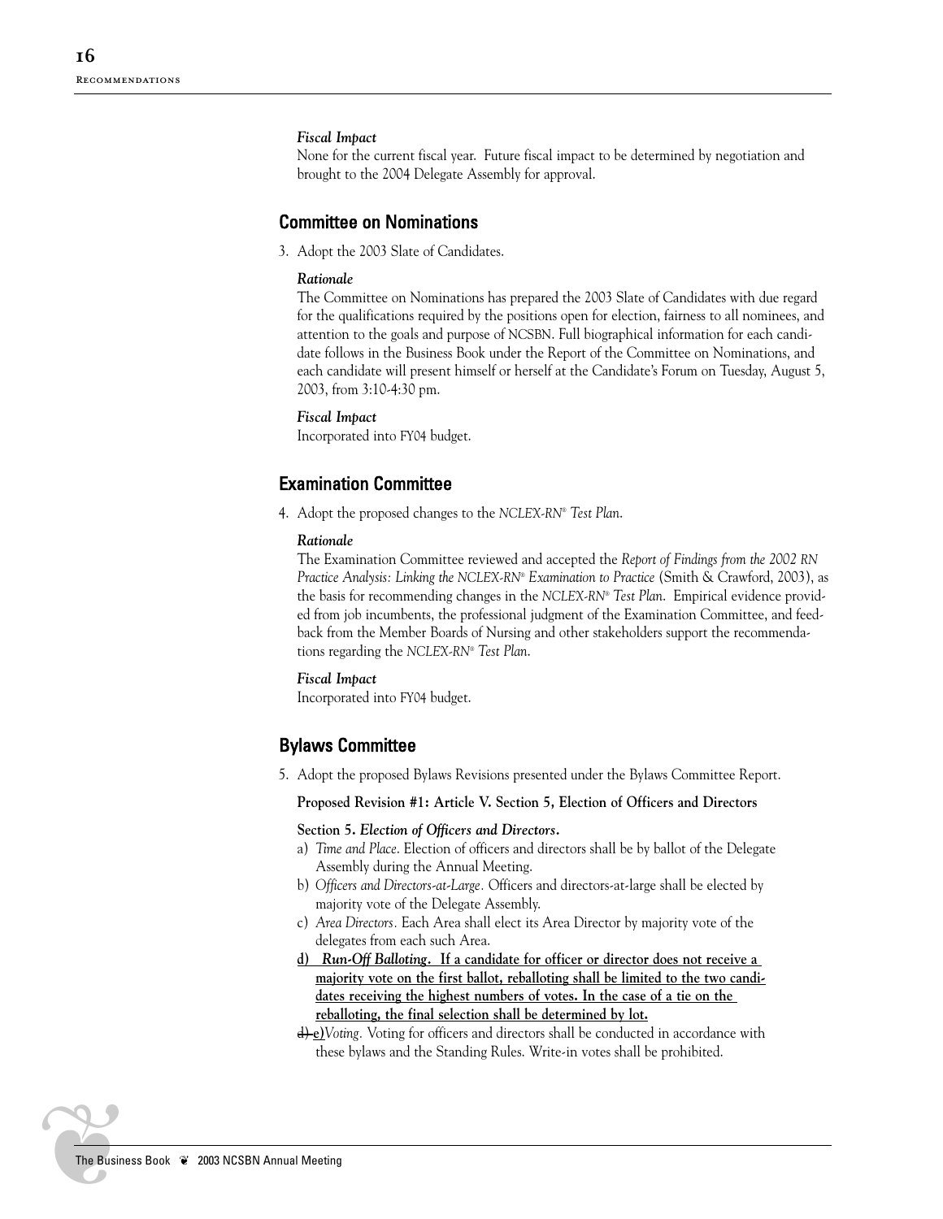*Fiscal Impact*

None for the current fiscal year. Future fiscal impact to be determined by negotiation and brought to the 2004 Delegate Assembly for approval.

## Committee on Nominations

3. Adopt the 2003 Slate of Candidates.

*Rationale*

The Committee on Nominations has prepared the 2003 Slate of Candidates with due regard for the qualifications required by the positions open for election, fairness to all nominees, and attention to the goals and purpose of NCSBN. Full biographical information for each candidate follows in the Business Book under the Report of the Committee on Nominations, and each candidate will present himself or herself at the Candidate's Forum on Tuesday, August 5, 2003, from 3:10-4:30 pm.

*Fiscal Impact*

Incorporated into FY04 budget.

## Examination Committee

4. Adopt the proposed changes to the *NCLEX-RN® Test Plan*.

*Rationale*

The Examination Committee reviewed and accepted the *Report of Findings from the 2002 RN Practice Analysis: Linking the NCLEX-RN® Examination to Practice* (Smith & Crawford, 2003), as the basis for recommending changes in the *NCLEX-RN® Test Plan*. Empirical evidence provided from job incumbents, the professional judgment of the Examination Committee, and feedback from the Member Boards of Nursing and other stakeholders support the recommendations regarding the *NCLEX-RN® Test Plan*.

*Fiscal Impact*

Incorporated into FY04 budget.

## Bylaws Committee

5. Adopt the proposed Bylaws Revisions presented under the Bylaws Committee Report.

**Proposed Revision #1: Article V. Section 5, Election of Officers and Directors**

**Section 5. *Election of Officers and Directors*.**

a) *Time and Place*. Election of officers and directors shall be by ballot of the Delegate Assembly during the Annual Meeting.

b) *Officers and Directors-at-Large.* Officers and directors-at-large shall be elected by majority vote of the Delegate Assembly.

c) *Area Directors.* Each Area shall elect its Area Director by majority vote of the delegates from each such Area.

<u>**d) *Run-Off Balloting*. If a candidate for officer or director does not receive a majority vote on the first ballot, reballoting shall be limited to the two candidates receiving the highest numbers of votes. In the case of a tie on the reballoting, the final selection shall be determined by lot.**</u>

~~d)~~ <u>**e)**</u>*Voting.* Voting for officers and directors shall be conducted in accordance with these bylaws and the Standing Rules. Write-in votes shall be prohibited.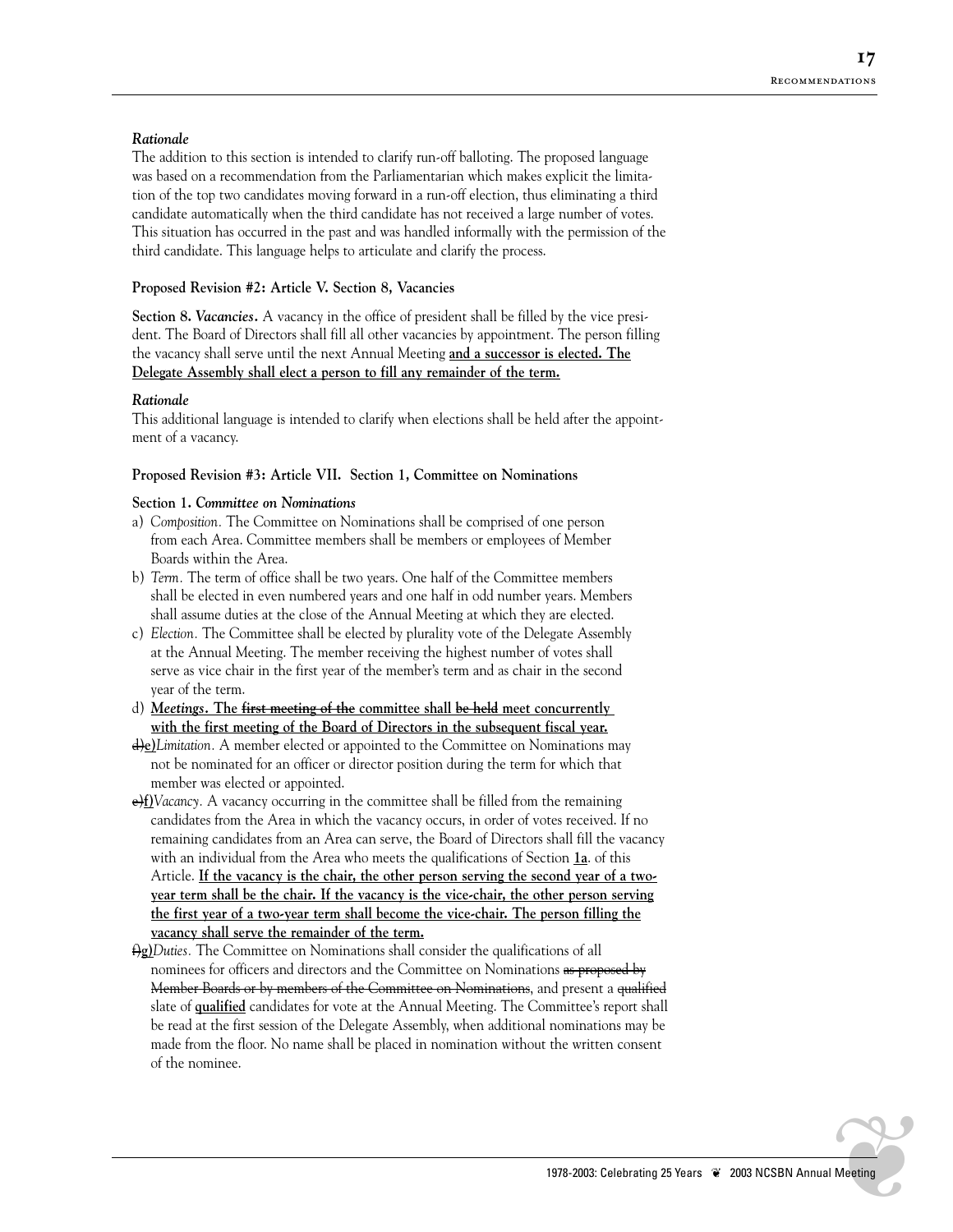*Rationale*

The addition to this section is intended to clarify run-off balloting. The proposed language was based on a recommendation from the Parliamentarian which makes explicit the limitation of the top two candidates moving forward in a run-off election, thus eliminating a third candidate automatically when the third candidate has not received a large number of votes. This situation has occurred in the past and was handled informally with the permission of the third candidate. This language helps to articulate and clarify the process.

**Proposed Revision #2: Article V. Section 8, Vacancies**

**Section 8.** ***Vacancies*****.** A vacancy in the office of president shall be filled by the vice president. The Board of Directors shall fill all other vacancies by appointment. The person filling the vacancy shall serve until the next Annual Meeting <u>**and a successor is elected. The Delegate Assembly shall elect a person to fill any remainder of the term.**</u>

*Rationale*

This additional language is intended to clarify when elections shall be held after the appointment of a vacancy.

**Proposed Revision #3: Article VII. Section 1, Committee on Nominations**

**Section 1.** ***Committee on Nominations***

a) *Composition.* The Committee on Nominations shall be comprised of one person from each Area. Committee members shall be members or employees of Member Boards within the Area.

b) *Term.* The term of office shall be two years. One half of the Committee members shall be elected in even numbered years and one half in odd number years. Members shall assume duties at the close of the Annual Meeting at which they are elected.

c) *Election.* The Committee shall be elected by plurality vote of the Delegate Assembly at the Annual Meeting. The member receiving the highest number of votes shall serve as vice chair in the first year of the member's term and as chair in the second year of the term.

d) <u>***Meetings*****. The**</u> ~~**first meeting of the**~~ <u>**committee shall**</u> ~~**be held**~~ <u>**meet concurrently with the first meeting of the Board of Directors in the subsequent fiscal year.**</u>

~~d)~~<u>**e)**</u>*Limitation.* A member elected or appointed to the Committee on Nominations may not be nominated for an officer or director position during the term for which that member was elected or appointed.

~~e)~~<u>**f)**</u>*Vacancy.* A vacancy occurring in the committee shall be filled from the remaining candidates from the Area in which the vacancy occurs, in order of votes received. If no remaining candidates from an Area can serve, the Board of Directors shall fill the vacancy with an individual from the Area who meets the qualifications of Section <u>**1a**</u>. of this Article. <u>**If the vacancy is the chair, the other person serving the second year of a two-year term shall be the chair. If the vacancy is the vice-chair, the other person serving the first year of a two-year term shall become the vice-chair. The person filling the vacancy shall serve the remainder of the term.**</u>

~~f)~~<u>**g)**</u>*Duties.* The Committee on Nominations shall consider the qualifications of all nominees for officers and directors and the Committee on Nominations ~~as proposed by Member Boards or by members of the Committee on Nominations~~, and present a ~~qualified~~ slate of <u>**qualified**</u> candidates for vote at the Annual Meeting. The Committee's report shall be read at the first session of the Delegate Assembly, when additional nominations may be made from the floor. No name shall be placed in nomination without the written consent of the nominee.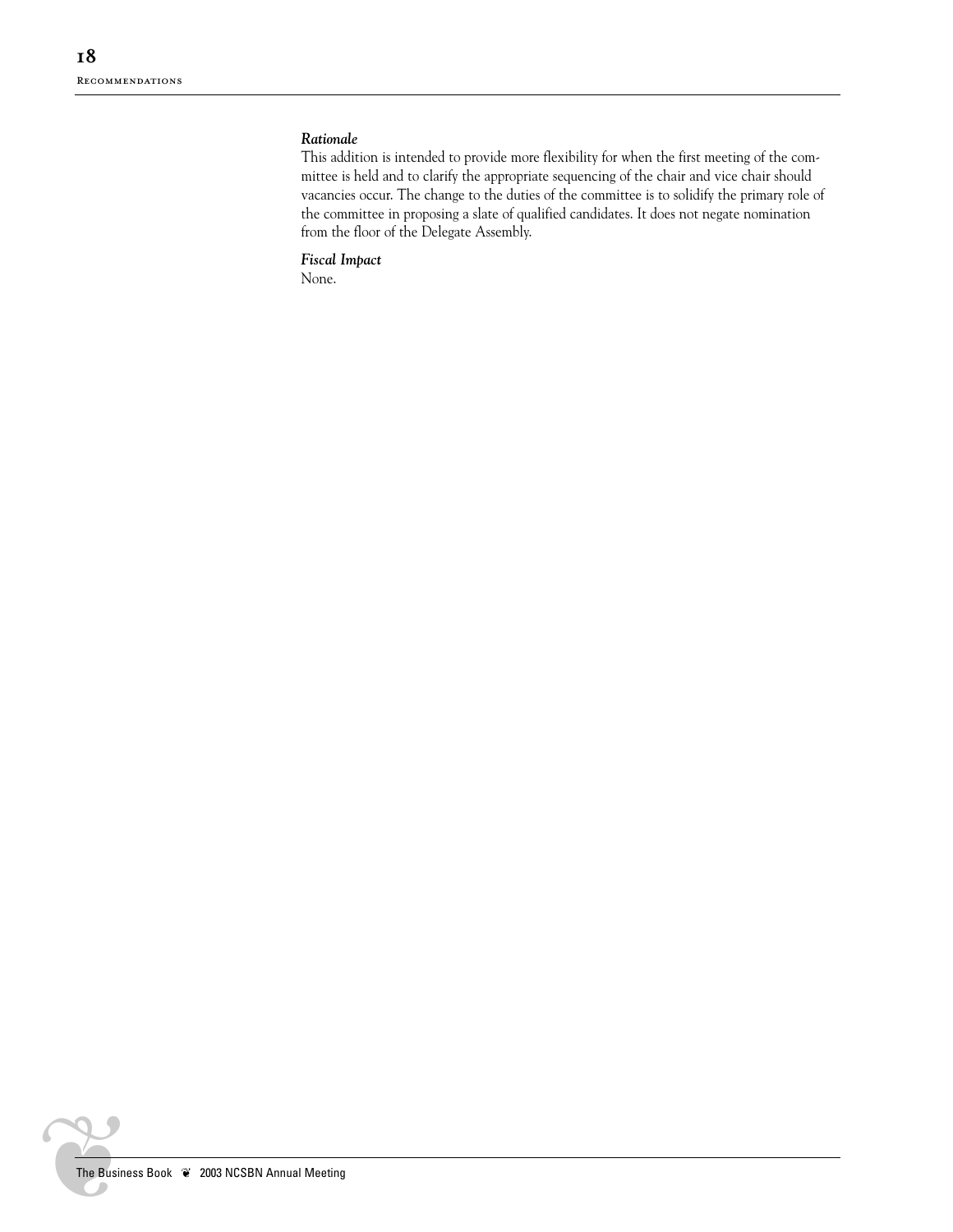*Rationale*

This addition is intended to provide more flexibility for when the first meeting of the committee is held and to clarify the appropriate sequencing of the chair and vice chair should vacancies occur. The change to the duties of the committee is to solidify the primary role of the committee in proposing a slate of qualified candidates. It does not negate nomination from the floor of the Delegate Assembly.

*Fiscal Impact*

None.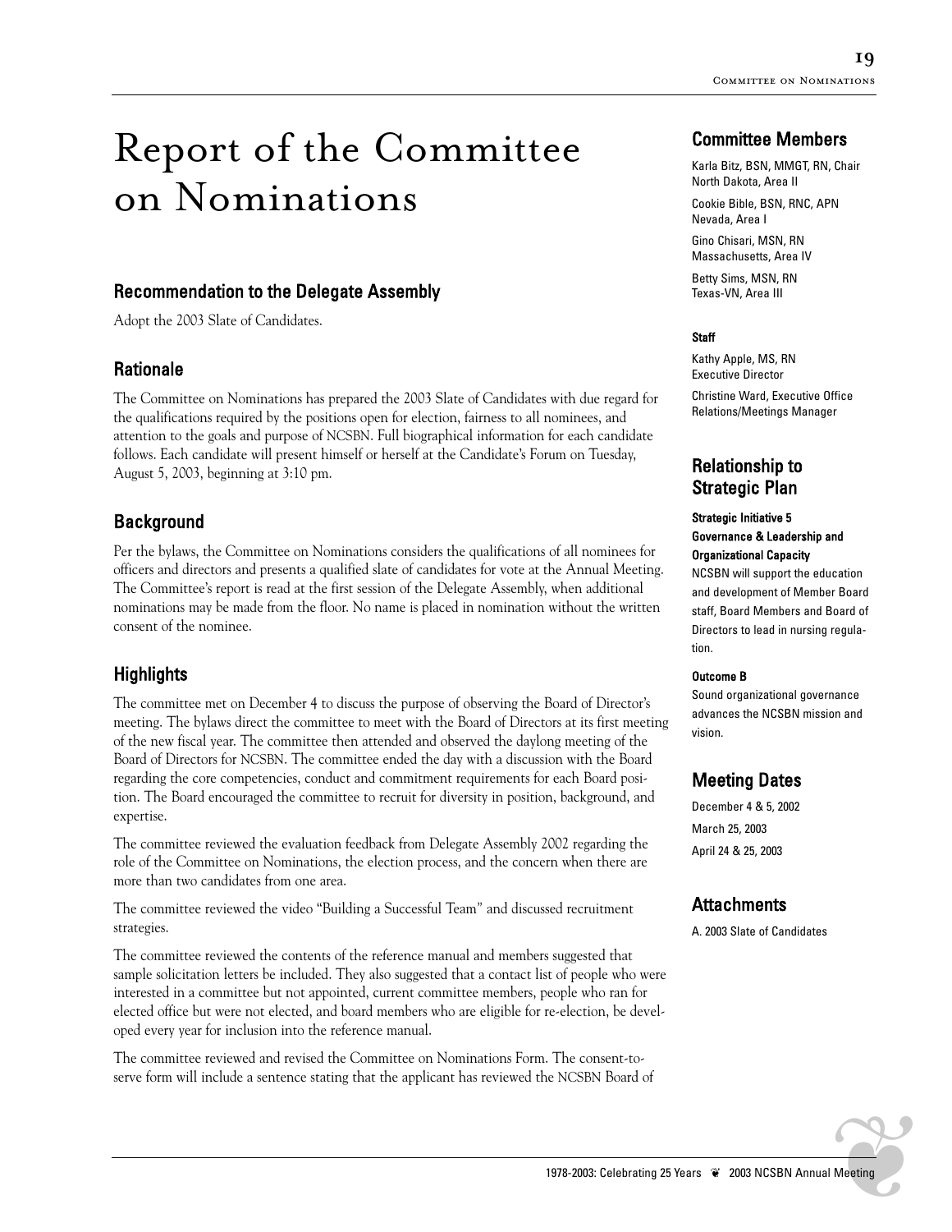# Report of the Committee on Nominations

## Recommendation to the Delegate Assembly

Adopt the 2003 Slate of Candidates.

## Rationale

The Committee on Nominations has prepared the 2003 Slate of Candidates with due regard for the qualifications required by the positions open for election, fairness to all nominees, and attention to the goals and purpose of NCSBN. Full biographical information for each candidate follows. Each candidate will present himself or herself at the Candidate's Forum on Tuesday, August 5, 2003, beginning at 3:10 pm.

## Background

Per the bylaws, the Committee on Nominations considers the qualifications of all nominees for officers and directors and presents a qualified slate of candidates for vote at the Annual Meeting. The Committee's report is read at the first session of the Delegate Assembly, when additional nominations may be made from the floor. No name is placed in nomination without the written consent of the nominee.

## Highlights

The committee met on December 4 to discuss the purpose of observing the Board of Director's meeting. The bylaws direct the committee to meet with the Board of Directors at its first meeting of the new fiscal year. The committee then attended and observed the daylong meeting of the Board of Directors for NCSBN. The committee ended the day with a discussion with the Board regarding the core competencies, conduct and commitment requirements for each Board position. The Board encouraged the committee to recruit for diversity in position, background, and expertise.

The committee reviewed the evaluation feedback from Delegate Assembly 2002 regarding the role of the Committee on Nominations, the election process, and the concern when there are more than two candidates from one area.

The committee reviewed the video "Building a Successful Team" and discussed recruitment strategies.

The committee reviewed the contents of the reference manual and members suggested that sample solicitation letters be included. They also suggested that a contact list of people who were interested in a committee but not appointed, current committee members, people who ran for elected office but were not elected, and board members who are eligible for re-election, be developed every year for inclusion into the reference manual.

The committee reviewed and revised the Committee on Nominations Form. The consent-to-serve form will include a sentence stating that the applicant has reviewed the NCSBN Board of

## Committee Members

Karla Bitz, BSN, MMGT, RN, Chair
North Dakota, Area II

Cookie Bible, BSN, RNC, APN
Nevada, Area I

Gino Chisari, MSN, RN
Massachusetts, Area IV

Betty Sims, MSN, RN
Texas-VN, Area III

### Staff

Kathy Apple, MS, RN
Executive Director

Christine Ward, Executive Office Relations/Meetings Manager

## Relationship to Strategic Plan

**Strategic Initiative 5**
**Governance & Leadership and Organizational Capacity**

NCSBN will support the education and development of Member Board staff, Board Members and Board of Directors to lead in nursing regulation.

**Outcome B**

Sound organizational governance advances the NCSBN mission and vision.

## Meeting Dates

December 4 & 5, 2002

March 25, 2003

April 24 & 25, 2003

## Attachments

A. 2003 Slate of Candidates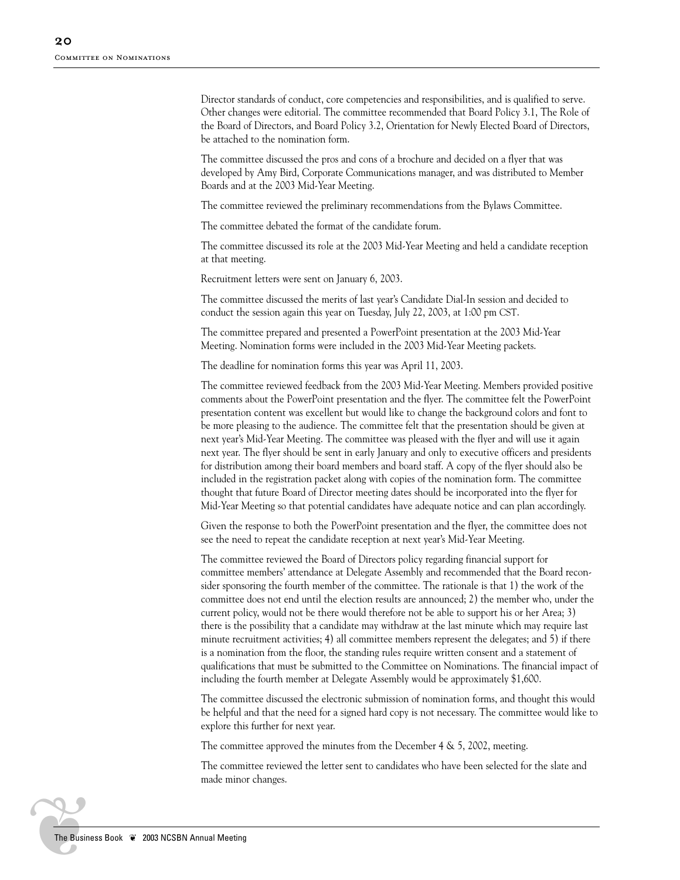Director standards of conduct, core competencies and responsibilities, and is qualified to serve. Other changes were editorial. The committee recommended that Board Policy 3.1, The Role of the Board of Directors, and Board Policy 3.2, Orientation for Newly Elected Board of Directors, be attached to the nomination form.

The committee discussed the pros and cons of a brochure and decided on a flyer that was developed by Amy Bird, Corporate Communications manager, and was distributed to Member Boards and at the 2003 Mid-Year Meeting.

The committee reviewed the preliminary recommendations from the Bylaws Committee.

The committee debated the format of the candidate forum.

The committee discussed its role at the 2003 Mid-Year Meeting and held a candidate reception at that meeting.

Recruitment letters were sent on January 6, 2003.

The committee discussed the merits of last year's Candidate Dial-In session and decided to conduct the session again this year on Tuesday, July 22, 2003, at 1:00 pm CST.

The committee prepared and presented a PowerPoint presentation at the 2003 Mid-Year Meeting. Nomination forms were included in the 2003 Mid-Year Meeting packets.

The deadline for nomination forms this year was April 11, 2003.

The committee reviewed feedback from the 2003 Mid-Year Meeting. Members provided positive comments about the PowerPoint presentation and the flyer. The committee felt the PowerPoint presentation content was excellent but would like to change the background colors and font to be more pleasing to the audience. The committee felt that the presentation should be given at next year's Mid-Year Meeting. The committee was pleased with the flyer and will use it again next year. The flyer should be sent in early January and only to executive officers and presidents for distribution among their board members and board staff. A copy of the flyer should also be included in the registration packet along with copies of the nomination form. The committee thought that future Board of Director meeting dates should be incorporated into the flyer for Mid-Year Meeting so that potential candidates have adequate notice and can plan accordingly.

Given the response to both the PowerPoint presentation and the flyer, the committee does not see the need to repeat the candidate reception at next year's Mid-Year Meeting.

The committee reviewed the Board of Directors policy regarding financial support for committee members' attendance at Delegate Assembly and recommended that the Board reconsider sponsoring the fourth member of the committee. The rationale is that 1) the work of the committee does not end until the election results are announced; 2) the member who, under the current policy, would not be there would therefore not be able to support his or her Area; 3) there is the possibility that a candidate may withdraw at the last minute which may require last minute recruitment activities; 4) all committee members represent the delegates; and 5) if there is a nomination from the floor, the standing rules require written consent and a statement of qualifications that must be submitted to the Committee on Nominations. The financial impact of including the fourth member at Delegate Assembly would be approximately $1,600.

The committee discussed the electronic submission of nomination forms, and thought this would be helpful and that the need for a signed hard copy is not necessary. The committee would like to explore this further for next year.

The committee approved the minutes from the December 4 & 5, 2002, meeting.

The committee reviewed the letter sent to candidates who have been selected for the slate and made minor changes.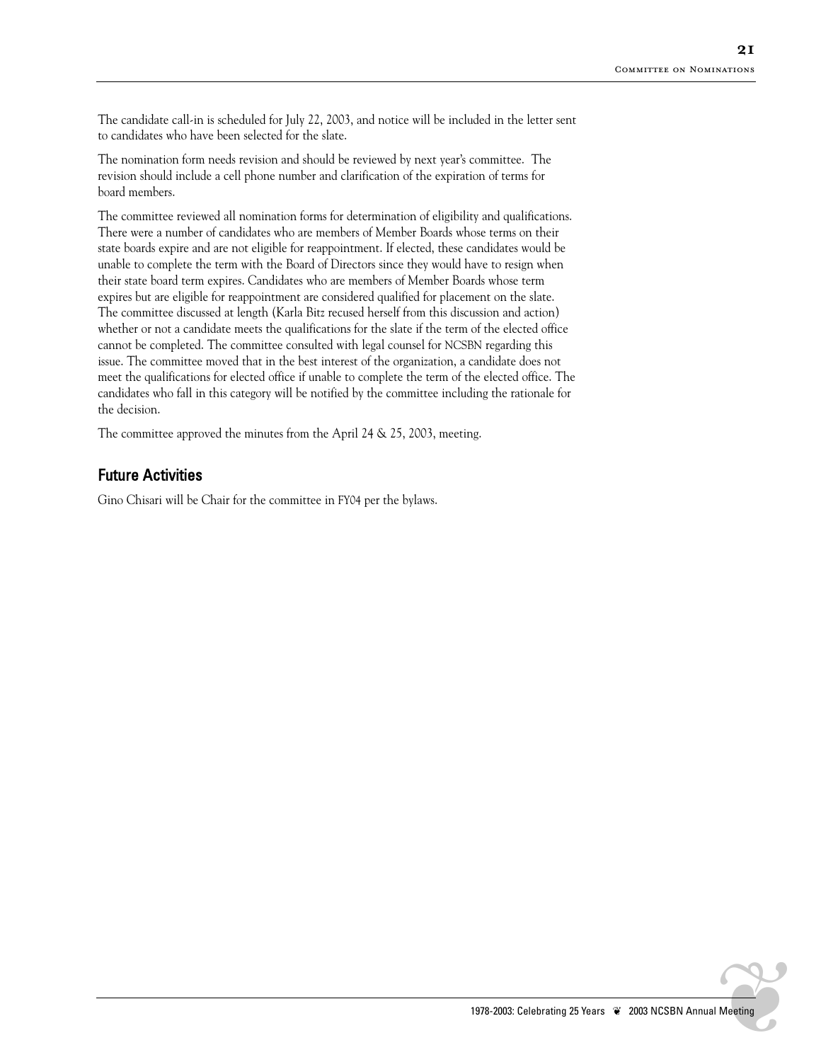The candidate call-in is scheduled for July 22, 2003, and notice will be included in the letter sent to candidates who have been selected for the slate.

The nomination form needs revision and should be reviewed by next year's committee. The revision should include a cell phone number and clarification of the expiration of terms for board members.

The committee reviewed all nomination forms for determination of eligibility and qualifications. There were a number of candidates who are members of Member Boards whose terms on their state boards expire and are not eligible for reappointment. If elected, these candidates would be unable to complete the term with the Board of Directors since they would have to resign when their state board term expires. Candidates who are members of Member Boards whose term expires but are eligible for reappointment are considered qualified for placement on the slate. The committee discussed at length (Karla Bitz recused herself from this discussion and action) whether or not a candidate meets the qualifications for the slate if the term of the elected office cannot be completed. The committee consulted with legal counsel for NCSBN regarding this issue. The committee moved that in the best interest of the organization, a candidate does not meet the qualifications for elected office if unable to complete the term of the elected office. The candidates who fall in this category will be notified by the committee including the rationale for the decision.

The committee approved the minutes from the April 24 & 25, 2003, meeting.

## Future Activities

Gino Chisari will be Chair for the committee in FY04 per the bylaws.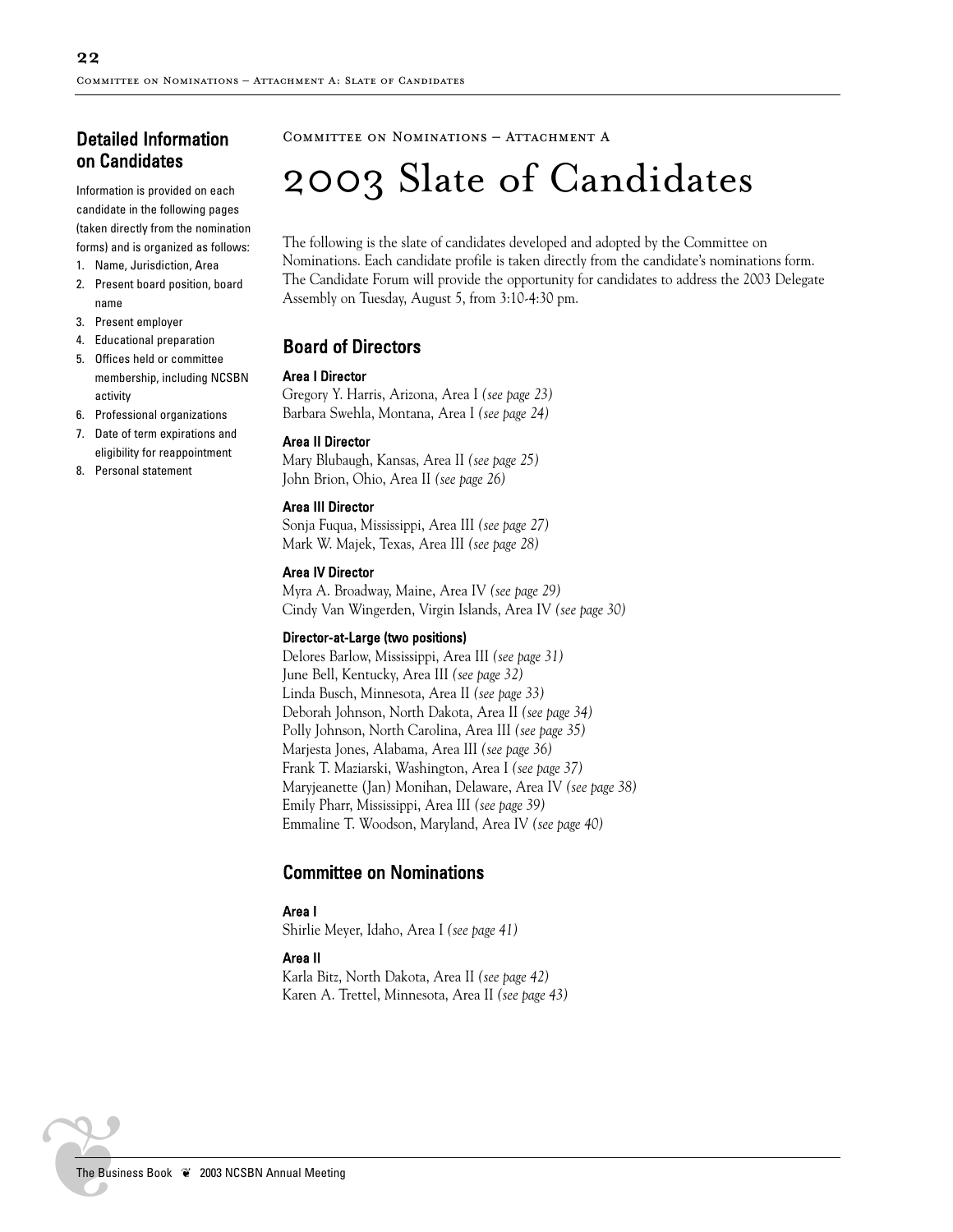## Detailed Information on Candidates

Information is provided on each candidate in the following pages (taken directly from the nomination forms) and is organized as follows:

1. Name, Jurisdiction, Area
2. Present board position, board name
3. Present employer
4. Educational preparation
5. Offices held or committee membership, including NCSBN activity
6. Professional organizations
7. Date of term expirations and eligibility for reappointment
8. Personal statement

Committee on Nominations – Attachment A

# 2003 Slate of Candidates

The following is the slate of candidates developed and adopted by the Committee on Nominations. Each candidate profile is taken directly from the candidate's nominations form. The Candidate Forum will provide the opportunity for candidates to address the 2003 Delegate Assembly on Tuesday, August 5, from 3:10-4:30 pm.

## Board of Directors

### Area I Director

Gregory Y. Harris, Arizona, Area I *(see page 23)*
Barbara Swehla, Montana, Area I *(see page 24)*

### Area II Director

Mary Blubaugh, Kansas, Area II *(see page 25)*
John Brion, Ohio, Area II *(see page 26)*

### Area III Director

Sonja Fuqua, Mississippi, Area III *(see page 27)*
Mark W. Majek, Texas, Area III *(see page 28)*

### Area IV Director

Myra A. Broadway, Maine, Area IV *(see page 29)*
Cindy Van Wingerden, Virgin Islands, Area IV *(see page 30)*

### Director-at-Large (two positions)

Delores Barlow, Mississippi, Area III *(see page 31)*
June Bell, Kentucky, Area III *(see page 32)*
Linda Busch, Minnesota, Area II *(see page 33)*
Deborah Johnson, North Dakota, Area II *(see page 34)*
Polly Johnson, North Carolina, Area III *(see page 35)*
Marjesta Jones, Alabama, Area III *(see page 36)*
Frank T. Maziarski, Washington, Area I *(see page 37)*
Maryjeanette (Jan) Monihan, Delaware, Area IV *(see page 38)*
Emily Pharr, Mississippi, Area III *(see page 39)*
Emmaline T. Woodson, Maryland, Area IV *(see page 40)*

## Committee on Nominations

### Area I

Shirlie Meyer, Idaho, Area I *(see page 41)*

### Area II

Karla Bitz, North Dakota, Area II *(see page 42)*
Karen A. Trettel, Minnesota, Area II *(see page 43)*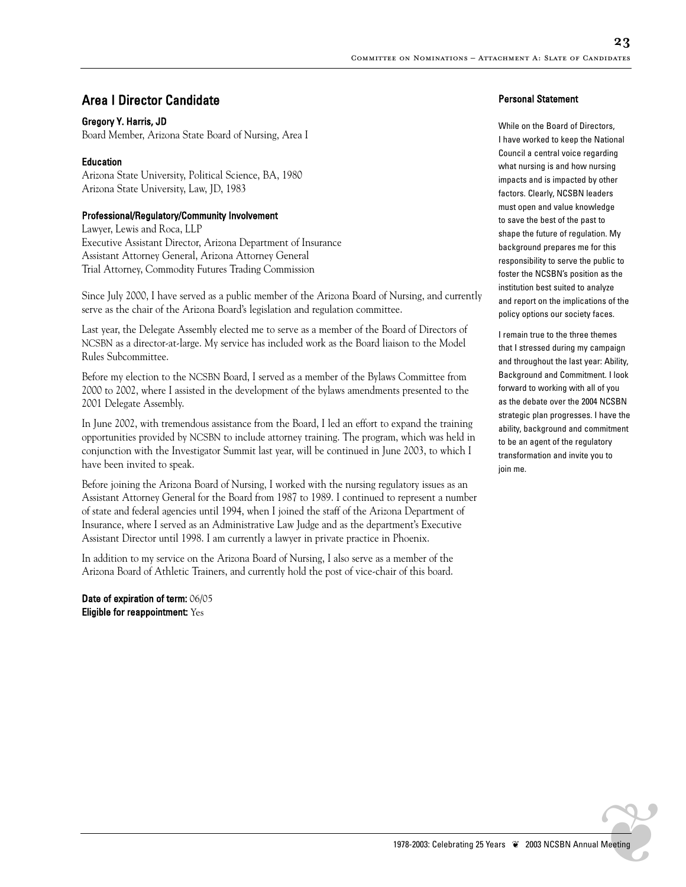## Area I Director Candidate

**Gregory Y. Harris, JD**
Board Member, Arizona State Board of Nursing, Area I

**Education**
Arizona State University, Political Science, BA, 1980
Arizona State University, Law, JD, 1983

**Professional/Regulatory/Community Involvement**
Lawyer, Lewis and Roca, LLP
Executive Assistant Director, Arizona Department of Insurance
Assistant Attorney General, Arizona Attorney General
Trial Attorney, Commodity Futures Trading Commission

Since July 2000, I have served as a public member of the Arizona Board of Nursing, and currently serve as the chair of the Arizona Board's legislation and regulation committee.

Last year, the Delegate Assembly elected me to serve as a member of the Board of Directors of NCSBN as a director-at-large. My service has included work as the Board liaison to the Model Rules Subcommittee.

Before my election to the NCSBN Board, I served as a member of the Bylaws Committee from 2000 to 2002, where I assisted in the development of the bylaws amendments presented to the 2001 Delegate Assembly.

In June 2002, with tremendous assistance from the Board, I led an effort to expand the training opportunities provided by NCSBN to include attorney training. The program, which was held in conjunction with the Investigator Summit last year, will be continued in June 2003, to which I have been invited to speak.

Before joining the Arizona Board of Nursing, I worked with the nursing regulatory issues as an Assistant Attorney General for the Board from 1987 to 1989. I continued to represent a number of state and federal agencies until 1994, when I joined the staff of the Arizona Department of Insurance, where I served as an Administrative Law Judge and as the department's Executive Assistant Director until 1998. I am currently a lawyer in private practice in Phoenix.

In addition to my service on the Arizona Board of Nursing, I also serve as a member of the Arizona Board of Athletic Trainers, and currently hold the post of vice-chair of this board.

**Date of expiration of term:** 06/05
**Eligible for reappointment:** Yes

### Personal Statement

While on the Board of Directors, I have worked to keep the National Council a central voice regarding what nursing is and how nursing impacts and is impacted by other factors. Clearly, NCSBN leaders must open and value knowledge to save the best of the past to shape the future of regulation. My background prepares me for this responsibility to serve the public to foster the NCSBN's position as the institution best suited to analyze and report on the implications of the policy options our society faces.

I remain true to the three themes that I stressed during my campaign and throughout the last year: Ability, Background and Commitment. I look forward to working with all of you as the debate over the 2004 NCSBN strategic plan progresses. I have the ability, background and commitment to be an agent of the regulatory transformation and invite you to join me.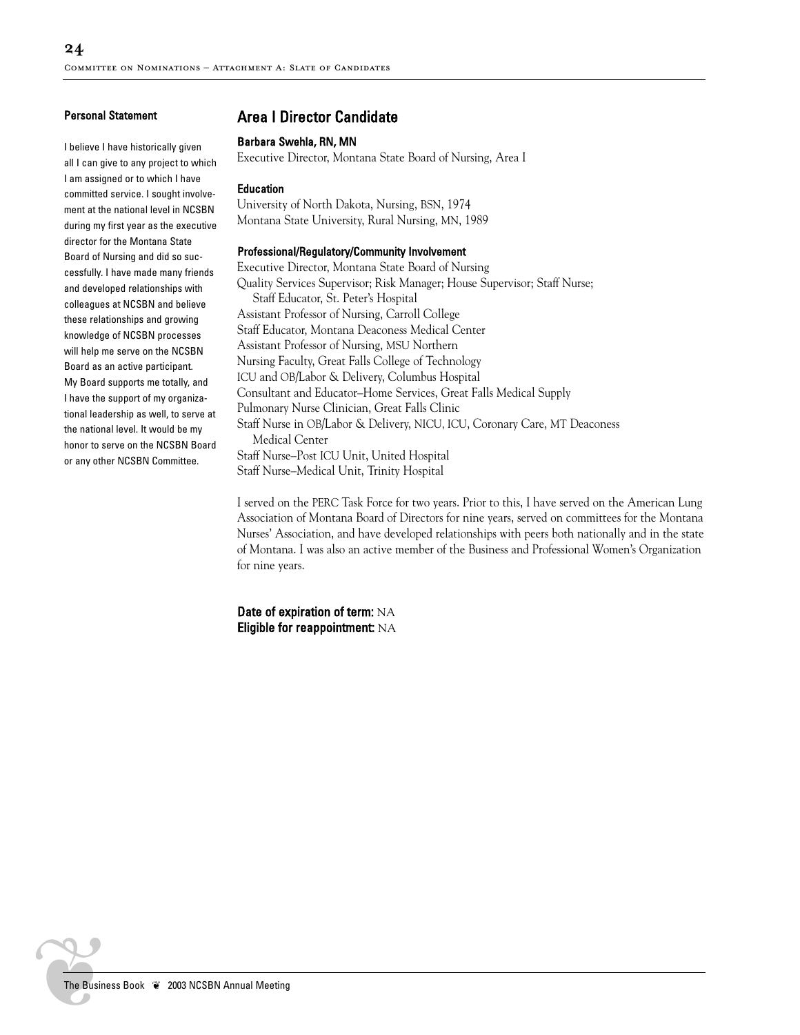## Area I Director Candidate

**Barbara Swehla, RN, MN**

Executive Director, Montana State Board of Nursing, Area I

**Education**

University of North Dakota, Nursing, BSN, 1974
Montana State University, Rural Nursing, MN, 1989

**Professional/Regulatory/Community Involvement**

Executive Director, Montana State Board of Nursing
Quality Services Supervisor; Risk Manager; House Supervisor; Staff Nurse; Staff Educator, St. Peter's Hospital
Assistant Professor of Nursing, Carroll College
Staff Educator, Montana Deaconess Medical Center
Assistant Professor of Nursing, MSU Northern
Nursing Faculty, Great Falls College of Technology
ICU and OB/Labor & Delivery, Columbus Hospital
Consultant and Educator–Home Services, Great Falls Medical Supply
Pulmonary Nurse Clinician, Great Falls Clinic
Staff Nurse in OB/Labor & Delivery, NICU, ICU, Coronary Care, MT Deaconess Medical Center
Staff Nurse–Post ICU Unit, United Hospital
Staff Nurse–Medical Unit, Trinity Hospital

I served on the PERC Task Force for two years. Prior to this, I have served on the American Lung Association of Montana Board of Directors for nine years, served on committees for the Montana Nurses' Association, and have developed relationships with peers both nationally and in the state of Montana. I was also an active member of the Business and Professional Women's Organization for nine years.

**Date of expiration of term:** NA
**Eligible for reappointment:** NA

**Personal Statement**

I believe I have historically given all I can give to any project to which I am assigned or to which I have committed service. I sought involvement at the national level in NCSBN during my first year as the executive director for the Montana State Board of Nursing and did so successfully. I have made many friends and developed relationships with colleagues at NCSBN and believe these relationships and growing knowledge of NCSBN processes will help me serve on the NCSBN Board as an active participant. My Board supports me totally, and I have the support of my organizational leadership as well, to serve at the national level. It would be my honor to serve on the NCSBN Board or any other NCSBN Committee.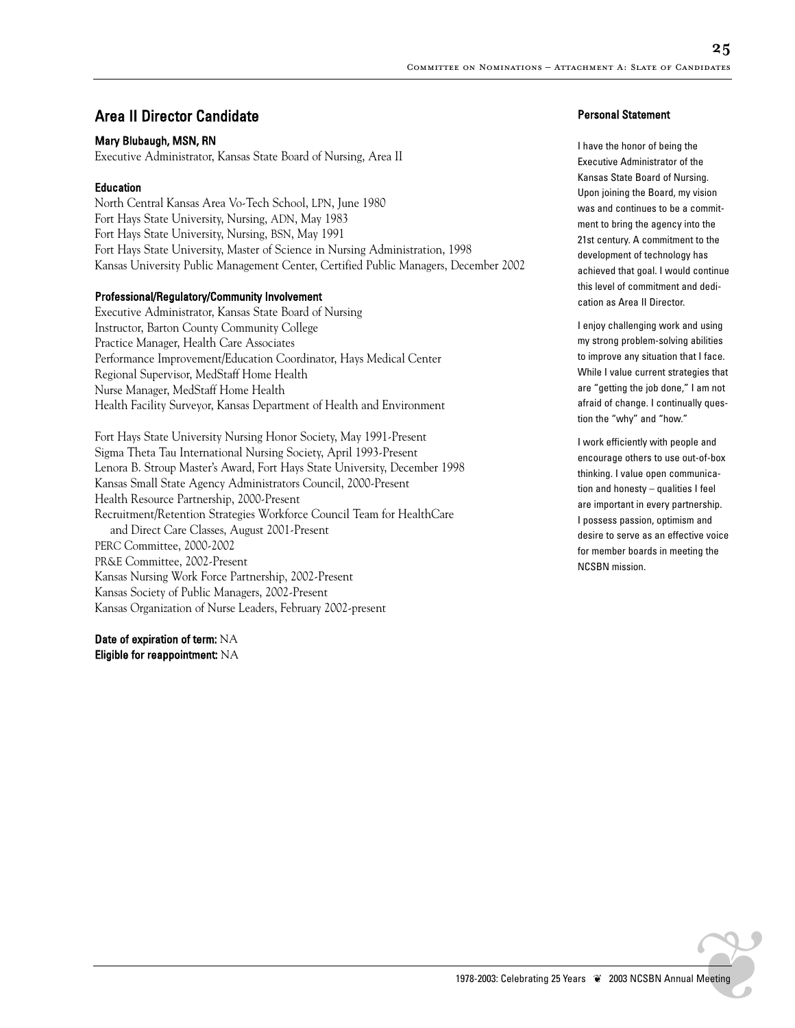## Area II Director Candidate

### Mary Blubaugh, MSN, RN

Executive Administrator, Kansas State Board of Nursing, Area II

#### Education

North Central Kansas Area Vo-Tech School, LPN, June 1980
Fort Hays State University, Nursing, ADN, May 1983
Fort Hays State University, Nursing, BSN, May 1991
Fort Hays State University, Master of Science in Nursing Administration, 1998
Kansas University Public Management Center, Certified Public Managers, December 2002

#### Professional/Regulatory/Community Involvement

Executive Administrator, Kansas State Board of Nursing
Instructor, Barton County Community College
Practice Manager, Health Care Associates
Performance Improvement/Education Coordinator, Hays Medical Center
Regional Supervisor, MedStaff Home Health
Nurse Manager, MedStaff Home Health
Health Facility Surveyor, Kansas Department of Health and Environment

Fort Hays State University Nursing Honor Society, May 1991-Present
Sigma Theta Tau International Nursing Society, April 1993-Present
Lenora B. Stroup Master's Award, Fort Hays State University, December 1998
Kansas Small State Agency Administrators Council, 2000-Present
Health Resource Partnership, 2000-Present
Recruitment/Retention Strategies Workforce Council Team for HealthCare and Direct Care Classes, August 2001-Present
PERC Committee, 2000-2002
PR&E Committee, 2002-Present
Kansas Nursing Work Force Partnership, 2002-Present
Kansas Society of Public Managers, 2002-Present
Kansas Organization of Nurse Leaders, February 2002-present

**Date of expiration of term:** NA
**Eligible for reappointment:** NA

#### Personal Statement

I have the honor of being the Executive Administrator of the Kansas State Board of Nursing. Upon joining the Board, my vision was and continues to be a commitment to bring the agency into the 21st century. A commitment to the development of technology has achieved that goal. I would continue this level of commitment and dedication as Area II Director.

I enjoy challenging work and using my strong problem-solving abilities to improve any situation that I face. While I value current strategies that are "getting the job done," I am not afraid of change. I continually question the "why" and "how."

I work efficiently with people and encourage others to use out-of-box thinking. I value open communication and honesty – qualities I feel are important in every partnership. I possess passion, optimism and desire to serve as an effective voice for member boards in meeting the NCSBN mission.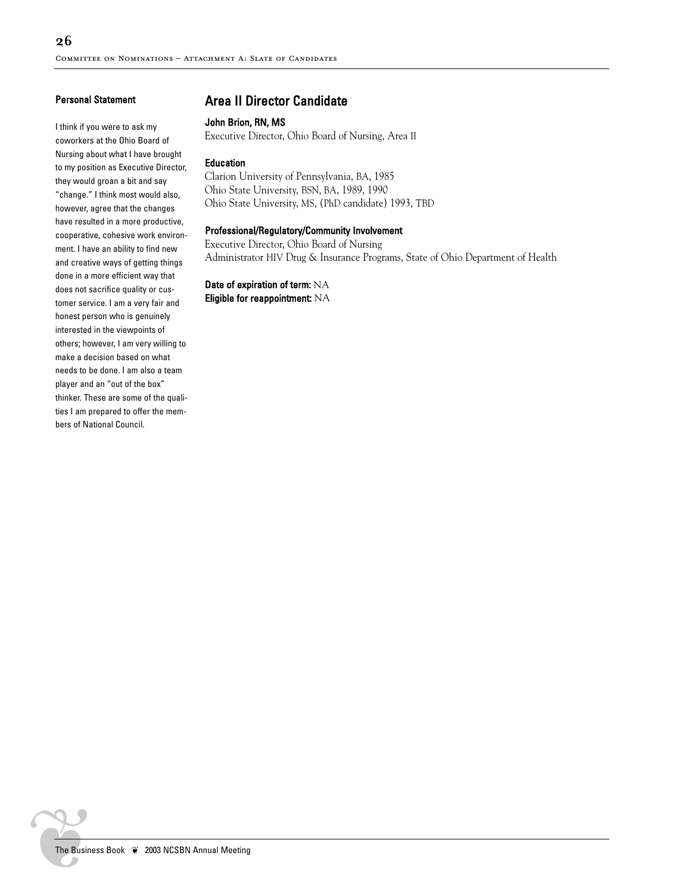## Area II Director Candidate

**John Brion, RN, MS**

Executive Director, Ohio Board of Nursing, Area II

**Education**

Clarion University of Pennsylvania, BA, 1985
Ohio State University, BSN, BA, 1989, 1990
Ohio State University, MS, (PhD candidate) 1993, TBD

**Professional/Regulatory/Community Involvement**

Executive Director, Ohio Board of Nursing
Administrator HIV Drug & Insurance Programs, State of Ohio Department of Health

**Date of expiration of term:** NA
**Eligible for reappointment:** NA

### Personal Statement

I think if you were to ask my coworkers at the Ohio Board of Nursing about what I have brought to my position as Executive Director, they would groan a bit and say "change." I think most would also, however, agree that the changes have resulted in a more productive, cooperative, cohesive work environment. I have an ability to find new and creative ways of getting things done in a more efficient way that does not sacrifice quality or customer service. I am a very fair and honest person who is genuinely interested in the viewpoints of others; however, I am very willing to make a decision based on what needs to be done. I am also a team player and an "out of the box" thinker. These are some of the qualities I am prepared to offer the members of National Council.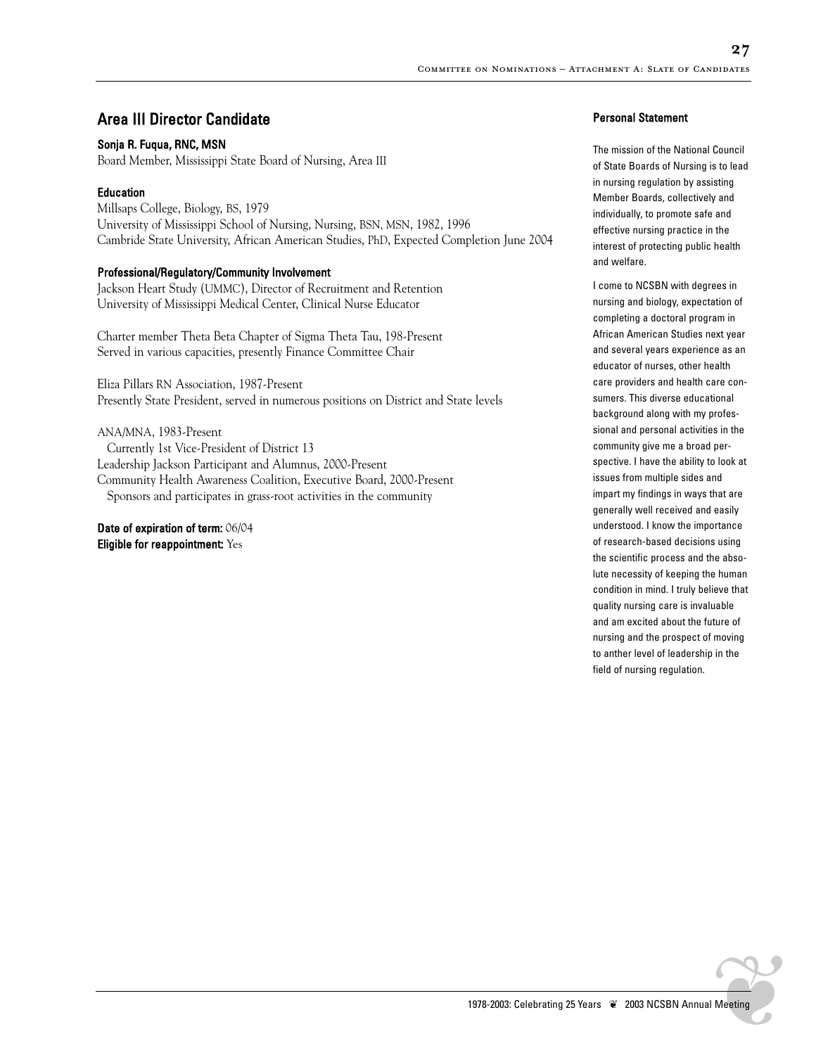## Area III Director Candidate

**Sonja R. Fuqua, RNC, MSN**
Board Member, Mississippi State Board of Nursing, Area III

### Education

Millsaps College, Biology, BS, 1979
University of Mississippi School of Nursing, Nursing, BSN, MSN, 1982, 1996
Cambride State University, African American Studies, PhD, Expected Completion June 2004

### Professional/Regulatory/Community Involvement

Jackson Heart Study (UMMC), Director of Recruitment and Retention
University of Mississippi Medical Center, Clinical Nurse Educator

Charter member Theta Beta Chapter of Sigma Theta Tau, 198-Present
Served in various capacities, presently Finance Committee Chair

Eliza Pillars RN Association, 1987-Present
Presently State President, served in numerous positions on District and State levels

ANA/MNA, 1983-Present
Currently 1st Vice-President of District 13
Leadership Jackson Participant and Alumnus, 2000-Present
Community Health Awareness Coalition, Executive Board, 2000-Present
Sponsors and participates in grass-root activities in the community

**Date of expiration of term:** 06/04
**Eligible for reappointment:** Yes

### Personal Statement

The mission of the National Council of State Boards of Nursing is to lead in nursing regulation by assisting Member Boards, collectively and individually, to promote safe and effective nursing practice in the interest of protecting public health and welfare.

I come to NCSBN with degrees in nursing and biology, expectation of completing a doctoral program in African American Studies next year and several years experience as an educator of nurses, other health care providers and health care consumers. This diverse educational background along with my professional and personal activities in the community give me a broad perspective. I have the ability to look at issues from multiple sides and impart my findings in ways that are generally well received and easily understood. I know the importance of research-based decisions using the scientific process and the absolute necessity of keeping the human condition in mind. I truly believe that quality nursing care is invaluable and am excited about the future of nursing and the prospect of moving to anther level of leadership in the field of nursing regulation.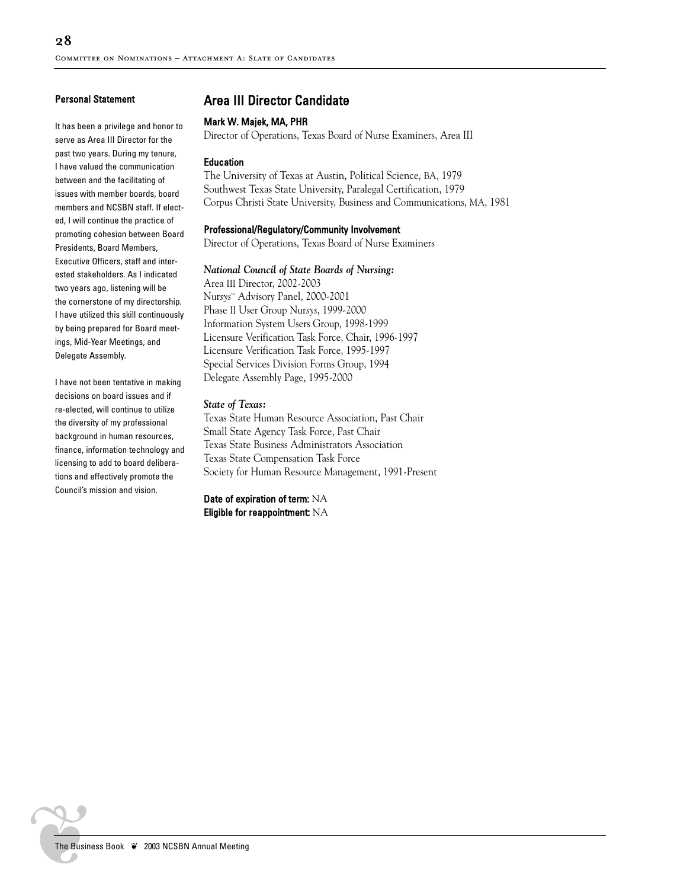## Area III Director Candidate

**Mark W. Majek, MA, PHR**

Director of Operations, Texas Board of Nurse Examiners, Area III

**Education**

The University of Texas at Austin, Political Science, BA, 1979
Southwest Texas State University, Paralegal Certification, 1979
Corpus Christi State University, Business and Communications, MA, 1981

**Professional/Regulatory/Community Involvement**

Director of Operations, Texas Board of Nurse Examiners

***National Council of State Boards of Nursing:***

Area III Director, 2002-2003
Nursys™ Advisory Panel, 2000-2001
Phase II User Group Nursys, 1999-2000
Information System Users Group, 1998-1999
Licensure Verification Task Force, Chair, 1996-1997
Licensure Verification Task Force, 1995-1997
Special Services Division Forms Group, 1994
Delegate Assembly Page, 1995-2000

***State of Texas:***

Texas State Human Resource Association, Past Chair
Small State Agency Task Force, Past Chair
Texas State Business Administrators Association
Texas State Compensation Task Force
Society for Human Resource Management, 1991-Present

**Date of expiration of term:** NA
**Eligible for reappointment:** NA

### Personal Statement

It has been a privilege and honor to serve as Area III Director for the past two years. During my tenure, I have valued the communication between and the facilitating of issues with member boards, board members and NCSBN staff. If elected, I will continue the practice of promoting cohesion between Board Presidents, Board Members, Executive Officers, staff and interested stakeholders. As I indicated two years ago, listening will be the cornerstone of my directorship. I have utilized this skill continuously by being prepared for Board meetings, Mid-Year Meetings, and Delegate Assembly.

I have not been tentative in making decisions on board issues and if re-elected, will continue to utilize the diversity of my professional background in human resources, finance, information technology and licensing to add to board deliberations and effectively promote the Council's mission and vision.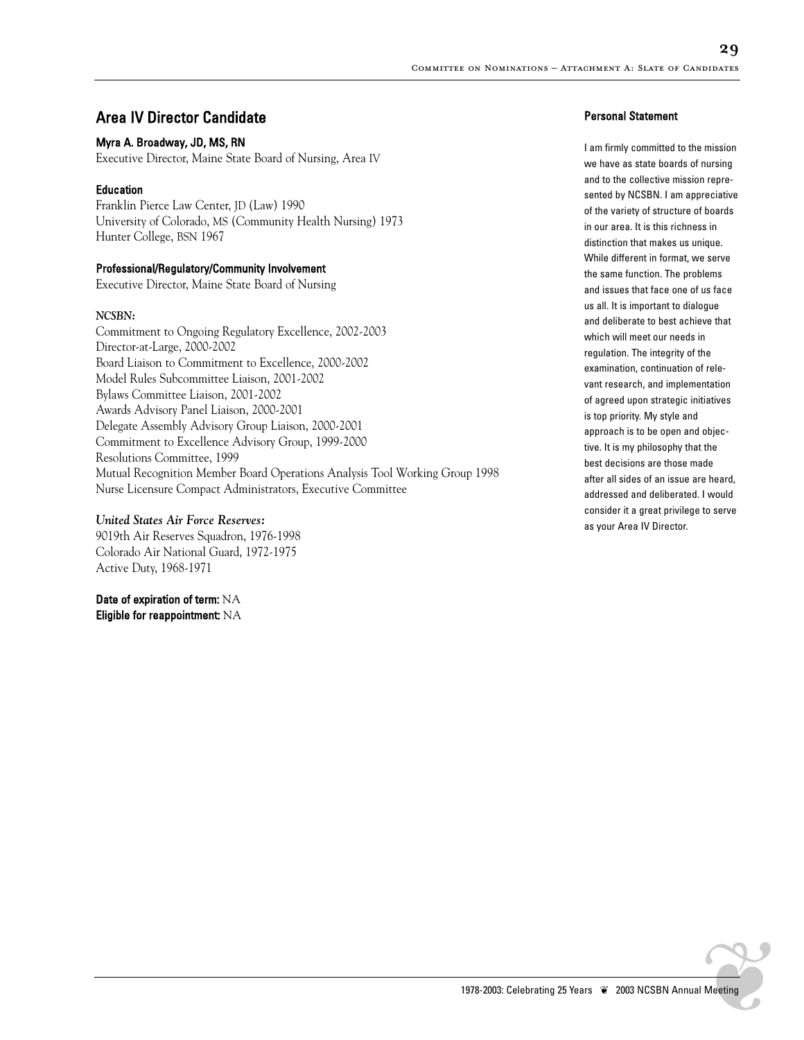## Area IV Director Candidate

**Myra A. Broadway, JD, MS, RN**
Executive Director, Maine State Board of Nursing, Area IV

**Education**
Franklin Pierce Law Center, JD (Law) 1990
University of Colorado, MS (Community Health Nursing) 1973
Hunter College, BSN 1967

**Professional/Regulatory/Community Involvement**
Executive Director, Maine State Board of Nursing

*NCSBN:*
Commitment to Ongoing Regulatory Excellence, 2002-2003
Director-at-Large, 2000-2002
Board Liaison to Commitment to Excellence, 2000-2002
Model Rules Subcommittee Liaison, 2001-2002
Bylaws Committee Liaison, 2001-2002
Awards Advisory Panel Liaison, 2000-2001
Delegate Assembly Advisory Group Liaison, 2000-2001
Commitment to Excellence Advisory Group, 1999-2000
Resolutions Committee, 1999
Mutual Recognition Member Board Operations Analysis Tool Working Group 1998
Nurse Licensure Compact Administrators, Executive Committee

***United States Air Force Reserves:***
9019th Air Reserves Squadron, 1976-1998
Colorado Air National Guard, 1972-1975
Active Duty, 1968-1971

**Date of expiration of term:** NA
**Eligible for reappointment:** NA

**Personal Statement**

I am firmly committed to the mission we have as state boards of nursing and to the collective mission represented by NCSBN. I am appreciative of the variety of structure of boards in our area. It is this richness in distinction that makes us unique. While different in format, we serve the same function. The problems and issues that face one of us face us all. It is important to dialogue and deliberate to best achieve that which will meet our needs in regulation. The integrity of the examination, continuation of relevant research, and implementation of agreed upon strategic initiatives is top priority. My style and approach is to be open and objective. It is my philosophy that the best decisions are those made after all sides of an issue are heard, addressed and deliberated. I would consider it a great privilege to serve as your Area IV Director.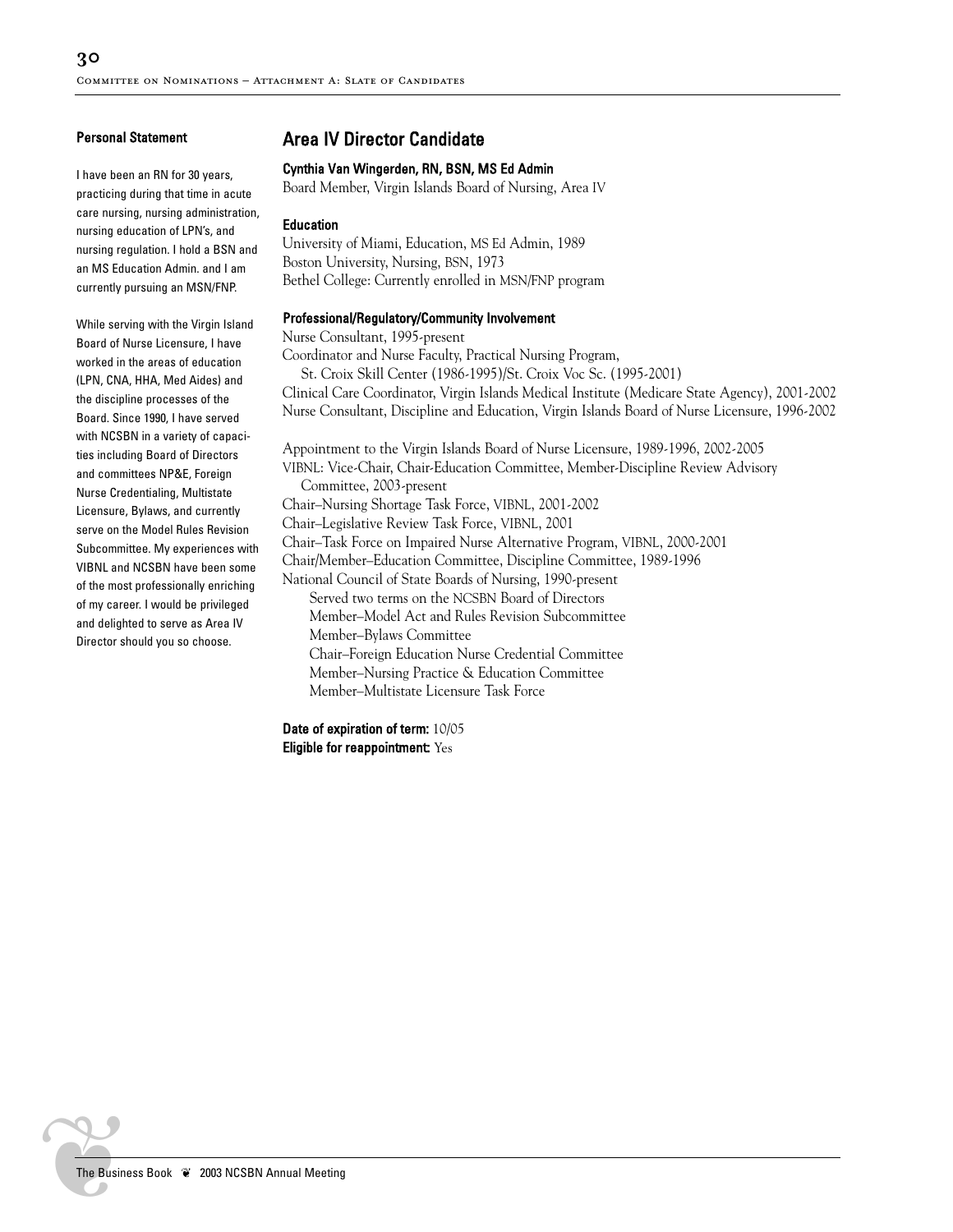## Area IV Director Candidate

### Cynthia Van Wingerden, RN, BSN, MS Ed Admin

Board Member, Virgin Islands Board of Nursing, Area IV

#### Education

University of Miami, Education, MS Ed Admin, 1989
Boston University, Nursing, BSN, 1973
Bethel College: Currently enrolled in MSN/FNP program

#### Professional/Regulatory/Community Involvement

Nurse Consultant, 1995-present
Coordinator and Nurse Faculty, Practical Nursing Program,
St. Croix Skill Center (1986-1995)/St. Croix Voc Sc. (1995-2001)
Clinical Care Coordinator, Virgin Islands Medical Institute (Medicare State Agency), 2001-2002
Nurse Consultant, Discipline and Education, Virgin Islands Board of Nurse Licensure, 1996-2002

Appointment to the Virgin Islands Board of Nurse Licensure, 1989-1996, 2002-2005
VIBNL: Vice-Chair, Chair-Education Committee, Member-Discipline Review Advisory Committee, 2003-present
Chair–Nursing Shortage Task Force, VIBNL, 2001-2002
Chair–Legislative Review Task Force, VIBNL, 2001
Chair–Task Force on Impaired Nurse Alternative Program, VIBNL, 2000-2001
Chair/Member–Education Committee, Discipline Committee, 1989-1996
National Council of State Boards of Nursing, 1990-present

- Served two terms on the NCSBN Board of Directors
- Member–Model Act and Rules Revision Subcommittee
- Member–Bylaws Committee
- Chair–Foreign Education Nurse Credential Committee
- Member–Nursing Practice & Education Committee
- Member–Multistate Licensure Task Force

**Date of expiration of term:** 10/05
**Eligible for reappointment:** Yes

#### Personal Statement

I have been an RN for 30 years, practicing during that time in acute care nursing, nursing administration, nursing education of LPN's, and nursing regulation. I hold a BSN and an MS Education Admin. and I am currently pursuing an MSN/FNP.

While serving with the Virgin Island Board of Nurse Licensure, I have worked in the areas of education (LPN, CNA, HHA, Med Aides) and the discipline processes of the Board. Since 1990, I have served with NCSBN in a variety of capacities including Board of Directors and committees NP&E, Foreign Nurse Credentialing, Multistate Licensure, Bylaws, and currently serve on the Model Rules Revision Subcommittee. My experiences with VIBNL and NCSBN have been some of the most professionally enriching of my career. I would be privileged and delighted to serve as Area IV Director should you so choose.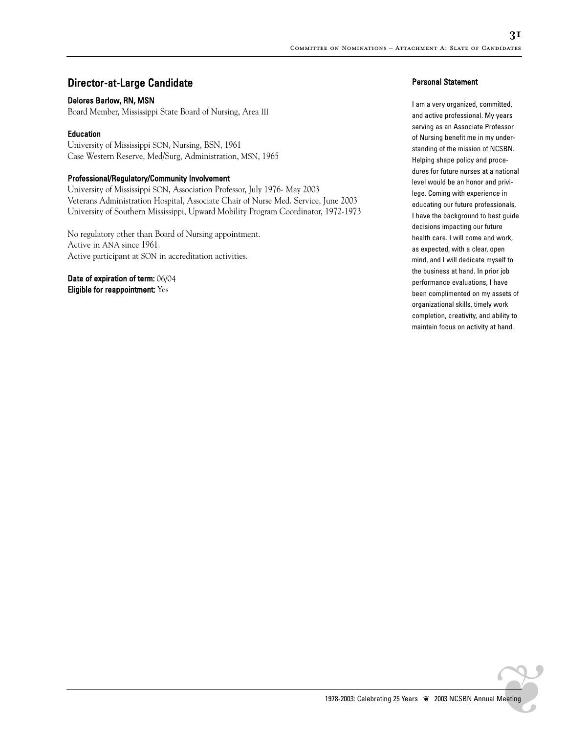## Director-at-Large Candidate

**Delores Barlow, RN, MSN**
Board Member, Mississippi State Board of Nursing, Area III

**Education**
University of Mississippi SON, Nursing, BSN, 1961
Case Western Reserve, Med/Surg, Administration, MSN, 1965

**Professional/Regulatory/Community Involvement**
University of Mississippi SON, Association Professor, July 1976- May 2003
Veterans Administration Hospital, Associate Chair of Nurse Med. Service, June 2003
University of Southern Mississippi, Upward Mobility Program Coordinator, 1972-1973

No regulatory other than Board of Nursing appointment.
Active in ANA since 1961.
Active participant at SON in accreditation activities.

**Date of expiration of term:** 06/04
**Eligible for reappointment:** Yes

**Personal Statement**

I am a very organized, committed, and active professional. My years serving as an Associate Professor of Nursing benefit me in my understanding of the mission of NCSBN. Helping shape policy and procedures for future nurses at a national level would be an honor and privilege. Coming with experience in educating our future professionals, I have the background to best guide decisions impacting our future health care. I will come and work, as expected, with a clear, open mind, and I will dedicate myself to the business at hand. In prior job performance evaluations, I have been complimented on my assets of organizational skills, timely work completion, creativity, and ability to maintain focus on activity at hand.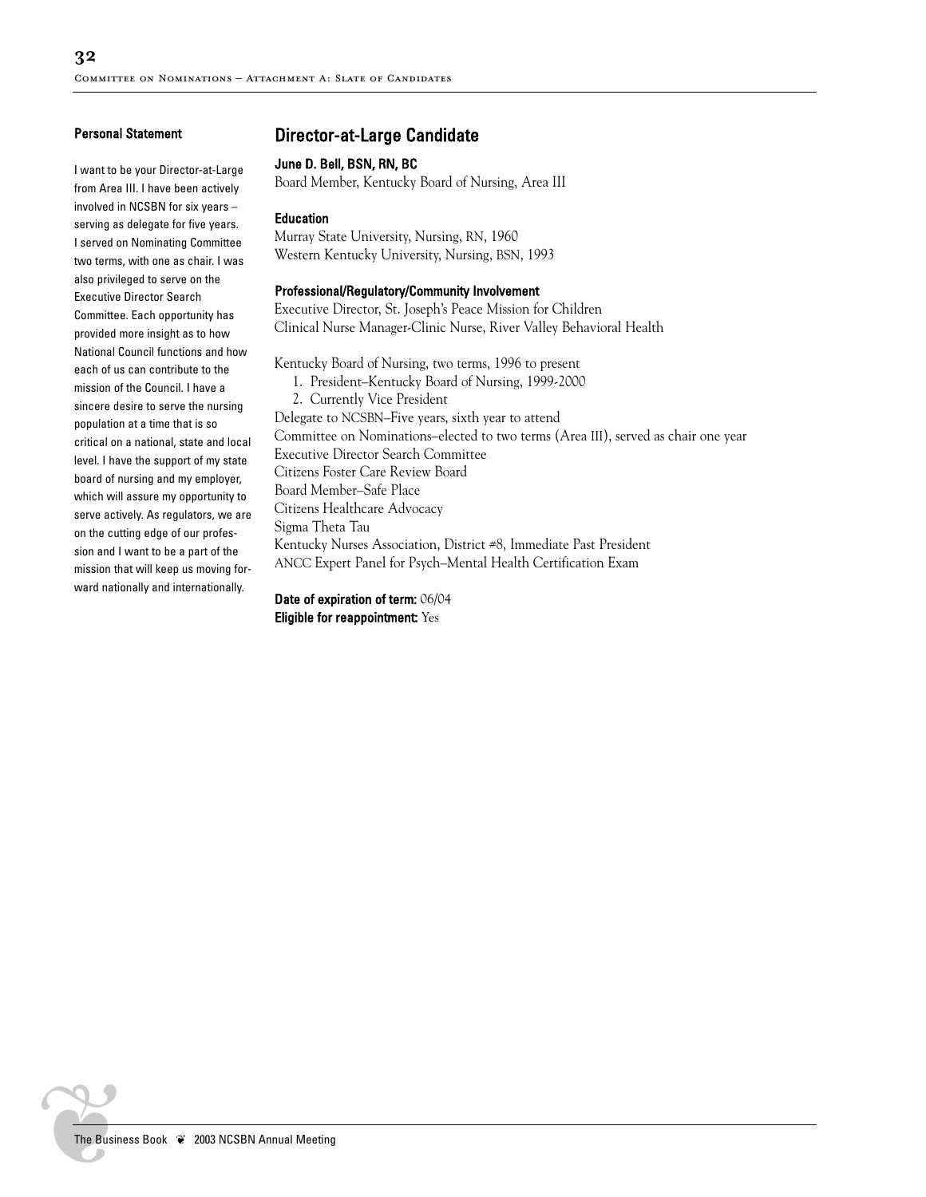## Director-at-Large Candidate

**June D. Bell, BSN, RN, BC**
Board Member, Kentucky Board of Nursing, Area III

**Education**
Murray State University, Nursing, RN, 1960
Western Kentucky University, Nursing, BSN, 1993

**Professional/Regulatory/Community Involvement**
Executive Director, St. Joseph's Peace Mission for Children
Clinical Nurse Manager-Clinic Nurse, River Valley Behavioral Health

Kentucky Board of Nursing, two terms, 1996 to present

1. President–Kentucky Board of Nursing, 1999-2000
2. Currently Vice President

Delegate to NCSBN–Five years, sixth year to attend
Committee on Nominations–elected to two terms (Area III), served as chair one year
Executive Director Search Committee
Citizens Foster Care Review Board
Board Member–Safe Place
Citizens Healthcare Advocacy
Sigma Theta Tau
Kentucky Nurses Association, District #8, Immediate Past President
ANCC Expert Panel for Psych–Mental Health Certification Exam

**Date of expiration of term:** 06/04
**Eligible for reappointment:** Yes

### Personal Statement

I want to be your Director-at-Large from Area III. I have been actively involved in NCSBN for six years – serving as delegate for five years. I served on Nominating Committee two terms, with one as chair. I was also privileged to serve on the Executive Director Search Committee. Each opportunity has provided more insight as to how National Council functions and how each of us can contribute to the mission of the Council. I have a sincere desire to serve the nursing population at a time that is so critical on a national, state and local level. I have the support of my state board of nursing and my employer, which will assure my opportunity to serve actively. As regulators, we are on the cutting edge of our profession and I want to be a part of the mission that will keep us moving forward nationally and internationally.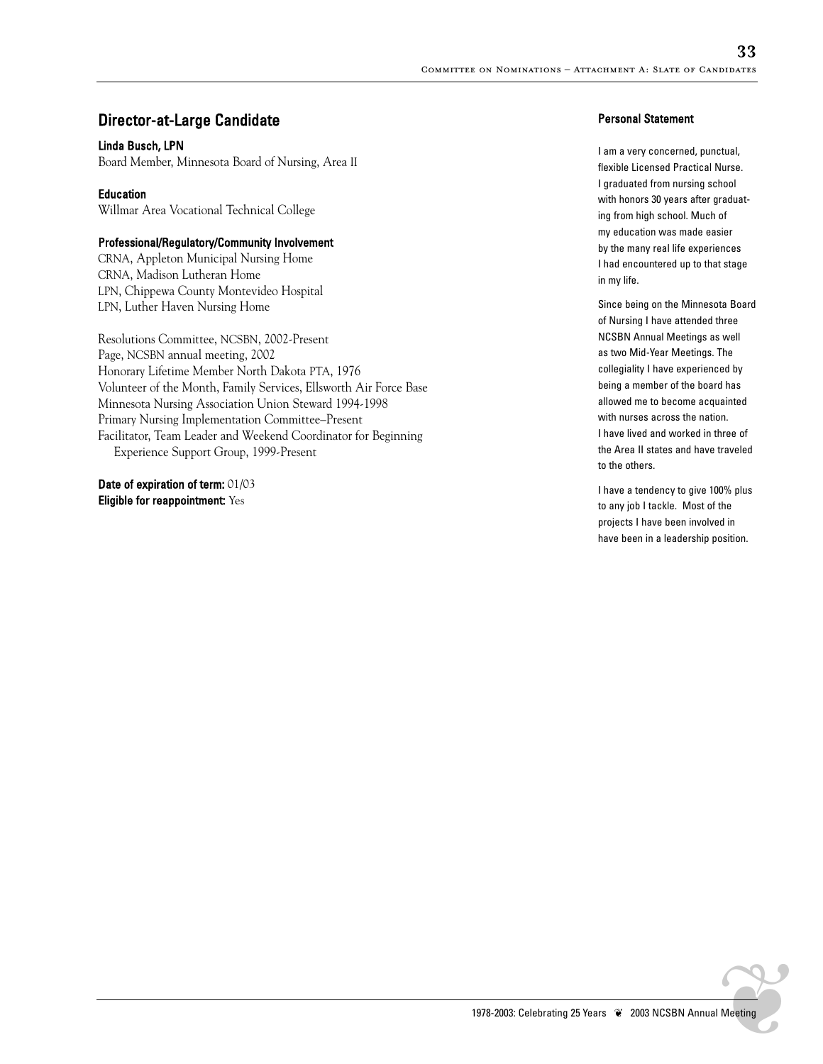## Director-at-Large Candidate

**Linda Busch, LPN**
Board Member, Minnesota Board of Nursing, Area II

**Education**
Willmar Area Vocational Technical College

**Professional/Regulatory/Community Involvement**
CRNA, Appleton Municipal Nursing Home
CRNA, Madison Lutheran Home
LPN, Chippewa County Montevideo Hospital
LPN, Luther Haven Nursing Home

Resolutions Committee, NCSBN, 2002-Present
Page, NCSBN annual meeting, 2002
Honorary Lifetime Member North Dakota PTA, 1976
Volunteer of the Month, Family Services, Ellsworth Air Force Base
Minnesota Nursing Association Union Steward 1994-1998
Primary Nursing Implementation Committee–Present
Facilitator, Team Leader and Weekend Coordinator for Beginning Experience Support Group, 1999-Present

**Date of expiration of term:** 01/03
**Eligible for reappointment:** Yes

### Personal Statement

I am a very concerned, punctual, flexible Licensed Practical Nurse. I graduated from nursing school with honors 30 years after graduating from high school. Much of my education was made easier by the many real life experiences I had encountered up to that stage in my life.

Since being on the Minnesota Board of Nursing I have attended three NCSBN Annual Meetings as well as two Mid-Year Meetings. The collegiality I have experienced by being a member of the board has allowed me to become acquainted with nurses across the nation. I have lived and worked in three of the Area II states and have traveled to the others.

I have a tendency to give 100% plus to any job I tackle. Most of the projects I have been involved in have been in a leadership position.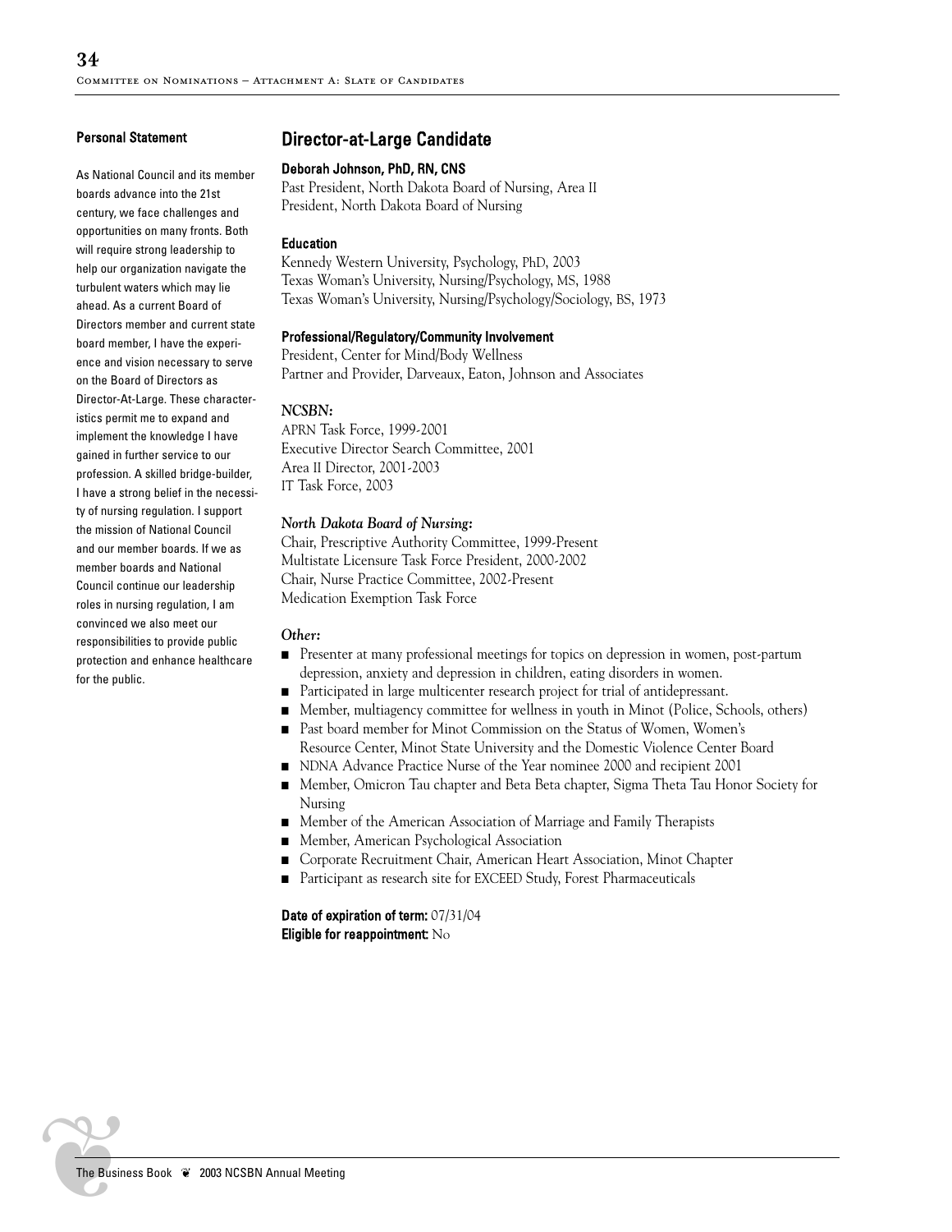## Director-at-Large Candidate

### Deborah Johnson, PhD, RN, CNS

Past President, North Dakota Board of Nursing, Area II
President, North Dakota Board of Nursing

#### Education

Kennedy Western University, Psychology, PhD, 2003
Texas Woman's University, Nursing/Psychology, MS, 1988
Texas Woman's University, Nursing/Psychology/Sociology, BS, 1973

#### Professional/Regulatory/Community Involvement

President, Center for Mind/Body Wellness
Partner and Provider, Darveaux, Eaton, Johnson and Associates

*NCSBN:*

APRN Task Force, 1999-2001
Executive Director Search Committee, 2001
Area II Director, 2001-2003
IT Task Force, 2003

*North Dakota Board of Nursing:*

Chair, Prescriptive Authority Committee, 1999-Present
Multistate Licensure Task Force President, 2000-2002
Chair, Nurse Practice Committee, 2002-Present
Medication Exemption Task Force

*Other:*

- Presenter at many professional meetings for topics on depression in women, post-partum depression, anxiety and depression in children, eating disorders in women.
- Participated in large multicenter research project for trial of antidepressant.
- Member, multiagency committee for wellness in youth in Minot (Police, Schools, others)
- Past board member for Minot Commission on the Status of Women, Women's Resource Center, Minot State University and the Domestic Violence Center Board
- NDNA Advance Practice Nurse of the Year nominee 2000 and recipient 2001
- Member, Omicron Tau chapter and Beta Beta chapter, Sigma Theta Tau Honor Society for Nursing
- Member of the American Association of Marriage and Family Therapists
- Member, American Psychological Association
- Corporate Recruitment Chair, American Heart Association, Minot Chapter
- Participant as research site for EXCEED Study, Forest Pharmaceuticals

**Date of expiration of term:** 07/31/04
**Eligible for reappointment:** No

#### Personal Statement

As National Council and its member boards advance into the 21st century, we face challenges and opportunities on many fronts. Both will require strong leadership to help our organization navigate the turbulent waters which may lie ahead. As a current Board of Directors member and current state board member, I have the experience and vision necessary to serve on the Board of Directors as Director-At-Large. These characteristics permit me to expand and implement the knowledge I have gained in further service to our profession. A skilled bridge-builder, I have a strong belief in the necessity of nursing regulation. I support the mission of National Council and our member boards. If we as member boards and National Council continue our leadership roles in nursing regulation, I am convinced we also meet our responsibilities to provide public protection and enhance healthcare for the public.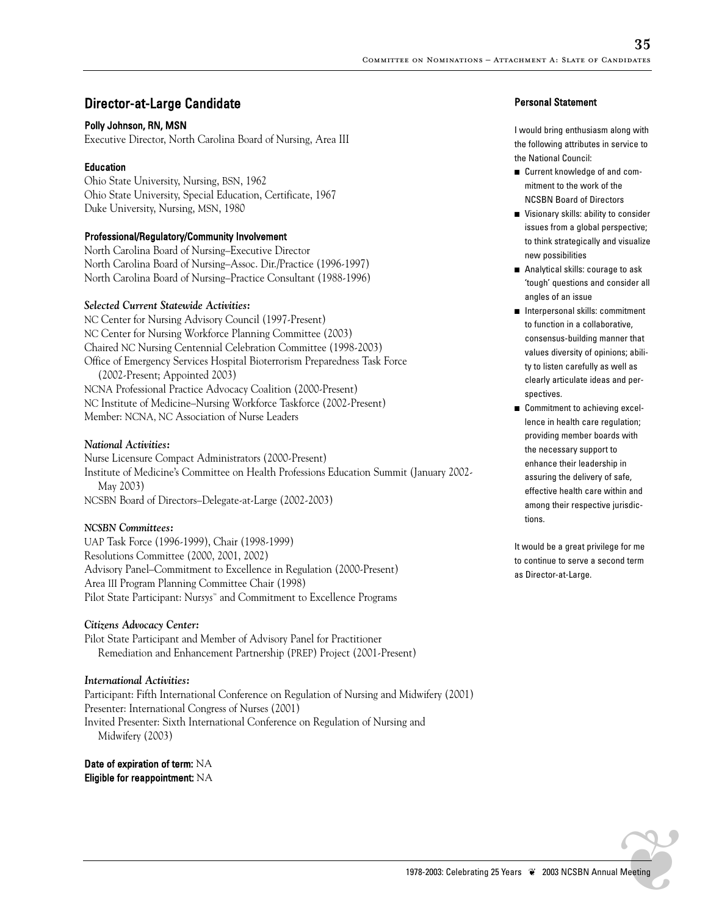## Director-at-Large Candidate

**Polly Johnson, RN, MSN**
Executive Director, North Carolina Board of Nursing, Area III

### Education

Ohio State University, Nursing, BSN, 1962
Ohio State University, Special Education, Certificate, 1967
Duke University, Nursing, MSN, 1980

### Professional/Regulatory/Community Involvement

North Carolina Board of Nursing–Executive Director
North Carolina Board of Nursing–Assoc. Dir./Practice (1996-1997)
North Carolina Board of Nursing–Practice Consultant (1988-1996)

***Selected Current Statewide Activities:***

NC Center for Nursing Advisory Council (1997-Present)
NC Center for Nursing Workforce Planning Committee (2003)
Chaired NC Nursing Centennial Celebration Committee (1998-2003)
Office of Emergency Services Hospital Bioterrorism Preparedness Task Force (2002-Present; Appointed 2003)
NCNA Professional Practice Advocacy Coalition (2000-Present)
NC Institute of Medicine–Nursing Workforce Taskforce (2002-Present)
Member: NCNA, NC Association of Nurse Leaders

***National Activities:***

Nurse Licensure Compact Administrators (2000-Present)
Institute of Medicine's Committee on Health Professions Education Summit (January 2002-May 2003)
NCSBN Board of Directors–Delegate-at-Large (2002-2003)

***NCSBN Committees:***

UAP Task Force (1996-1999), Chair (1998-1999)
Resolutions Committee (2000, 2001, 2002)
Advisory Panel–Commitment to Excellence in Regulation (2000-Present)
Area III Program Planning Committee Chair (1998)
Pilot State Participant: Nursys™ and Commitment to Excellence Programs

***Citizens Advocacy Center:***

Pilot State Participant and Member of Advisory Panel for Practitioner Remediation and Enhancement Partnership (PREP) Project (2001-Present)

***International Activities:***

Participant: Fifth International Conference on Regulation of Nursing and Midwifery (2001)
Presenter: International Congress of Nurses (2001)
Invited Presenter: Sixth International Conference on Regulation of Nursing and Midwifery (2003)

**Date of expiration of term:** NA
**Eligible for reappointment:** NA

### Personal Statement

I would bring enthusiasm along with the following attributes in service to the National Council:

- Current knowledge of and commitment to the work of the NCSBN Board of Directors
- Visionary skills: ability to consider issues from a global perspective; to think strategically and visualize new possibilities
- Analytical skills: courage to ask 'tough' questions and consider all angles of an issue
- Interpersonal skills: commitment to function in a collaborative, consensus-building manner that values diversity of opinions; ability to listen carefully as well as clearly articulate ideas and perspectives.
- Commitment to achieving excellence in health care regulation; providing member boards with the necessary support to enhance their leadership in assuring the delivery of safe, effective health care within and among their respective jurisdictions.

It would be a great privilege for me to continue to serve a second term as Director-at-Large.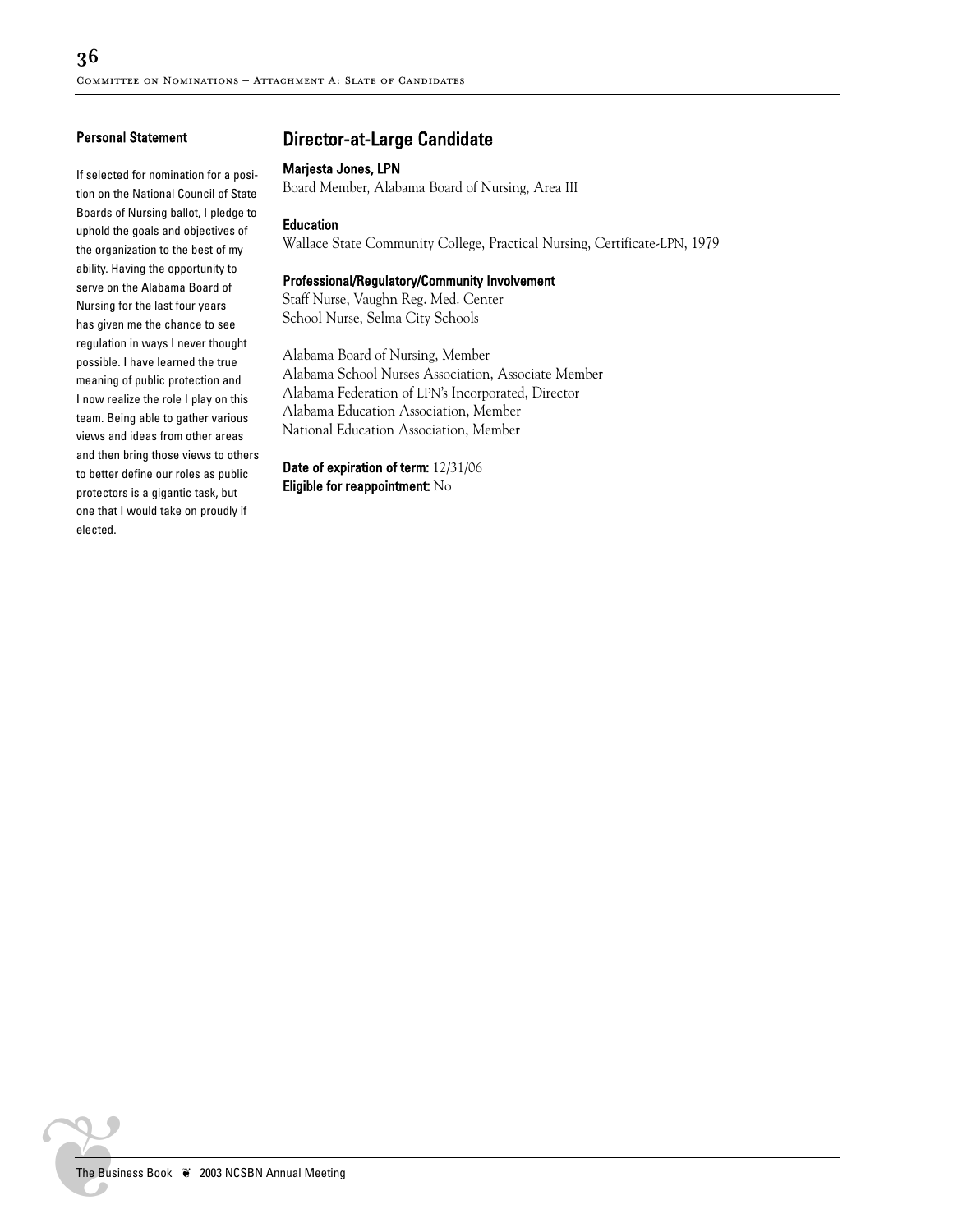## Director-at-Large Candidate

**Marjesta Jones, LPN**
Board Member, Alabama Board of Nursing, Area III

**Education**
Wallace State Community College, Practical Nursing, Certificate-LPN, 1979

**Professional/Regulatory/Community Involvement**
Staff Nurse, Vaughn Reg. Med. Center
School Nurse, Selma City Schools

Alabama Board of Nursing, Member
Alabama School Nurses Association, Associate Member
Alabama Federation of LPN's Incorporated, Director
Alabama Education Association, Member
National Education Association, Member

**Date of expiration of term:** 12/31/06
**Eligible for reappointment:** No

### Personal Statement

If selected for nomination for a position on the National Council of State Boards of Nursing ballot, I pledge to uphold the goals and objectives of the organization to the best of my ability. Having the opportunity to serve on the Alabama Board of Nursing for the last four years has given me the chance to see regulation in ways I never thought possible. I have learned the true meaning of public protection and I now realize the role I play on this team. Being able to gather various views and ideas from other areas and then bring those views to others to better define our roles as public protectors is a gigantic task, but one that I would take on proudly if elected.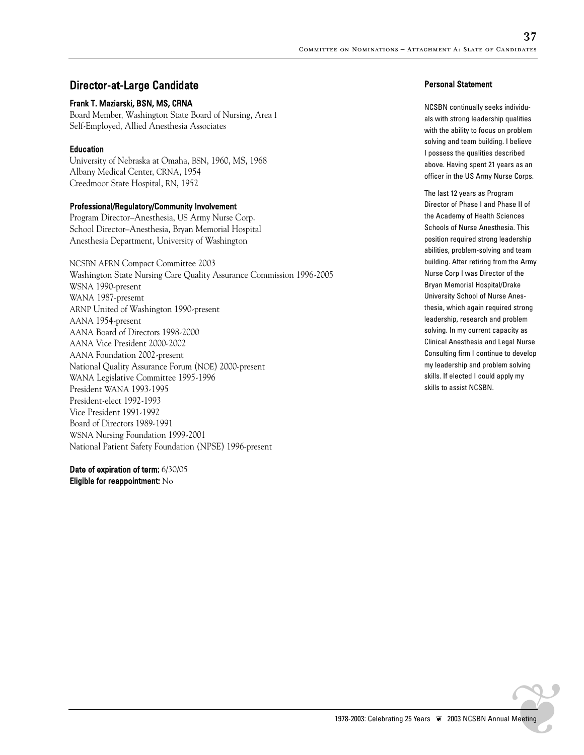## Director-at-Large Candidate

### Frank T. Maziarski, BSN, MS, CRNA

Board Member, Washington State Board of Nursing, Area I
Self-Employed, Allied Anesthesia Associates

#### Education

University of Nebraska at Omaha, BSN, 1960, MS, 1968
Albany Medical Center, CRNA, 1954
Creedmoor State Hospital, RN, 1952

#### Professional/Regulatory/Community Involvement

Program Director–Anesthesia, US Army Nurse Corp.
School Director–Anesthesia, Bryan Memorial Hospital
Anesthesia Department, University of Washington

NCSBN APRN Compact Committee 2003
Washington State Nursing Care Quality Assurance Commission 1996-2005
WSNA 1990-present
WANA 1987-presemt
ARNP United of Washington 1990-present
AANA 1954-present
AANA Board of Directors 1998-2000
AANA Vice President 2000-2002
AANA Foundation 2002-present
National Quality Assurance Forum (NOE) 2000-present
WANA Legislative Committee 1995-1996
President WANA 1993-1995
President-elect 1992-1993
Vice President 1991-1992
Board of Directors 1989-1991
WSNA Nursing Foundation 1999-2001
National Patient Safety Foundation (NPSE) 1996-present

**Date of expiration of term:** 6/30/05
**Eligible for reappointment:** No

#### Personal Statement

NCSBN continually seeks individuals with strong leadership qualities with the ability to focus on problem solving and team building. I believe I possess the qualities described above. Having spent 21 years as an officer in the US Army Nurse Corps.

The last 12 years as Program Director of Phase I and Phase II of the Academy of Health Sciences Schools of Nurse Anesthesia. This position required strong leadership abilities, problem-solving and team building. After retiring from the Army Nurse Corp I was Director of the Bryan Memorial Hospital/Drake University School of Nurse Anesthesia, which again required strong leadership, research and problem solving. In my current capacity as Clinical Anesthesia and Legal Nurse Consulting firm I continue to develop my leadership and problem solving skills. If elected I could apply my skills to assist NCSBN.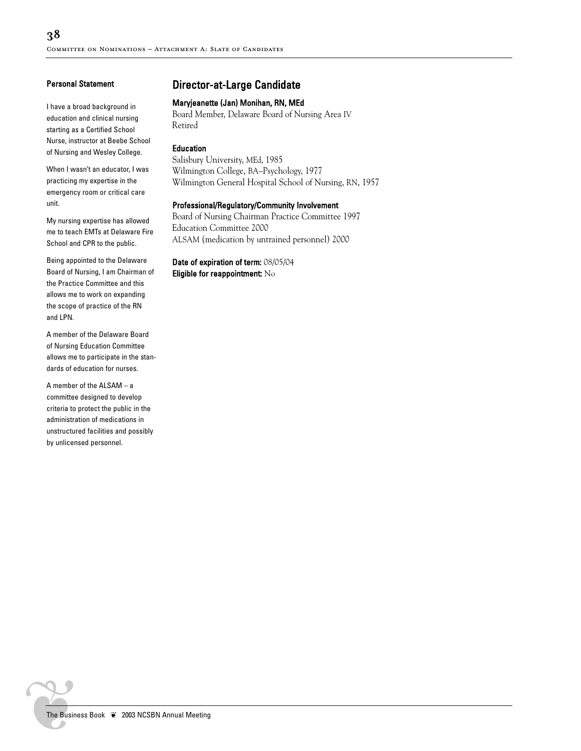## Director-at-Large Candidate

**Maryjeanette (Jan) Monihan, RN, MEd**
Board Member, Delaware Board of Nursing Area IV
Retired

**Education**
Salisbury University, MEd, 1985
Wilmington College, BA–Psychology, 1977
Wilmington General Hospital School of Nursing, RN, 1957

**Professional/Regulatory/Community Involvement**
Board of Nursing Chairman Practice Committee 1997
Education Committee 2000
ALSAM (medication by untrained personnel) 2000

**Date of expiration of term:** 08/05/04
**Eligible for reappointment:** No

### Personal Statement

I have a broad background in education and clinical nursing starting as a Certified School Nurse, instructor at Beebe School of Nursing and Wesley College.

When I wasn't an educator, I was practicing my expertise in the emergency room or critical care unit.

My nursing expertise has allowed me to teach EMTs at Delaware Fire School and CPR to the public.

Being appointed to the Delaware Board of Nursing, I am Chairman of the Practice Committee and this allows me to work on expanding the scope of practice of the RN and LPN.

A member of the Delaware Board of Nursing Education Committee allows me to participate in the standards of education for nurses.

A member of the ALSAM – a committee designed to develop criteria to protect the public in the administration of medications in unstructured facilities and possibly by unlicensed personnel.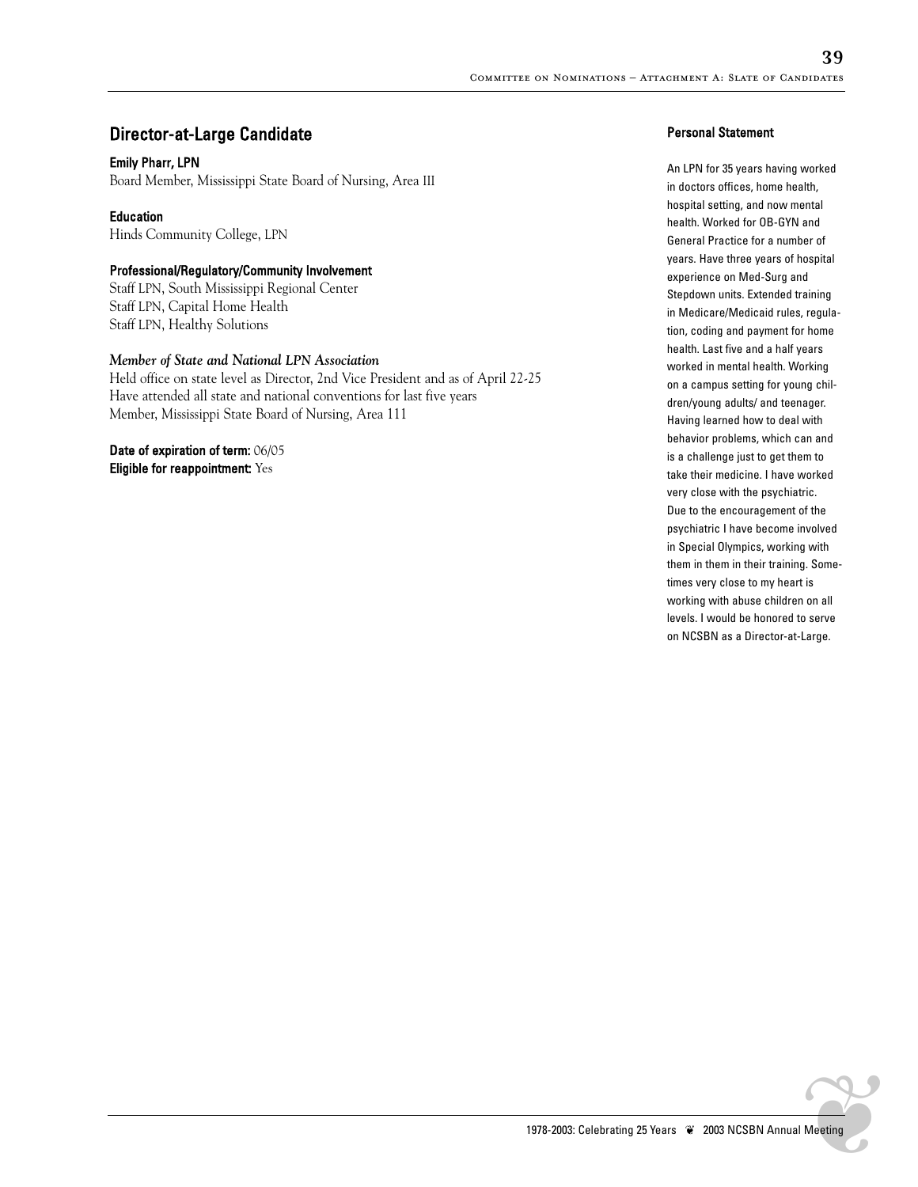## Director-at-Large Candidate

**Emily Pharr, LPN**
Board Member, Mississippi State Board of Nursing, Area III

**Education**
Hinds Community College, LPN

**Professional/Regulatory/Community Involvement**
Staff LPN, South Mississippi Regional Center
Staff LPN, Capital Home Health
Staff LPN, Healthy Solutions

***Member of State and National LPN Association***
Held office on state level as Director, 2nd Vice President and as of April 22-25
Have attended all state and national conventions for last five years
Member, Mississippi State Board of Nursing, Area 111

**Date of expiration of term:** 06/05
**Eligible for reappointment:** Yes

### Personal Statement

An LPN for 35 years having worked in doctors offices, home health, hospital setting, and now mental health. Worked for OB-GYN and General Practice for a number of years. Have three years of hospital experience on Med-Surg and Stepdown units. Extended training in Medicare/Medicaid rules, regulation, coding and payment for home health. Last five and a half years worked in mental health. Working on a campus setting for young children/young adults/ and teenager. Having learned how to deal with behavior problems, which can and is a challenge just to get them to take their medicine. I have worked very close with the psychiatric. Due to the encouragement of the psychiatric I have become involved in Special Olympics, working with them in them in their training. Sometimes very close to my heart is working with abuse children on all levels. I would be honored to serve on NCSBN as a Director-at-Large.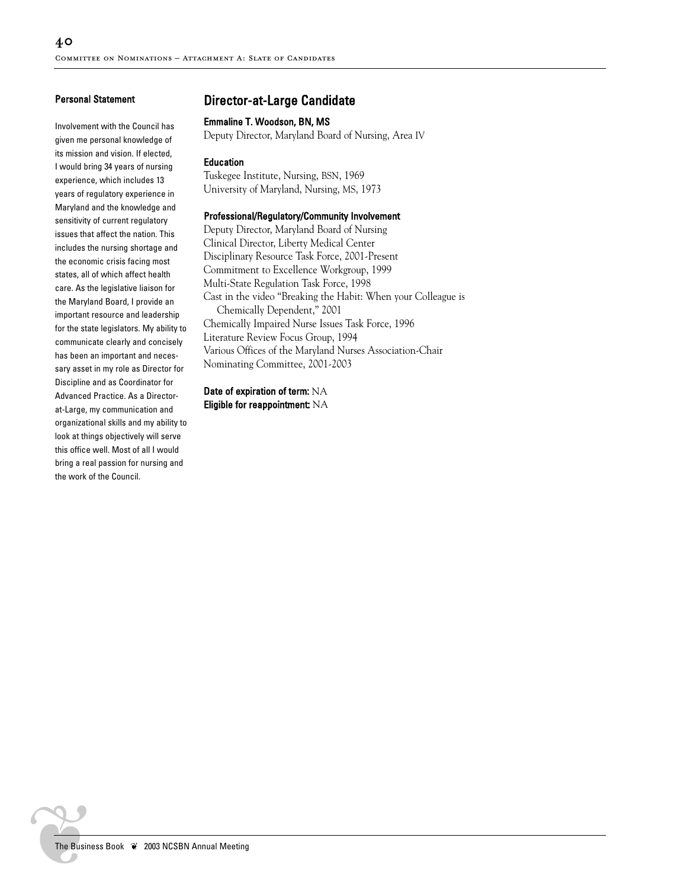## Director-at-Large Candidate

**Emmaline T. Woodson, BN, MS**
Deputy Director, Maryland Board of Nursing, Area IV

**Education**
Tuskegee Institute, Nursing, BSN, 1969
University of Maryland, Nursing, MS, 1973

**Professional/Regulatory/Community Involvement**
Deputy Director, Maryland Board of Nursing
Clinical Director, Liberty Medical Center
Disciplinary Resource Task Force, 2001-Present
Commitment to Excellence Workgroup, 1999
Multi-State Regulation Task Force, 1998
Cast in the video "Breaking the Habit: When your Colleague is Chemically Dependent," 2001
Chemically Impaired Nurse Issues Task Force, 1996
Literature Review Focus Group, 1994
Various Offices of the Maryland Nurses Association-Chair Nominating Committee, 2001-2003

**Date of expiration of term:** NA
**Eligible for reappointment:** NA

### Personal Statement

Involvement with the Council has given me personal knowledge of its mission and vision. If elected, I would bring 34 years of nursing experience, which includes 13 years of regulatory experience in Maryland and the knowledge and sensitivity of current regulatory issues that affect the nation. This includes the nursing shortage and the economic crisis facing most states, all of which affect health care. As the legislative liaison for the Maryland Board, I provide an important resource and leadership for the state legislators. My ability to communicate clearly and concisely has been an important and necessary asset in my role as Director for Discipline and as Coordinator for Advanced Practice. As a Director-at-Large, my communication and organizational skills and my ability to look at things objectively will serve this office well. Most of all I would bring a real passion for nursing and the work of the Council.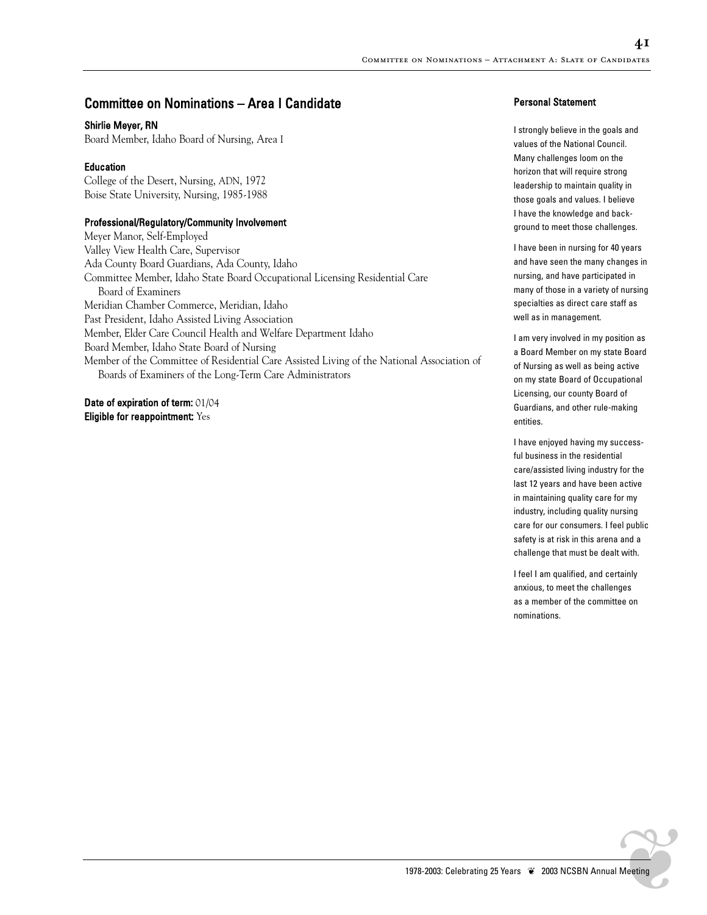## Committee on Nominations – Area I Candidate

**Shirlie Meyer, RN**
Board Member, Idaho Board of Nursing, Area I

### Education

College of the Desert, Nursing, ADN, 1972
Boise State University, Nursing, 1985-1988

### Professional/Regulatory/Community Involvement

Meyer Manor, Self-Employed
Valley View Health Care, Supervisor
Ada County Board Guardians, Ada County, Idaho
Committee Member, Idaho State Board Occupational Licensing Residential Care Board of Examiners
Meridian Chamber Commerce, Meridian, Idaho
Past President, Idaho Assisted Living Association
Member, Elder Care Council Health and Welfare Department Idaho
Board Member, Idaho State Board of Nursing
Member of the Committee of Residential Care Assisted Living of the National Association of Boards of Examiners of the Long-Term Care Administrators

**Date of expiration of term:** 01/04
**Eligible for reappointment:** Yes

### Personal Statement

I strongly believe in the goals and values of the National Council. Many challenges loom on the horizon that will require strong leadership to maintain quality in those goals and values. I believe I have the knowledge and background to meet those challenges.

I have been in nursing for 40 years and have seen the many changes in nursing, and have participated in many of those in a variety of nursing specialties as direct care staff as well as in management.

I am very involved in my position as a Board Member on my state Board of Nursing as well as being active on my state Board of Occupational Licensing, our county Board of Guardians, and other rule-making entities.

I have enjoyed having my successful business in the residential care/assisted living industry for the last 12 years and have been active in maintaining quality care for my industry, including quality nursing care for our consumers. I feel public safety is at risk in this arena and a challenge that must be dealt with.

I feel I am qualified, and certainly anxious, to meet the challenges as a member of the committee on nominations.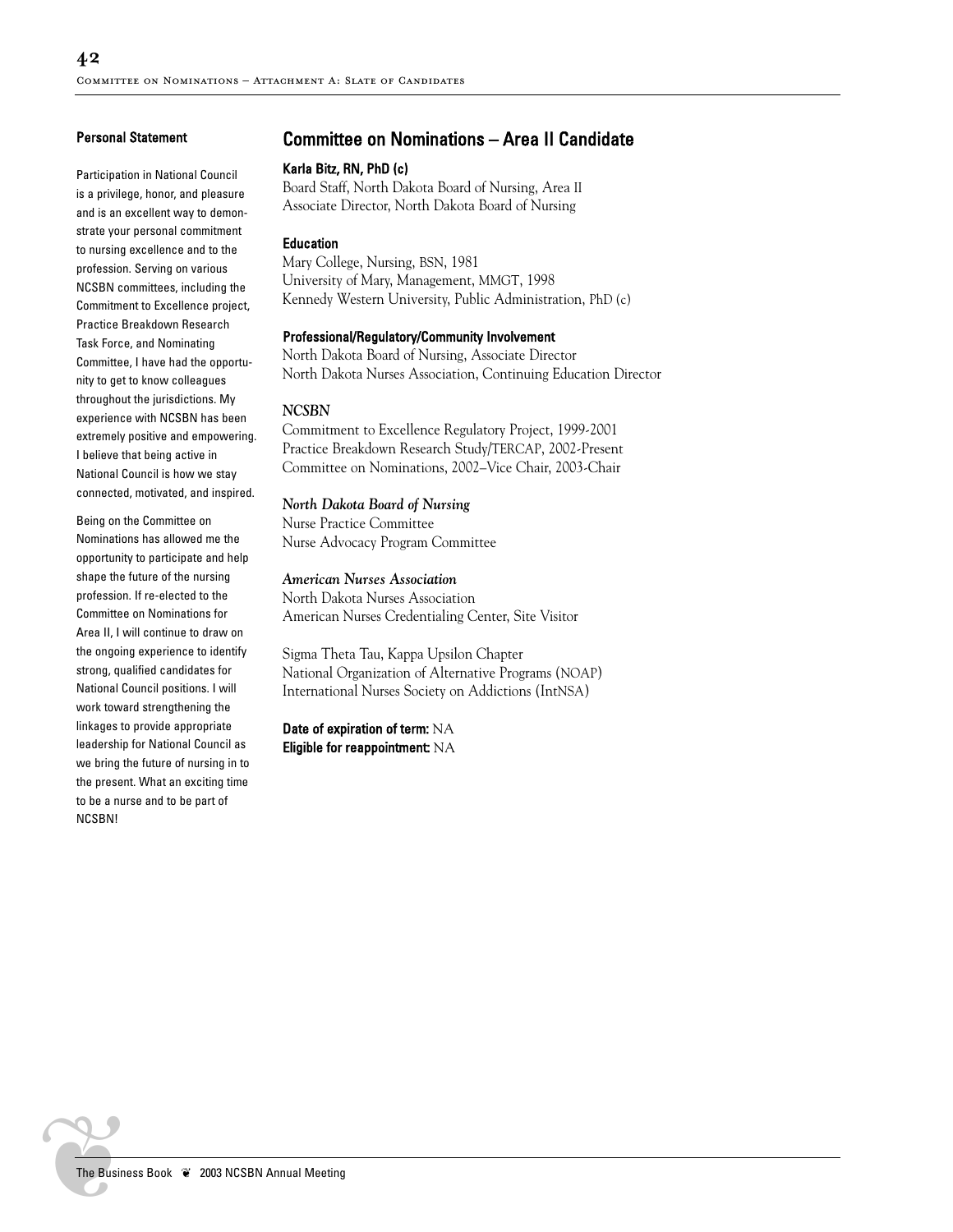## Committee on Nominations – Area II Candidate

**Karla Bitz, RN, PhD (c)**
Board Staff, North Dakota Board of Nursing, Area II
Associate Director, North Dakota Board of Nursing

### Personal Statement

Participation in National Council is a privilege, honor, and pleasure and is an excellent way to demonstrate your personal commitment to nursing excellence and to the profession. Serving on various NCSBN committees, including the Commitment to Excellence project, Practice Breakdown Research Task Force, and Nominating Committee, I have had the opportunity to get to know colleagues throughout the jurisdictions. My experience with NCSBN has been extremely positive and empowering. I believe that being active in National Council is how we stay connected, motivated, and inspired.

Being on the Committee on Nominations has allowed me the opportunity to participate and help shape the future of the nursing profession. If re-elected to the Committee on Nominations for Area II, I will continue to draw on the ongoing experience to identify strong, qualified candidates for National Council positions. I will work toward strengthening the linkages to provide appropriate leadership for National Council as we bring the future of nursing in to the present. What an exciting time to be a nurse and to be part of NCSBN!

### Education

Mary College, Nursing, BSN, 1981
University of Mary, Management, MMGT, 1998
Kennedy Western University, Public Administration, PhD (c)

### Professional/Regulatory/Community Involvement

North Dakota Board of Nursing, Associate Director
North Dakota Nurses Association, Continuing Education Director

*NCSBN*

Commitment to Excellence Regulatory Project, 1999-2001
Practice Breakdown Research Study/TERCAP, 2002-Present
Committee on Nominations, 2002–Vice Chair, 2003-Chair

*North Dakota Board of Nursing*

Nurse Practice Committee
Nurse Advocacy Program Committee

*American Nurses Association*

North Dakota Nurses Association
American Nurses Credentialing Center, Site Visitor

Sigma Theta Tau, Kappa Upsilon Chapter
National Organization of Alternative Programs (NOAP)
International Nurses Society on Addictions (IntNSA)

**Date of expiration of term:** NA
**Eligible for reappointment:** NA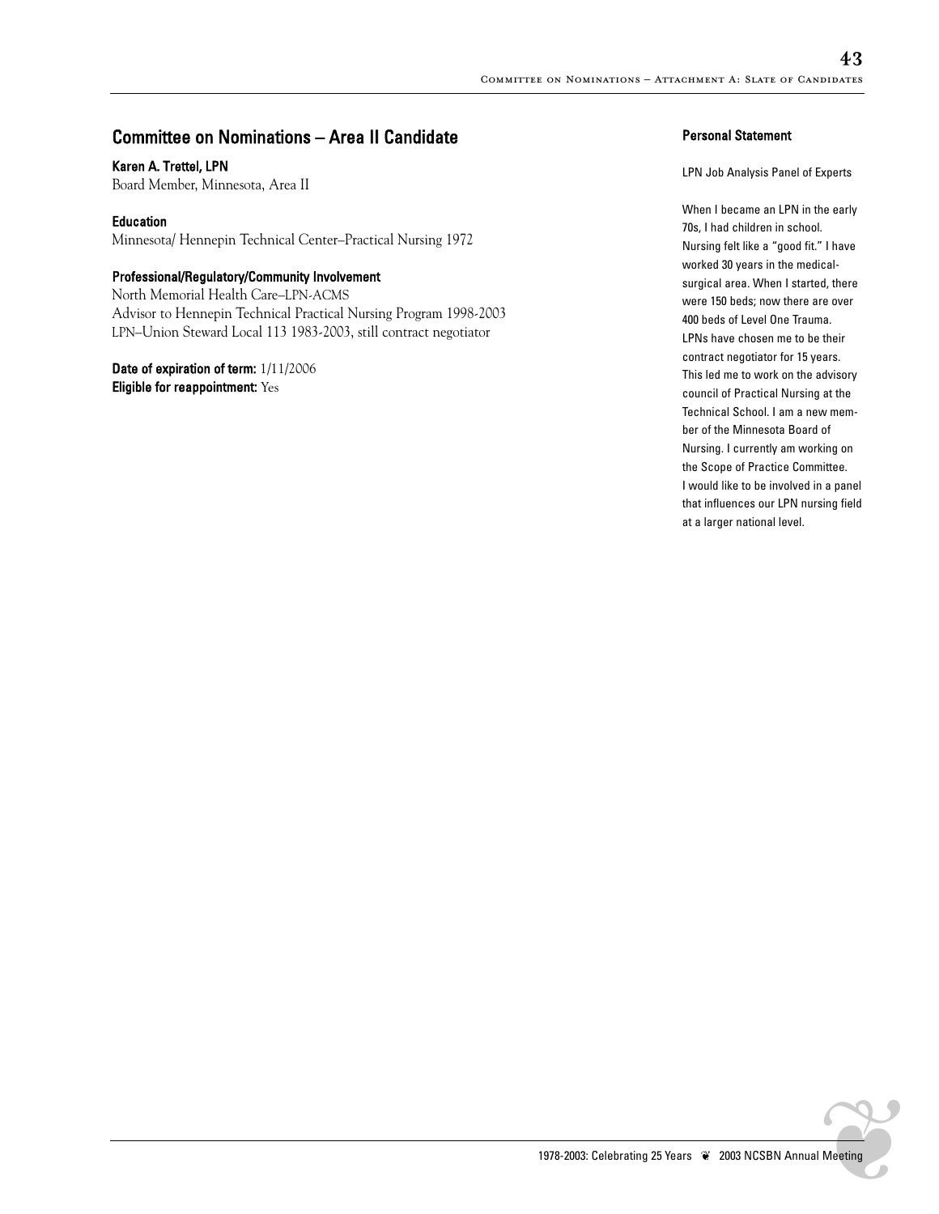## Committee on Nominations – Area II Candidate

**Karen A. Trettel, LPN**
Board Member, Minnesota, Area II

**Education**
Minnesota/ Hennepin Technical Center–Practical Nursing 1972

**Professional/Regulatory/Community Involvement**
North Memorial Health Care–LPN-ACMS
Advisor to Hennepin Technical Practical Nursing Program 1998-2003
LPN–Union Steward Local 113 1983-2003, still contract negotiator

**Date of expiration of term:** 1/11/2006
**Eligible for reappointment:** Yes

### Personal Statement

LPN Job Analysis Panel of Experts

When I became an LPN in the early 70s, I had children in school. Nursing felt like a "good fit." I have worked 30 years in the medical-surgical area. When I started, there were 150 beds; now there are over 400 beds of Level One Trauma. LPNs have chosen me to be their contract negotiator for 15 years. This led me to work on the advisory council of Practical Nursing at the Technical School. I am a new member of the Minnesota Board of Nursing. I currently am working on the Scope of Practice Committee. I would like to be involved in a panel that influences our LPN nursing field at a larger national level.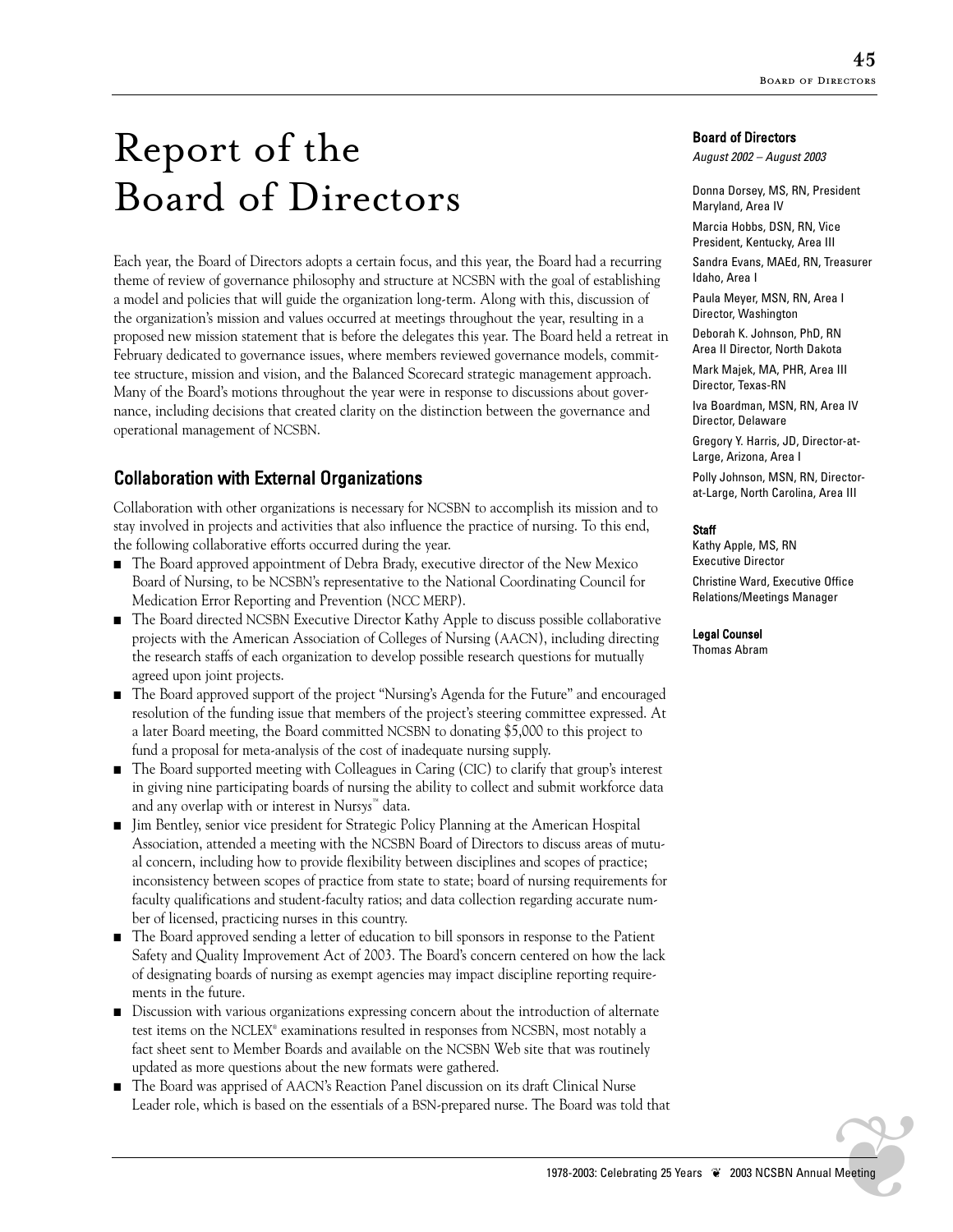# Report of the Board of Directors

Each year, the Board of Directors adopts a certain focus, and this year, the Board had a recurring theme of review of governance philosophy and structure at NCSBN with the goal of establishing a model and policies that will guide the organization long-term. Along with this, discussion of the organization's mission and values occurred at meetings throughout the year, resulting in a proposed new mission statement that is before the delegates this year. The Board held a retreat in February dedicated to governance issues, where members reviewed governance models, committee structure, mission and vision, and the Balanced Scorecard strategic management approach. Many of the Board's motions throughout the year were in response to discussions about governance, including decisions that created clarity on the distinction between the governance and operational management of NCSBN.

## Collaboration with External Organizations

Collaboration with other organizations is necessary for NCSBN to accomplish its mission and to stay involved in projects and activities that also influence the practice of nursing. To this end, the following collaborative efforts occurred during the year.

- The Board approved appointment of Debra Brady, executive director of the New Mexico Board of Nursing, to be NCSBN's representative to the National Coordinating Council for Medication Error Reporting and Prevention (NCC MERP).
- The Board directed NCSBN Executive Director Kathy Apple to discuss possible collaborative projects with the American Association of Colleges of Nursing (AACN), including directing the research staffs of each organization to develop possible research questions for mutually agreed upon joint projects.
- The Board approved support of the project "Nursing's Agenda for the Future" and encouraged resolution of the funding issue that members of the project's steering committee expressed. At a later Board meeting, the Board committed NCSBN to donating $5,000 to this project to fund a proposal for meta-analysis of the cost of inadequate nursing supply.
- The Board supported meeting with Colleagues in Caring (CIC) to clarify that group's interest in giving nine participating boards of nursing the ability to collect and submit workforce data and any overlap with or interest in Nursys™ data.
- Jim Bentley, senior vice president for Strategic Policy Planning at the American Hospital Association, attended a meeting with the NCSBN Board of Directors to discuss areas of mutual concern, including how to provide flexibility between disciplines and scopes of practice; inconsistency between scopes of practice from state to state; board of nursing requirements for faculty qualifications and student-faculty ratios; and data collection regarding accurate number of licensed, practicing nurses in this country.
- The Board approved sending a letter of education to bill sponsors in response to the Patient Safety and Quality Improvement Act of 2003. The Board's concern centered on how the lack of designating boards of nursing as exempt agencies may impact discipline reporting requirements in the future.
- Discussion with various organizations expressing concern about the introduction of alternate test items on the NCLEX® examinations resulted in responses from NCSBN, most notably a fact sheet sent to Member Boards and available on the NCSBN Web site that was routinely updated as more questions about the new formats were gathered.
- The Board was apprised of AACN's Reaction Panel discussion on its draft Clinical Nurse Leader role, which is based on the essentials of a BSN-prepared nurse. The Board was told that

**Board of Directors**
*August 2002 – August 2003*

Donna Dorsey, MS, RN, President
Maryland, Area IV

Marcia Hobbs, DSN, RN, Vice President, Kentucky, Area III

Sandra Evans, MAEd, RN, Treasurer
Idaho, Area I

Paula Meyer, MSN, RN, Area I Director, Washington

Deborah K. Johnson, PhD, RN
Area II Director, North Dakota

Mark Majek, MA, PHR, Area III Director, Texas-RN

Iva Boardman, MSN, RN, Area IV Director, Delaware

Gregory Y. Harris, JD, Director-at-Large, Arizona, Area I

Polly Johnson, MSN, RN, Director-at-Large, North Carolina, Area III

**Staff**
Kathy Apple, MS, RN
Executive Director

Christine Ward, Executive Office Relations/Meetings Manager

**Legal Counsel**
Thomas Abram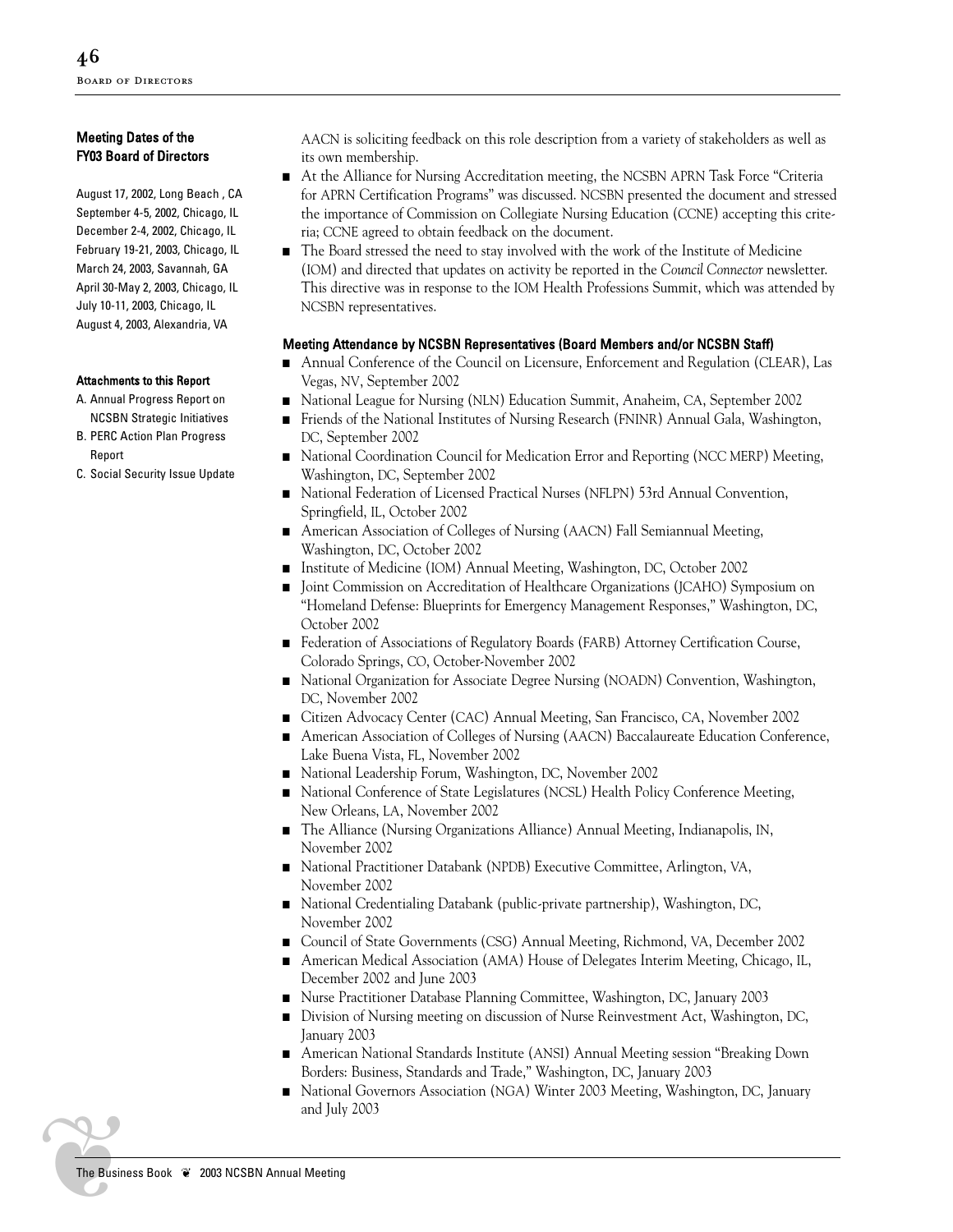### Meeting Dates of the FY03 Board of Directors

August 17, 2002, Long Beach , CA
September 4-5, 2002, Chicago, IL
December 2-4, 2002, Chicago, IL
February 19-21, 2003, Chicago, IL
March 24, 2003, Savannah, GA
April 30-May 2, 2003, Chicago, IL
July 10-11, 2003, Chicago, IL
August 4, 2003, Alexandria, VA

#### Attachments to this Report

A. Annual Progress Report on NCSBN Strategic Initiatives
B. PERC Action Plan Progress Report
C. Social Security Issue Update

AACN is soliciting feedback on this role description from a variety of stakeholders as well as its own membership.

- At the Alliance for Nursing Accreditation meeting, the NCSBN APRN Task Force "Criteria for APRN Certification Programs" was discussed. NCSBN presented the document and stressed the importance of Commission on Collegiate Nursing Education (CCNE) accepting this criteria; CCNE agreed to obtain feedback on the document.
- The Board stressed the need to stay involved with the work of the Institute of Medicine (IOM) and directed that updates on activity be reported in the *Council Connector* newsletter. This directive was in response to the IOM Health Professions Summit, which was attended by NCSBN representatives.

### Meeting Attendance by NCSBN Representatives (Board Members and/or NCSBN Staff)

- Annual Conference of the Council on Licensure, Enforcement and Regulation (CLEAR), Las Vegas, NV, September 2002
- National League for Nursing (NLN) Education Summit, Anaheim, CA, September 2002
- Friends of the National Institutes of Nursing Research (FNINR) Annual Gala, Washington, DC, September 2002
- National Coordination Council for Medication Error and Reporting (NCC MERP) Meeting, Washington, DC, September 2002
- National Federation of Licensed Practical Nurses (NFLPN) 53rd Annual Convention, Springfield, IL, October 2002
- American Association of Colleges of Nursing (AACN) Fall Semiannual Meeting, Washington, DC, October 2002
- Institute of Medicine (IOM) Annual Meeting, Washington, DC, October 2002
- Joint Commission on Accreditation of Healthcare Organizations (JCAHO) Symposium on "Homeland Defense: Blueprints for Emergency Management Responses," Washington, DC, October 2002
- Federation of Associations of Regulatory Boards (FARB) Attorney Certification Course, Colorado Springs, CO, October-November 2002
- National Organization for Associate Degree Nursing (NOADN) Convention, Washington, DC, November 2002
- Citizen Advocacy Center (CAC) Annual Meeting, San Francisco, CA, November 2002
- American Association of Colleges of Nursing (AACN) Baccalaureate Education Conference, Lake Buena Vista, FL, November 2002
- National Leadership Forum, Washington, DC, November 2002
- National Conference of State Legislatures (NCSL) Health Policy Conference Meeting, New Orleans, LA, November 2002
- The Alliance (Nursing Organizations Alliance) Annual Meeting, Indianapolis, IN, November 2002
- National Practitioner Databank (NPDB) Executive Committee, Arlington, VA, November 2002
- National Credentialing Databank (public-private partnership), Washington, DC, November 2002
- Council of State Governments (CSG) Annual Meeting, Richmond, VA, December 2002
- American Medical Association (AMA) House of Delegates Interim Meeting, Chicago, IL, December 2002 and June 2003
- Nurse Practitioner Database Planning Committee, Washington, DC, January 2003
- Division of Nursing meeting on discussion of Nurse Reinvestment Act, Washington, DC, January 2003
- American National Standards Institute (ANSI) Annual Meeting session "Breaking Down Borders: Business, Standards and Trade," Washington, DC, January 2003
- National Governors Association (NGA) Winter 2003 Meeting, Washington, DC, January and July 2003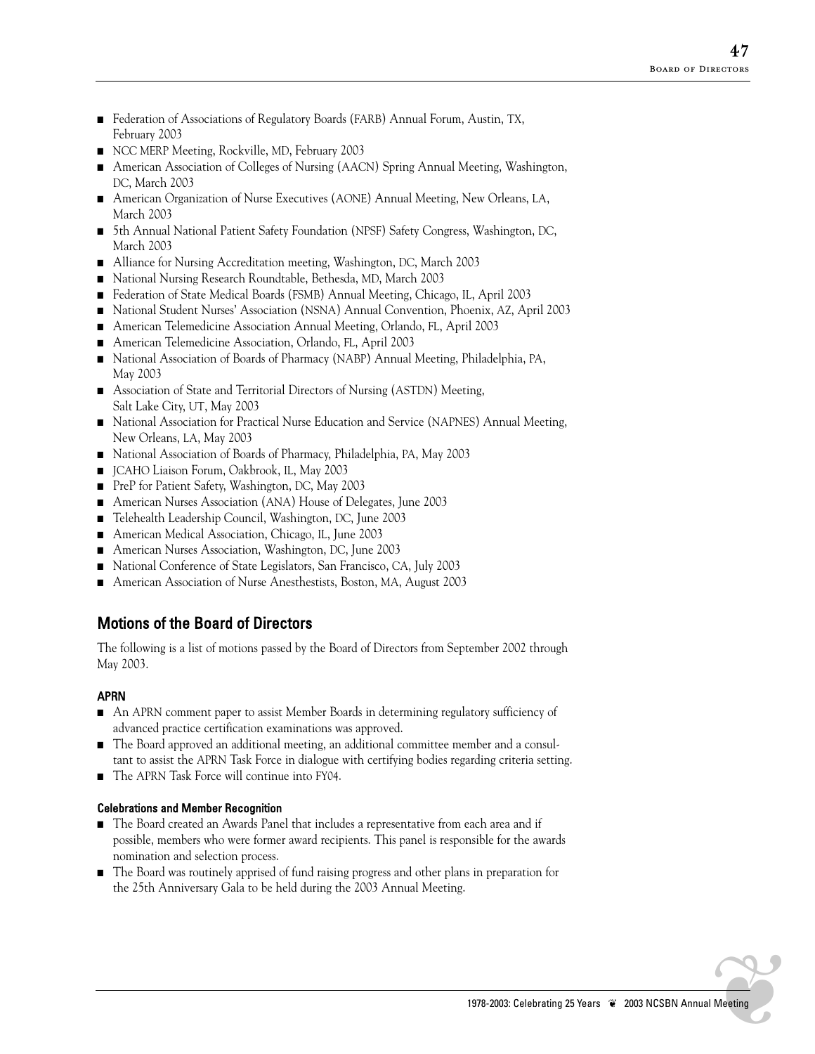- Federation of Associations of Regulatory Boards (FARB) Annual Forum, Austin, TX, February 2003
- NCC MERP Meeting, Rockville, MD, February 2003
- American Association of Colleges of Nursing (AACN) Spring Annual Meeting, Washington, DC, March 2003
- American Organization of Nurse Executives (AONE) Annual Meeting, New Orleans, LA, March 2003
- 5th Annual National Patient Safety Foundation (NPSF) Safety Congress, Washington, DC, March 2003
- Alliance for Nursing Accreditation meeting, Washington, DC, March 2003
- National Nursing Research Roundtable, Bethesda, MD, March 2003
- Federation of State Medical Boards (FSMB) Annual Meeting, Chicago, IL, April 2003
- National Student Nurses' Association (NSNA) Annual Convention, Phoenix, AZ, April 2003
- American Telemedicine Association Annual Meeting, Orlando, FL, April 2003
- American Telemedicine Association, Orlando, FL, April 2003
- National Association of Boards of Pharmacy (NABP) Annual Meeting, Philadelphia, PA, May 2003
- Association of State and Territorial Directors of Nursing (ASTDN) Meeting, Salt Lake City, UT, May 2003
- National Association for Practical Nurse Education and Service (NAPNES) Annual Meeting, New Orleans, LA, May 2003
- National Association of Boards of Pharmacy, Philadelphia, PA, May 2003
- JCAHO Liaison Forum, Oakbrook, IL, May 2003
- PreP for Patient Safety, Washington, DC, May 2003
- American Nurses Association (ANA) House of Delegates, June 2003
- Telehealth Leadership Council, Washington, DC, June 2003
- American Medical Association, Chicago, IL, June 2003
- American Nurses Association, Washington, DC, June 2003
- National Conference of State Legislators, San Francisco, CA, July 2003
- American Association of Nurse Anesthestists, Boston, MA, August 2003

## Motions of the Board of Directors

The following is a list of motions passed by the Board of Directors from September 2002 through May 2003.

### APRN

- An APRN comment paper to assist Member Boards in determining regulatory sufficiency of advanced practice certification examinations was approved.
- The Board approved an additional meeting, an additional committee member and a consultant to assist the APRN Task Force in dialogue with certifying bodies regarding criteria setting.
- The APRN Task Force will continue into FY04.

#### Celebrations and Member Recognition

- The Board created an Awards Panel that includes a representative from each area and if possible, members who were former award recipients. This panel is responsible for the awards nomination and selection process.
- The Board was routinely apprised of fund raising progress and other plans in preparation for the 25th Anniversary Gala to be held during the 2003 Annual Meeting.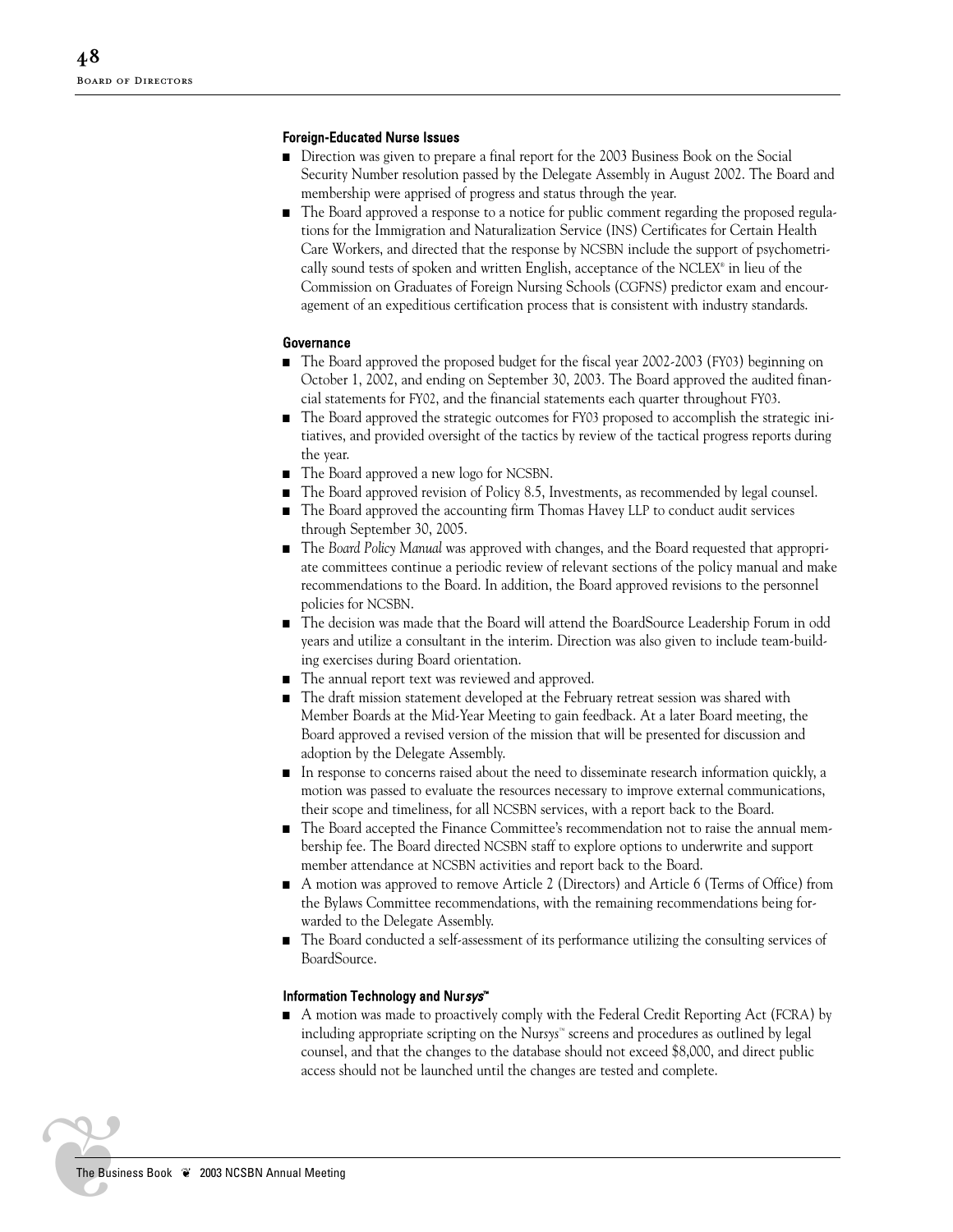#### Foreign-Educated Nurse Issues

- Direction was given to prepare a final report for the 2003 Business Book on the Social Security Number resolution passed by the Delegate Assembly in August 2002. The Board and membership were apprised of progress and status through the year.
- The Board approved a response to a notice for public comment regarding the proposed regulations for the Immigration and Naturalization Service (INS) Certificates for Certain Health Care Workers, and directed that the response by NCSBN include the support of psychometrically sound tests of spoken and written English, acceptance of the NCLEX® in lieu of the Commission on Graduates of Foreign Nursing Schools (CGFNS) predictor exam and encouragement of an expeditious certification process that is consistent with industry standards.

#### Governance

- The Board approved the proposed budget for the fiscal year 2002-2003 (FY03) beginning on October 1, 2002, and ending on September 30, 2003. The Board approved the audited financial statements for FY02, and the financial statements each quarter throughout FY03.
- The Board approved the strategic outcomes for FY03 proposed to accomplish the strategic initiatives, and provided oversight of the tactics by review of the tactical progress reports during the year.
- The Board approved a new logo for NCSBN.
- The Board approved revision of Policy 8.5, Investments, as recommended by legal counsel.
- The Board approved the accounting firm Thomas Havey LLP to conduct audit services through September 30, 2005.
- The *Board Policy Manual* was approved with changes, and the Board requested that appropriate committees continue a periodic review of relevant sections of the policy manual and make recommendations to the Board. In addition, the Board approved revisions to the personnel policies for NCSBN.
- The decision was made that the Board will attend the BoardSource Leadership Forum in odd years and utilize a consultant in the interim. Direction was also given to include team-building exercises during Board orientation.
- The annual report text was reviewed and approved.
- The draft mission statement developed at the February retreat session was shared with Member Boards at the Mid-Year Meeting to gain feedback. At a later Board meeting, the Board approved a revised version of the mission that will be presented for discussion and adoption by the Delegate Assembly.
- In response to concerns raised about the need to disseminate research information quickly, a motion was passed to evaluate the resources necessary to improve external communications, their scope and timeliness, for all NCSBN services, with a report back to the Board.
- The Board accepted the Finance Committee's recommendation not to raise the annual membership fee. The Board directed NCSBN staff to explore options to underwrite and support member attendance at NCSBN activities and report back to the Board.
- A motion was approved to remove Article 2 (Directors) and Article 6 (Terms of Office) from the Bylaws Committee recommendations, with the remaining recommendations being forwarded to the Delegate Assembly.
- The Board conducted a self-assessment of its performance utilizing the consulting services of BoardSource.

#### Information Technology and Nur*sys*™

- A motion was made to proactively comply with the Federal Credit Reporting Act (FCRA) by including appropriate scripting on the Nur*sys*™ screens and procedures as outlined by legal counsel, and that the changes to the database should not exceed $8,000, and direct public access should not be launched until the changes are tested and complete.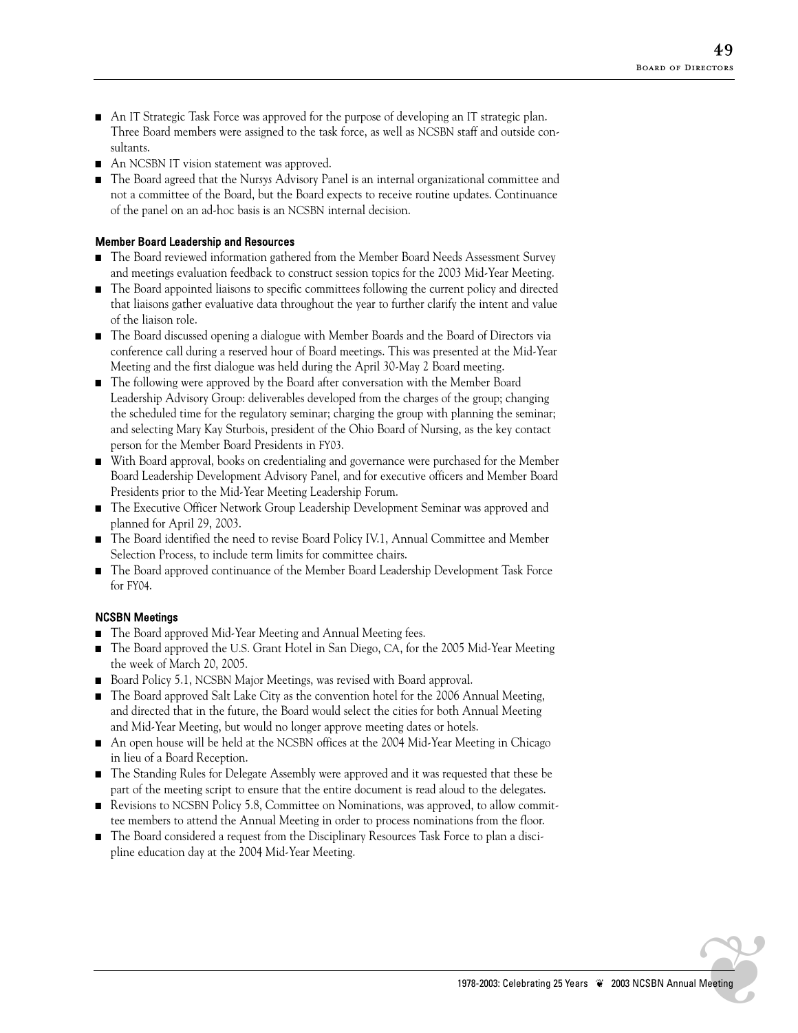- An IT Strategic Task Force was approved for the purpose of developing an IT strategic plan. Three Board members were assigned to the task force, as well as NCSBN staff and outside consultants.
- An NCSBN IT vision statement was approved.
- The Board agreed that the Nur*sys* Advisory Panel is an internal organizational committee and not a committee of the Board, but the Board expects to receive routine updates. Continuance of the panel on an ad-hoc basis is an NCSBN internal decision.

#### Member Board Leadership and Resources

- The Board reviewed information gathered from the Member Board Needs Assessment Survey and meetings evaluation feedback to construct session topics for the 2003 Mid-Year Meeting.
- The Board appointed liaisons to specific committees following the current policy and directed that liaisons gather evaluative data throughout the year to further clarify the intent and value of the liaison role.
- The Board discussed opening a dialogue with Member Boards and the Board of Directors via conference call during a reserved hour of Board meetings. This was presented at the Mid-Year Meeting and the first dialogue was held during the April 30-May 2 Board meeting.
- The following were approved by the Board after conversation with the Member Board Leadership Advisory Group: deliverables developed from the charges of the group; changing the scheduled time for the regulatory seminar; charging the group with planning the seminar; and selecting Mary Kay Sturbois, president of the Ohio Board of Nursing, as the key contact person for the Member Board Presidents in FY03.
- With Board approval, books on credentialing and governance were purchased for the Member Board Leadership Development Advisory Panel, and for executive officers and Member Board Presidents prior to the Mid-Year Meeting Leadership Forum.
- The Executive Officer Network Group Leadership Development Seminar was approved and planned for April 29, 2003.
- The Board identified the need to revise Board Policy IV.1, Annual Committee and Member Selection Process, to include term limits for committee chairs.
- The Board approved continuance of the Member Board Leadership Development Task Force for FY04.

#### NCSBN Meetings

- The Board approved Mid-Year Meeting and Annual Meeting fees.
- The Board approved the U.S. Grant Hotel in San Diego, CA, for the 2005 Mid-Year Meeting the week of March 20, 2005.
- Board Policy 5.1, NCSBN Major Meetings, was revised with Board approval.
- The Board approved Salt Lake City as the convention hotel for the 2006 Annual Meeting, and directed that in the future, the Board would select the cities for both Annual Meeting and Mid-Year Meeting, but would no longer approve meeting dates or hotels.
- An open house will be held at the NCSBN offices at the 2004 Mid-Year Meeting in Chicago in lieu of a Board Reception.
- The Standing Rules for Delegate Assembly were approved and it was requested that these be part of the meeting script to ensure that the entire document is read aloud to the delegates.
- Revisions to NCSBN Policy 5.8, Committee on Nominations, was approved, to allow committee members to attend the Annual Meeting in order to process nominations from the floor.
- The Board considered a request from the Disciplinary Resources Task Force to plan a discipline education day at the 2004 Mid-Year Meeting.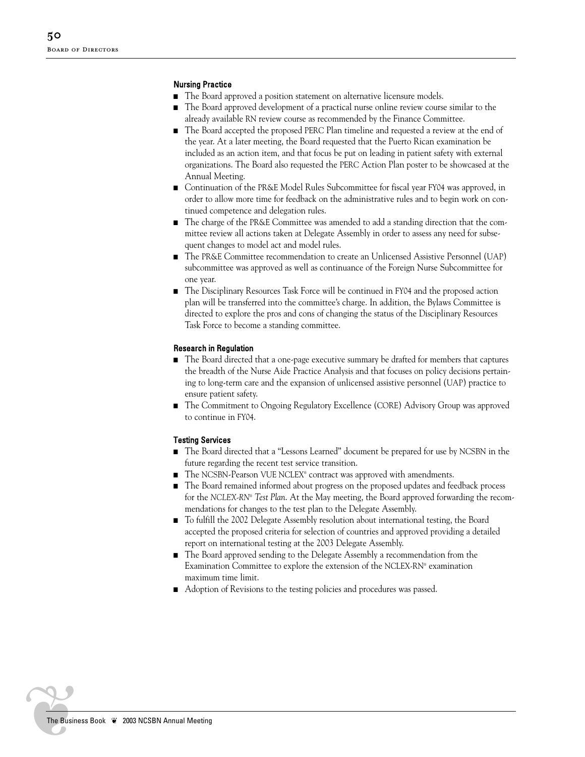### Nursing Practice

- The Board approved a position statement on alternative licensure models.
- The Board approved development of a practical nurse online review course similar to the already available RN review course as recommended by the Finance Committee.
- The Board accepted the proposed PERC Plan timeline and requested a review at the end of the year. At a later meeting, the Board requested that the Puerto Rican examination be included as an action item, and that focus be put on leading in patient safety with external organizations. The Board also requested the PERC Action Plan poster to be showcased at the Annual Meeting.
- Continuation of the PR&E Model Rules Subcommittee for fiscal year FY04 was approved, in order to allow more time for feedback on the administrative rules and to begin work on continued competence and delegation rules.
- The charge of the PR&E Committee was amended to add a standing direction that the committee review all actions taken at Delegate Assembly in order to assess any need for subsequent changes to model act and model rules.
- The PR&E Committee recommendation to create an Unlicensed Assistive Personnel (UAP) subcommittee was approved as well as continuance of the Foreign Nurse Subcommittee for one year.
- The Disciplinary Resources Task Force will be continued in FY04 and the proposed action plan will be transferred into the committee's charge. In addition, the Bylaws Committee is directed to explore the pros and cons of changing the status of the Disciplinary Resources Task Force to become a standing committee.

### Research in Regulation

- The Board directed that a one-page executive summary be drafted for members that captures the breadth of the Nurse Aide Practice Analysis and that focuses on policy decisions pertaining to long-term care and the expansion of unlicensed assistive personnel (UAP) practice to ensure patient safety.
- The Commitment to Ongoing Regulatory Excellence (CORE) Advisory Group was approved to continue in FY04.

### Testing Services

- The Board directed that a "Lessons Learned" document be prepared for use by NCSBN in the future regarding the recent test service transition.
- The NCSBN-Pearson VUE NCLEX® contract was approved with amendments.
- The Board remained informed about progress on the proposed updates and feedback process for the *NCLEX-RN® Test Plan*. At the May meeting, the Board approved forwarding the recommendations for changes to the test plan to the Delegate Assembly.
- To fulfill the 2002 Delegate Assembly resolution about international testing, the Board accepted the proposed criteria for selection of countries and approved providing a detailed report on international testing at the 2003 Delegate Assembly.
- The Board approved sending to the Delegate Assembly a recommendation from the Examination Committee to explore the extension of the NCLEX-RN® examination maximum time limit.
- Adoption of Revisions to the testing policies and procedures was passed.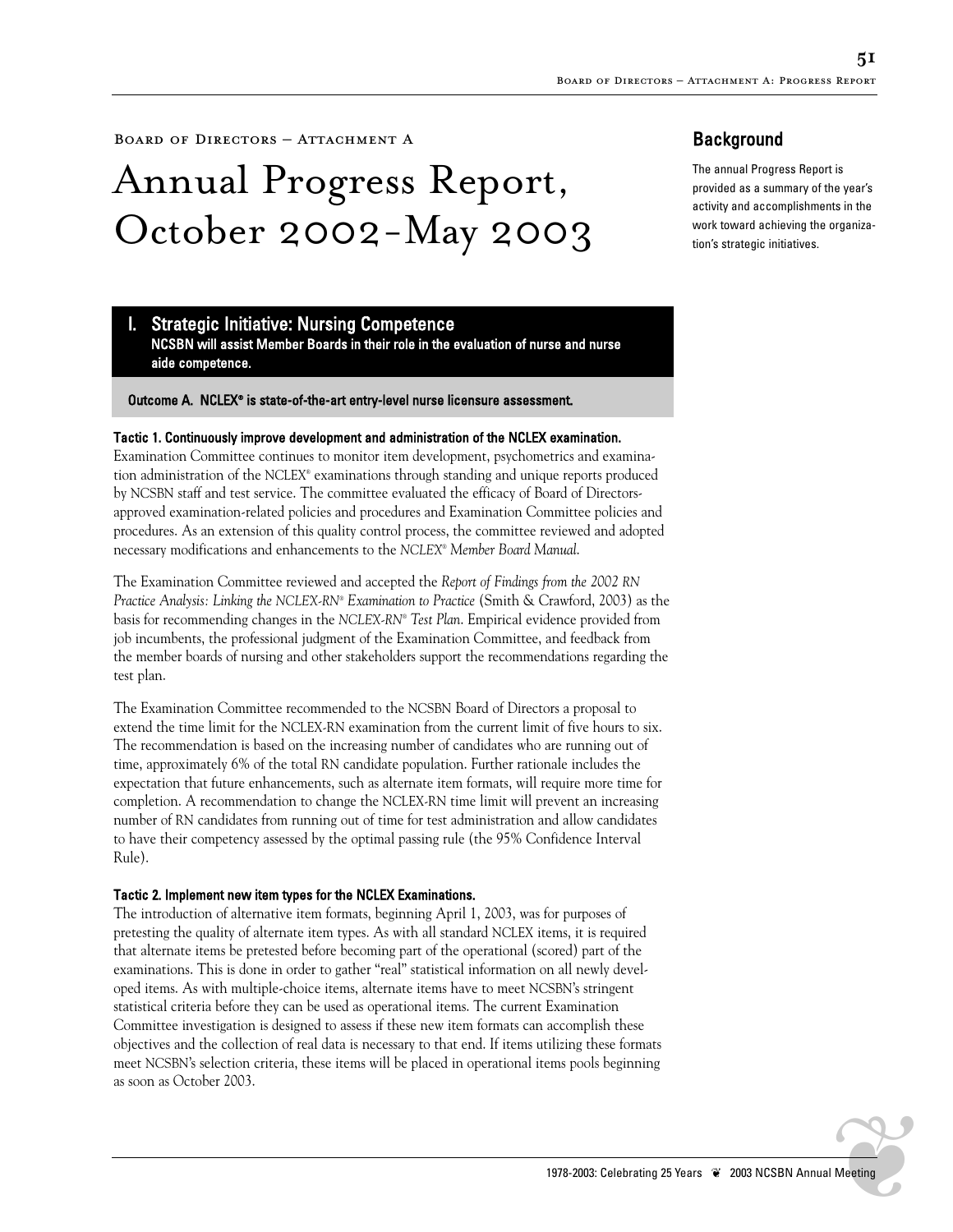Board of Directors – Attachment A

# Annual Progress Report, October 2002-May 2003

## Background

The annual Progress Report is provided as a summary of the year's activity and accomplishments in the work toward achieving the organization's strategic initiatives.

## I. Strategic Initiative: Nursing Competence

**NCSBN will assist Member Boards in their role in the evaluation of nurse and nurse aide competence.**

### Outcome A. NCLEX® is state-of-the-art entry-level nurse licensure assessment.

**Tactic 1. Continuously improve development and administration of the NCLEX examination.**

Examination Committee continues to monitor item development, psychometrics and examination administration of the NCLEX® examinations through standing and unique reports produced by NCSBN staff and test service. The committee evaluated the efficacy of Board of Directors-approved examination-related policies and procedures and Examination Committee policies and procedures. As an extension of this quality control process, the committee reviewed and adopted necessary modifications and enhancements to the *NCLEX® Member Board Manual*.

The Examination Committee reviewed and accepted the *Report of Findings from the 2002 RN Practice Analysis: Linking the NCLEX-RN® Examination to Practice* (Smith & Crawford, 2003) as the basis for recommending changes in the *NCLEX-RN® Test Plan*. Empirical evidence provided from job incumbents, the professional judgment of the Examination Committee, and feedback from the member boards of nursing and other stakeholders support the recommendations regarding the test plan.

The Examination Committee recommended to the NCSBN Board of Directors a proposal to extend the time limit for the NCLEX-RN examination from the current limit of five hours to six. The recommendation is based on the increasing number of candidates who are running out of time, approximately 6% of the total RN candidate population. Further rationale includes the expectation that future enhancements, such as alternate item formats, will require more time for completion. A recommendation to change the NCLEX-RN time limit will prevent an increasing number of RN candidates from running out of time for test administration and allow candidates to have their competency assessed by the optimal passing rule (the 95% Confidence Interval Rule).

**Tactic 2. Implement new item types for the NCLEX Examinations.**

The introduction of alternative item formats, beginning April 1, 2003, was for purposes of pretesting the quality of alternate item types. As with all standard NCLEX items, it is required that alternate items be pretested before becoming part of the operational (scored) part of the examinations. This is done in order to gather "real" statistical information on all newly developed items. As with multiple-choice items, alternate items have to meet NCSBN's stringent statistical criteria before they can be used as operational items. The current Examination Committee investigation is designed to assess if these new item formats can accomplish these objectives and the collection of real data is necessary to that end. If items utilizing these formats meet NCSBN's selection criteria, these items will be placed in operational items pools beginning as soon as October 2003.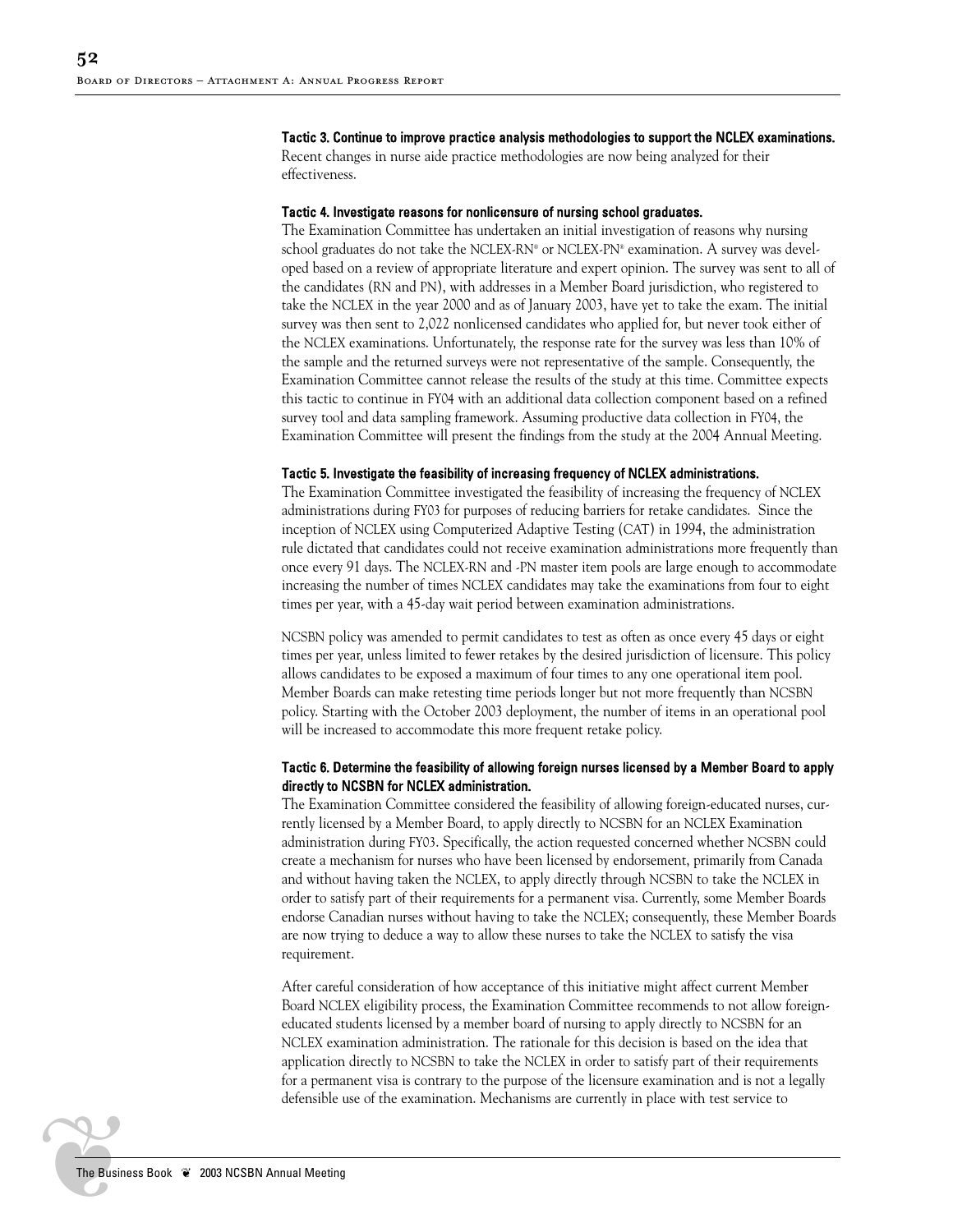**Tactic 3. Continue to improve practice analysis methodologies to support the NCLEX examinations.**
Recent changes in nurse aide practice methodologies are now being analyzed for their effectiveness.

**Tactic 4. Investigate reasons for nonlicensure of nursing school graduates.**
The Examination Committee has undertaken an initial investigation of reasons why nursing school graduates do not take the NCLEX-RN® or NCLEX-PN® examination. A survey was developed based on a review of appropriate literature and expert opinion. The survey was sent to all of the candidates (RN and PN), with addresses in a Member Board jurisdiction, who registered to take the NCLEX in the year 2000 and as of January 2003, have yet to take the exam. The initial survey was then sent to 2,022 nonlicensed candidates who applied for, but never took either of the NCLEX examinations. Unfortunately, the response rate for the survey was less than 10% of the sample and the returned surveys were not representative of the sample. Consequently, the Examination Committee cannot release the results of the study at this time. Committee expects this tactic to continue in FY04 with an additional data collection component based on a refined survey tool and data sampling framework. Assuming productive data collection in FY04, the Examination Committee will present the findings from the study at the 2004 Annual Meeting.

**Tactic 5. Investigate the feasibility of increasing frequency of NCLEX administrations.**
The Examination Committee investigated the feasibility of increasing the frequency of NCLEX administrations during FY03 for purposes of reducing barriers for retake candidates. Since the inception of NCLEX using Computerized Adaptive Testing (CAT) in 1994, the administration rule dictated that candidates could not receive examination administrations more frequently than once every 91 days. The NCLEX-RN and -PN master item pools are large enough to accommodate increasing the number of times NCLEX candidates may take the examinations from four to eight times per year, with a 45-day wait period between examination administrations.

NCSBN policy was amended to permit candidates to test as often as once every 45 days or eight times per year, unless limited to fewer retakes by the desired jurisdiction of licensure. This policy allows candidates to be exposed a maximum of four times to any one operational item pool. Member Boards can make retesting time periods longer but not more frequently than NCSBN policy. Starting with the October 2003 deployment, the number of items in an operational pool will be increased to accommodate this more frequent retake policy.

**Tactic 6. Determine the feasibility of allowing foreign nurses licensed by a Member Board to apply directly to NCSBN for NCLEX administration.**
The Examination Committee considered the feasibility of allowing foreign-educated nurses, currently licensed by a Member Board, to apply directly to NCSBN for an NCLEX Examination administration during FY03. Specifically, the action requested concerned whether NCSBN could create a mechanism for nurses who have been licensed by endorsement, primarily from Canada and without having taken the NCLEX, to apply directly through NCSBN to take the NCLEX in order to satisfy part of their requirements for a permanent visa. Currently, some Member Boards endorse Canadian nurses without having to take the NCLEX; consequently, these Member Boards are now trying to deduce a way to allow these nurses to take the NCLEX to satisfy the visa requirement.

After careful consideration of how acceptance of this initiative might affect current Member Board NCLEX eligibility process, the Examination Committee recommends to not allow foreign-educated students licensed by a member board of nursing to apply directly to NCSBN for an NCLEX examination administration. The rationale for this decision is based on the idea that application directly to NCSBN to take the NCLEX in order to satisfy part of their requirements for a permanent visa is contrary to the purpose of the licensure examination and is not a legally defensible use of the examination. Mechanisms are currently in place with test service to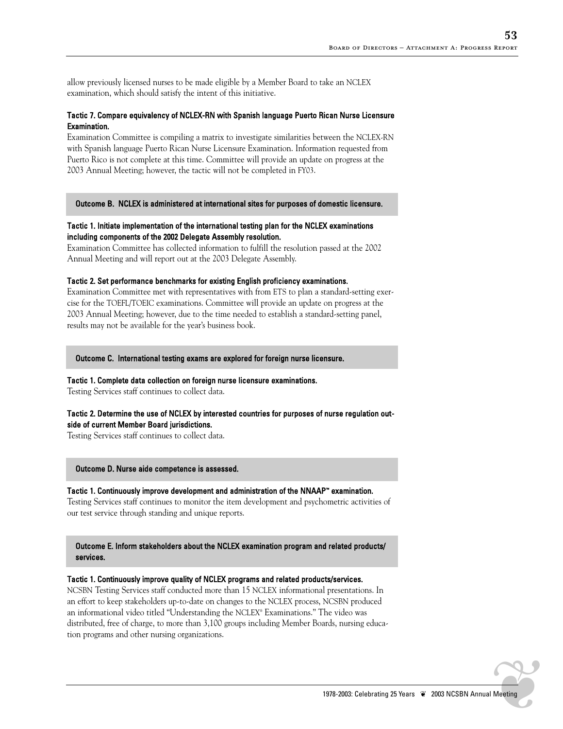allow previously licensed nurses to be made eligible by a Member Board to take an NCLEX examination, which should satisfy the intent of this initiative.

**Tactic 7. Compare equivalency of NCLEX-RN with Spanish language Puerto Rican Nurse Licensure Examination.**

Examination Committee is compiling a matrix to investigate similarities between the NCLEX-RN with Spanish language Puerto Rican Nurse Licensure Examination. Information requested from Puerto Rico is not complete at this time. Committee will provide an update on progress at the 2003 Annual Meeting; however, the tactic will not be completed in FY03.

## Outcome B. NCLEX is administered at international sites for purposes of domestic licensure.

**Tactic 1. Initiate implementation of the international testing plan for the NCLEX examinations including components of the 2002 Delegate Assembly resolution.**

Examination Committee has collected information to fulfill the resolution passed at the 2002 Annual Meeting and will report out at the 2003 Delegate Assembly.

**Tactic 2. Set performance benchmarks for existing English proficiency examinations.**

Examination Committee met with representatives with from ETS to plan a standard-setting exercise for the TOEFL/TOEIC examinations. Committee will provide an update on progress at the 2003 Annual Meeting; however, due to the time needed to establish a standard-setting panel, results may not be available for the year's business book.

## Outcome C. International testing exams are explored for foreign nurse licensure.

**Tactic 1. Complete data collection on foreign nurse licensure examinations.**

Testing Services staff continues to collect data.

**Tactic 2. Determine the use of NCLEX by interested countries for purposes of nurse regulation outside of current Member Board jurisdictions.**

Testing Services staff continues to collect data.

## Outcome D. Nurse aide competence is assessed.

**Tactic 1. Continuously improve development and administration of the NNAAP™ examination.**

Testing Services staff continues to monitor the item development and psychometric activities of our test service through standing and unique reports.

## Outcome E. Inform stakeholders about the NCLEX examination program and related products/services.

**Tactic 1. Continuously improve quality of NCLEX programs and related products/services.**

NCSBN Testing Services staff conducted more than 15 NCLEX informational presentations. In an effort to keep stakeholders up-to-date on changes to the NCLEX process, NCSBN produced an informational video titled "Understanding the NCLEX® Examinations." The video was distributed, free of charge, to more than 3,100 groups including Member Boards, nursing education programs and other nursing organizations.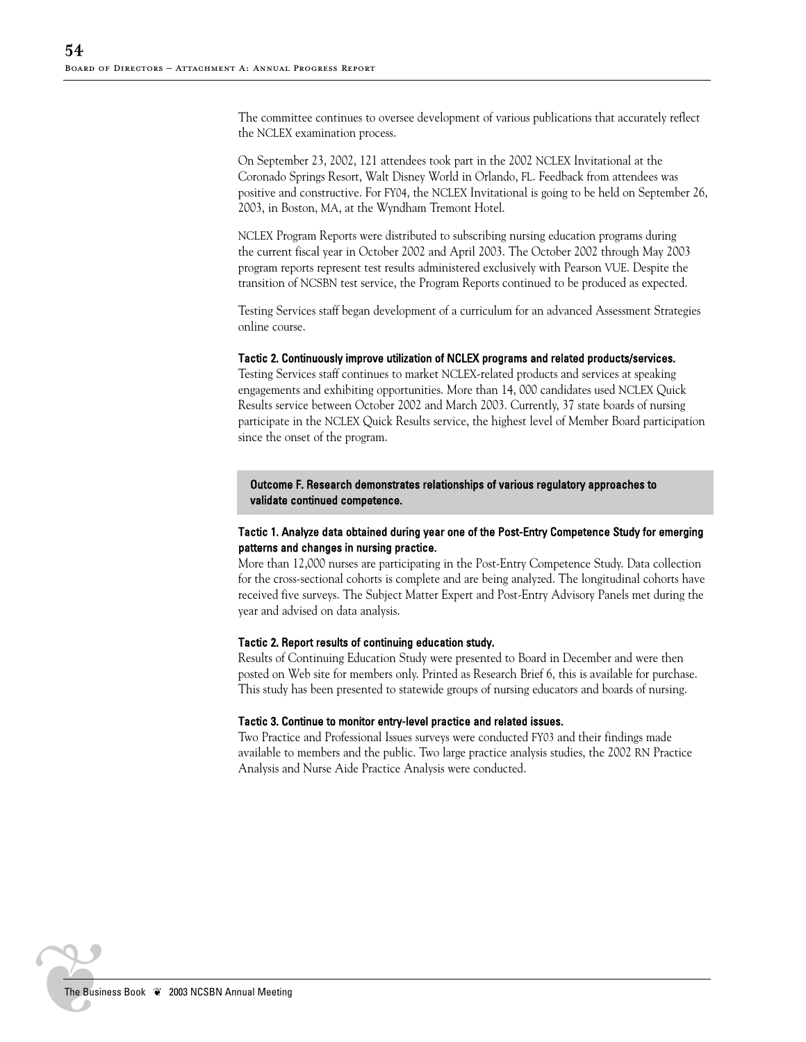The committee continues to oversee development of various publications that accurately reflect the NCLEX examination process.

On September 23, 2002, 121 attendees took part in the 2002 NCLEX Invitational at the Coronado Springs Resort, Walt Disney World in Orlando, FL. Feedback from attendees was positive and constructive. For FY04, the NCLEX Invitational is going to be held on September 26, 2003, in Boston, MA, at the Wyndham Tremont Hotel.

NCLEX Program Reports were distributed to subscribing nursing education programs during the current fiscal year in October 2002 and April 2003. The October 2002 through May 2003 program reports represent test results administered exclusively with Pearson VUE. Despite the transition of NCSBN test service, the Program Reports continued to be produced as expected.

Testing Services staff began development of a curriculum for an advanced Assessment Strategies online course.

**Tactic 2. Continuously improve utilization of NCLEX programs and related products/services.**
Testing Services staff continues to market NCLEX-related products and services at speaking engagements and exhibiting opportunities. More than 14, 000 candidates used NCLEX Quick Results service between October 2002 and March 2003. Currently, 37 state boards of nursing participate in the NCLEX Quick Results service, the highest level of Member Board participation since the onset of the program.

**Outcome F. Research demonstrates relationships of various regulatory approaches to validate continued competence.**

**Tactic 1. Analyze data obtained during year one of the Post-Entry Competence Study for emerging patterns and changes in nursing practice.**
More than 12,000 nurses are participating in the Post-Entry Competence Study. Data collection for the cross-sectional cohorts is complete and are being analyzed. The longitudinal cohorts have received five surveys. The Subject Matter Expert and Post-Entry Advisory Panels met during the year and advised on data analysis.

**Tactic 2. Report results of continuing education study.**
Results of Continuing Education Study were presented to Board in December and were then posted on Web site for members only. Printed as Research Brief 6, this is available for purchase. This study has been presented to statewide groups of nursing educators and boards of nursing.

**Tactic 3. Continue to monitor entry-level practice and related issues.**
Two Practice and Professional Issues surveys were conducted FY03 and their findings made available to members and the public. Two large practice analysis studies, the 2002 RN Practice Analysis and Nurse Aide Practice Analysis were conducted.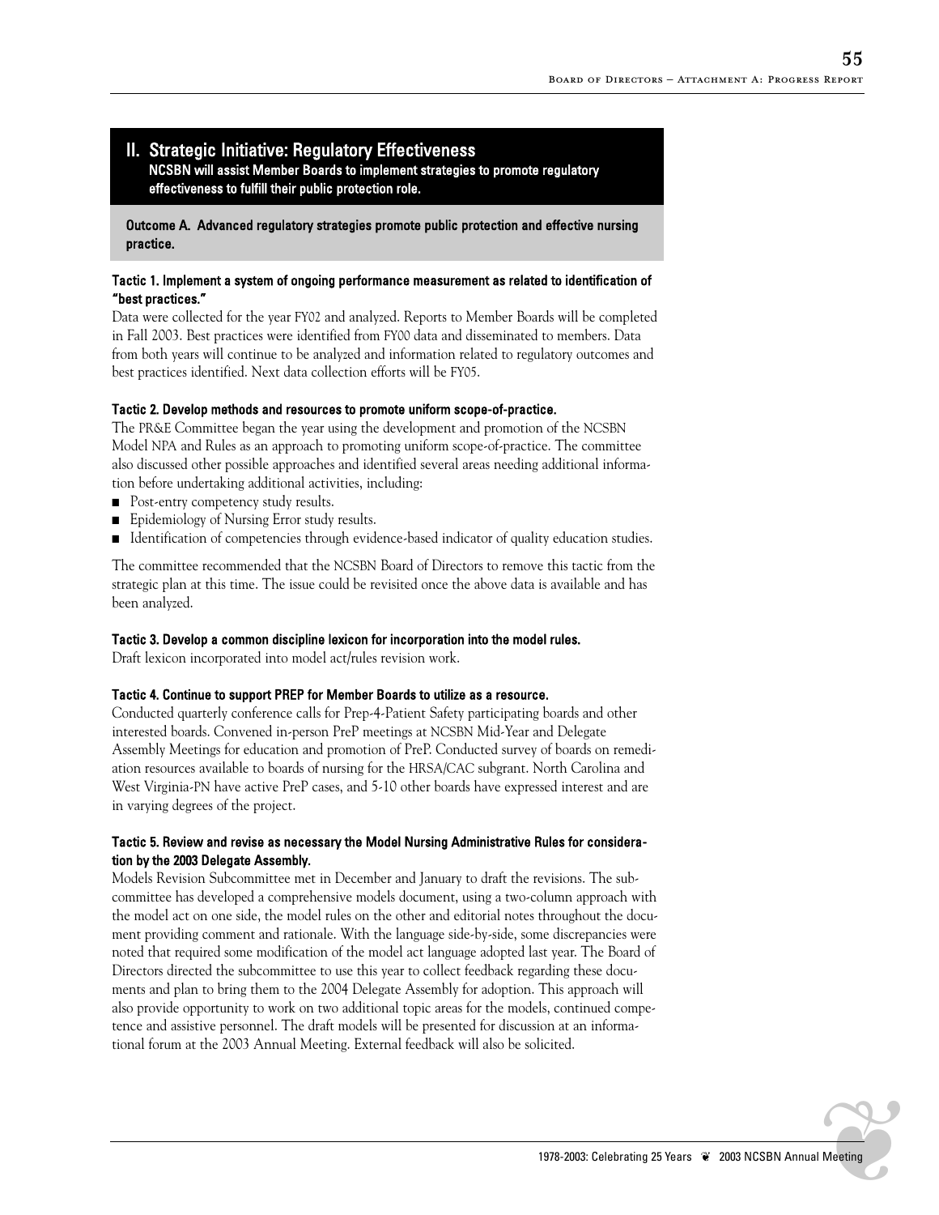## II. Strategic Initiative: Regulatory Effectiveness

**NCSBN will assist Member Boards to implement strategies to promote regulatory effectiveness to fulfill their public protection role.**

**Outcome A. Advanced regulatory strategies promote public protection and effective nursing practice.**

#### Tactic 1. Implement a system of ongoing performance measurement as related to identification of "best practices."

Data were collected for the year FY02 and analyzed. Reports to Member Boards will be completed in Fall 2003. Best practices were identified from FY00 data and disseminated to members. Data from both years will continue to be analyzed and information related to regulatory outcomes and best practices identified. Next data collection efforts will be FY05.

#### Tactic 2. Develop methods and resources to promote uniform scope-of-practice.

The PR&E Committee began the year using the development and promotion of the NCSBN Model NPA and Rules as an approach to promoting uniform scope-of-practice. The committee also discussed other possible approaches and identified several areas needing additional information before undertaking additional activities, including:

- Post-entry competency study results.
- Epidemiology of Nursing Error study results.
- Identification of competencies through evidence-based indicator of quality education studies.

The committee recommended that the NCSBN Board of Directors to remove this tactic from the strategic plan at this time. The issue could be revisited once the above data is available and has been analyzed.

#### Tactic 3. Develop a common discipline lexicon for incorporation into the model rules.

Draft lexicon incorporated into model act/rules revision work.

#### Tactic 4. Continue to support PREP for Member Boards to utilize as a resource.

Conducted quarterly conference calls for Prep-4-Patient Safety participating boards and other interested boards. Convened in-person PreP meetings at NCSBN Mid-Year and Delegate Assembly Meetings for education and promotion of PreP. Conducted survey of boards on remediation resources available to boards of nursing for the HRSA/CAC subgrant. North Carolina and West Virginia-PN have active PreP cases, and 5-10 other boards have expressed interest and are in varying degrees of the project.

#### Tactic 5. Review and revise as necessary the Model Nursing Administrative Rules for consideration by the 2003 Delegate Assembly.

Models Revision Subcommittee met in December and January to draft the revisions. The subcommittee has developed a comprehensive models document, using a two-column approach with the model act on one side, the model rules on the other and editorial notes throughout the document providing comment and rationale. With the language side-by-side, some discrepancies were noted that required some modification of the model act language adopted last year. The Board of Directors directed the subcommittee to use this year to collect feedback regarding these documents and plan to bring them to the 2004 Delegate Assembly for adoption. This approach will also provide opportunity to work on two additional topic areas for the models, continued competence and assistive personnel. The draft models will be presented for discussion at an informational forum at the 2003 Annual Meeting. External feedback will also be solicited.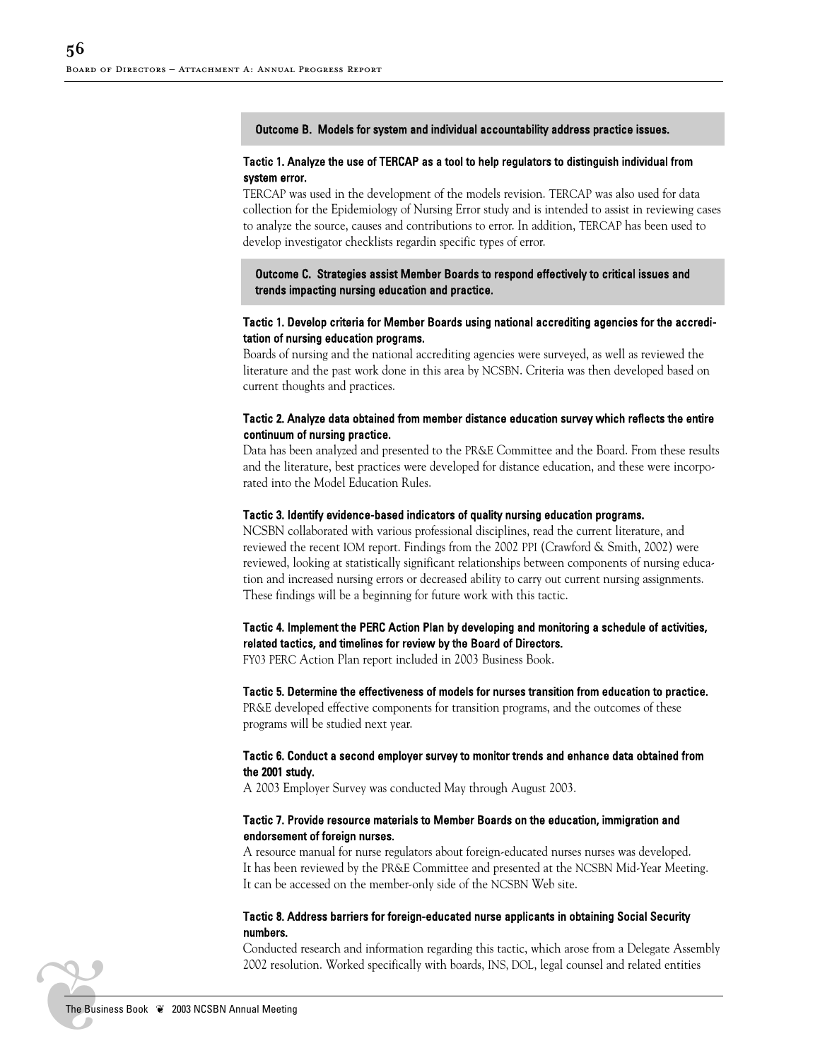**Outcome B. Models for system and individual accountability address practice issues.**

**Tactic 1. Analyze the use of TERCAP as a tool to help regulators to distinguish individual from system error.**

TERCAP was used in the development of the models revision. TERCAP was also used for data collection for the Epidemiology of Nursing Error study and is intended to assist in reviewing cases to analyze the source, causes and contributions to error. In addition, TERCAP has been used to develop investigator checklists regardin specific types of error.

**Outcome C. Strategies assist Member Boards to respond effectively to critical issues and trends impacting nursing education and practice.**

**Tactic 1. Develop criteria for Member Boards using national accrediting agencies for the accreditation of nursing education programs.**

Boards of nursing and the national accrediting agencies were surveyed, as well as reviewed the literature and the past work done in this area by NCSBN. Criteria was then developed based on current thoughts and practices.

**Tactic 2. Analyze data obtained from member distance education survey which reflects the entire continuum of nursing practice.**

Data has been analyzed and presented to the PR&E Committee and the Board. From these results and the literature, best practices were developed for distance education, and these were incorporated into the Model Education Rules.

**Tactic 3. Identify evidence-based indicators of quality nursing education programs.**

NCSBN collaborated with various professional disciplines, read the current literature, and reviewed the recent IOM report. Findings from the 2002 PPI (Crawford & Smith, 2002) were reviewed, looking at statistically significant relationships between components of nursing education and increased nursing errors or decreased ability to carry out current nursing assignments. These findings will be a beginning for future work with this tactic.

**Tactic 4. Implement the PERC Action Plan by developing and monitoring a schedule of activities, related tactics, and timelines for review by the Board of Directors.**

FY03 PERC Action Plan report included in 2003 Business Book.

**Tactic 5. Determine the effectiveness of models for nurses transition from education to practice.**

PR&E developed effective components for transition programs, and the outcomes of these programs will be studied next year.

**Tactic 6. Conduct a second employer survey to monitor trends and enhance data obtained from the 2001 study.**

A 2003 Employer Survey was conducted May through August 2003.

**Tactic 7. Provide resource materials to Member Boards on the education, immigration and endorsement of foreign nurses.**

A resource manual for nurse regulators about foreign-educated nurses nurses was developed. It has been reviewed by the PR&E Committee and presented at the NCSBN Mid-Year Meeting. It can be accessed on the member-only side of the NCSBN Web site.

**Tactic 8. Address barriers for foreign-educated nurse applicants in obtaining Social Security numbers.**

Conducted research and information regarding this tactic, which arose from a Delegate Assembly 2002 resolution. Worked specifically with boards, INS, DOL, legal counsel and related entities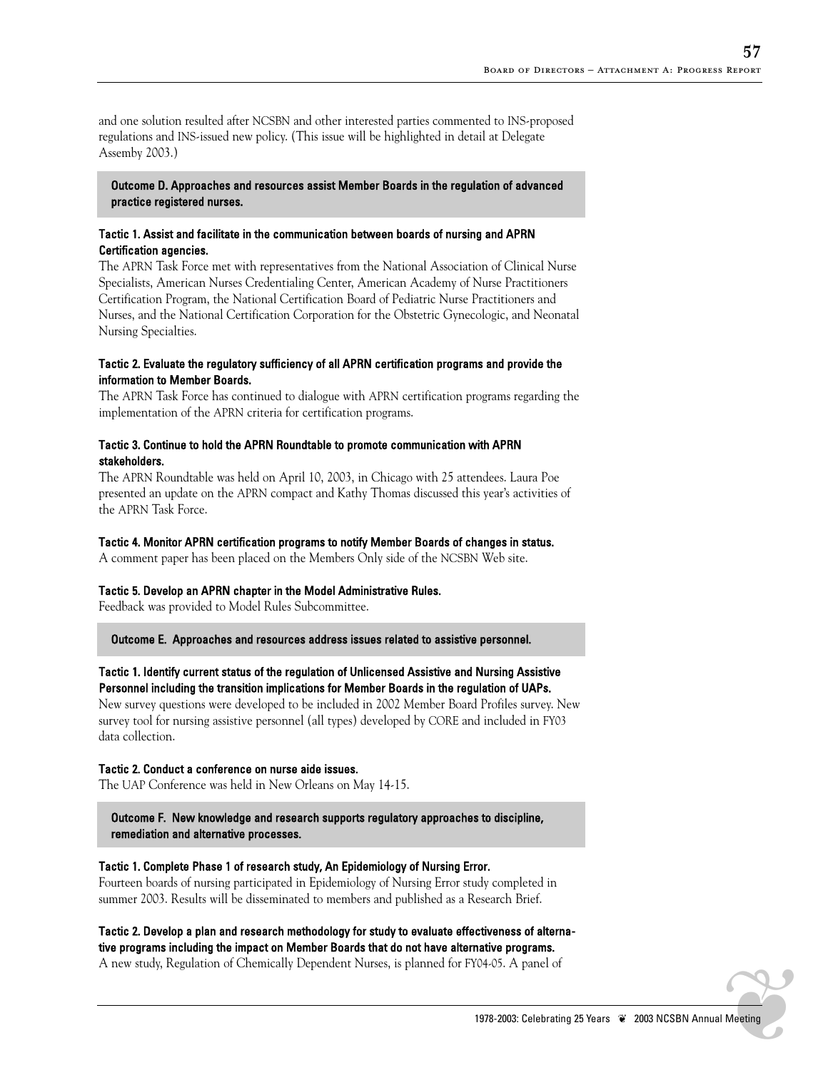and one solution resulted after NCSBN and other interested parties commented to INS-proposed regulations and INS-issued new policy. (This issue will be highlighted in detail at Delegate Assemby 2003.)

**Outcome D. Approaches and resources assist Member Boards in the regulation of advanced practice registered nurses.**

**Tactic 1. Assist and facilitate in the communication between boards of nursing and APRN Certification agencies.**

The APRN Task Force met with representatives from the National Association of Clinical Nurse Specialists, American Nurses Credentialing Center, American Academy of Nurse Practitioners Certification Program, the National Certification Board of Pediatric Nurse Practitioners and Nurses, and the National Certification Corporation for the Obstetric Gynecologic, and Neonatal Nursing Specialties.

**Tactic 2. Evaluate the regulatory sufficiency of all APRN certification programs and provide the information to Member Boards.**

The APRN Task Force has continued to dialogue with APRN certification programs regarding the implementation of the APRN criteria for certification programs.

**Tactic 3. Continue to hold the APRN Roundtable to promote communication with APRN stakeholders.**

The APRN Roundtable was held on April 10, 2003, in Chicago with 25 attendees. Laura Poe presented an update on the APRN compact and Kathy Thomas discussed this year's activities of the APRN Task Force.

**Tactic 4. Monitor APRN certification programs to notify Member Boards of changes in status.**

A comment paper has been placed on the Members Only side of the NCSBN Web site.

**Tactic 5. Develop an APRN chapter in the Model Administrative Rules.**

Feedback was provided to Model Rules Subcommittee.

**Outcome E. Approaches and resources address issues related to assistive personnel.**

**Tactic 1. Identify current status of the regulation of Unlicensed Assistive and Nursing Assistive Personnel including the transition implications for Member Boards in the regulation of UAPs.**

New survey questions were developed to be included in 2002 Member Board Profiles survey. New survey tool for nursing assistive personnel (all types) developed by CORE and included in FY03 data collection.

**Tactic 2. Conduct a conference on nurse aide issues.**

The UAP Conference was held in New Orleans on May 14-15.

**Outcome F. New knowledge and research supports regulatory approaches to discipline, remediation and alternative processes.**

**Tactic 1. Complete Phase 1 of research study, An Epidemiology of Nursing Error.**

Fourteen boards of nursing participated in Epidemiology of Nursing Error study completed in summer 2003. Results will be disseminated to members and published as a Research Brief.

**Tactic 2. Develop a plan and research methodology for study to evaluate effectiveness of alternative programs including the impact on Member Boards that do not have alternative programs.**

A new study, Regulation of Chemically Dependent Nurses, is planned for FY04-05. A panel of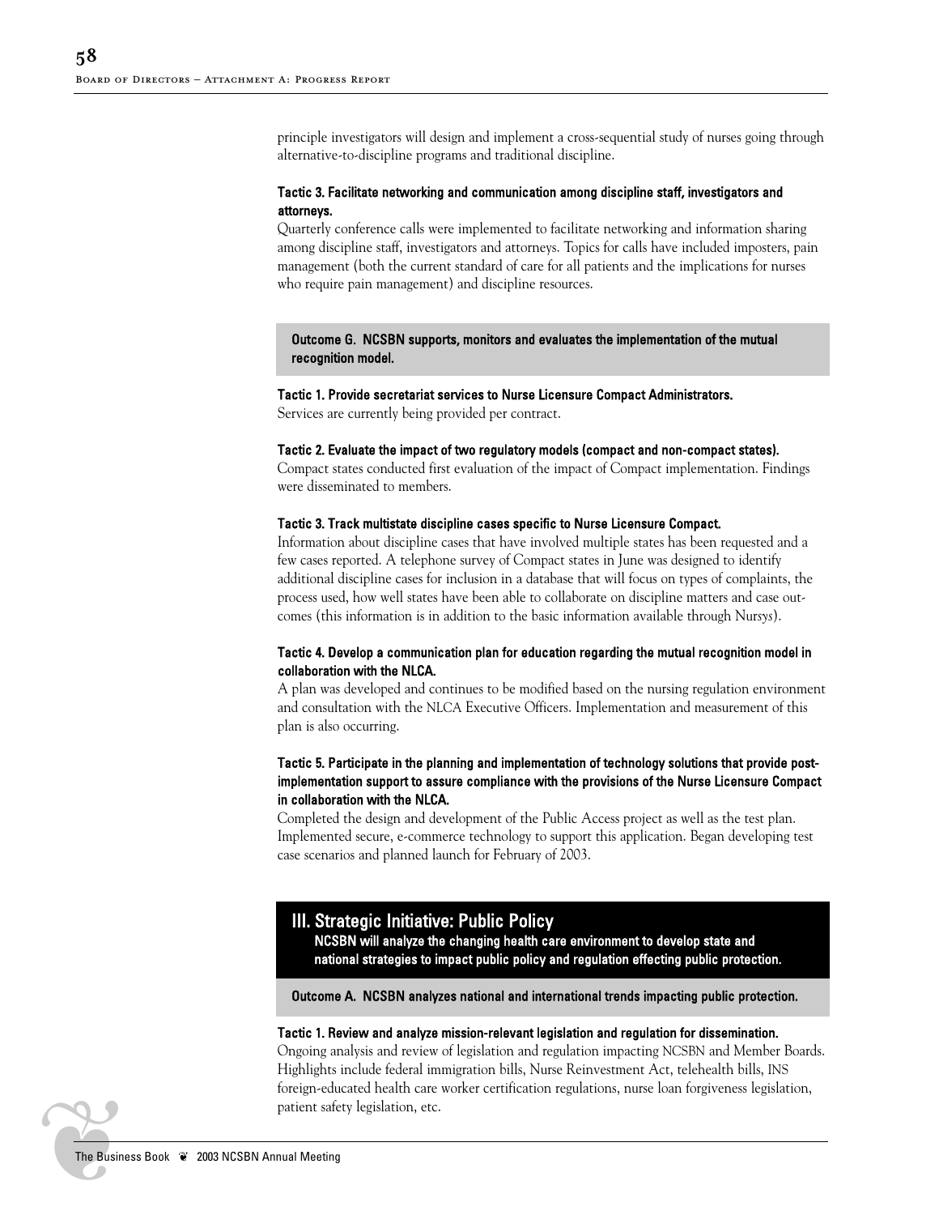principle investigators will design and implement a cross-sequential study of nurses going through alternative-to-discipline programs and traditional discipline.

**Tactic 3. Facilitate networking and communication among discipline staff, investigators and attorneys.**

Quarterly conference calls were implemented to facilitate networking and information sharing among discipline staff, investigators and attorneys. Topics for calls have included imposters, pain management (both the current standard of care for all patients and the implications for nurses who require pain management) and discipline resources.

**Outcome G. NCSBN supports, monitors and evaluates the implementation of the mutual recognition model.**

**Tactic 1. Provide secretariat services to Nurse Licensure Compact Administrators.**

Services are currently being provided per contract.

**Tactic 2. Evaluate the impact of two regulatory models (compact and non-compact states).**

Compact states conducted first evaluation of the impact of Compact implementation. Findings were disseminated to members.

**Tactic 3. Track multistate discipline cases specific to Nurse Licensure Compact.**

Information about discipline cases that have involved multiple states has been requested and a few cases reported. A telephone survey of Compact states in June was designed to identify additional discipline cases for inclusion in a database that will focus on types of complaints, the process used, how well states have been able to collaborate on discipline matters and case outcomes (this information is in addition to the basic information available through Nur*sys*).

**Tactic 4. Develop a communication plan for education regarding the mutual recognition model in collaboration with the NLCA.**

A plan was developed and continues to be modified based on the nursing regulation environment and consultation with the NLCA Executive Officers. Implementation and measurement of this plan is also occurring.

**Tactic 5. Participate in the planning and implementation of technology solutions that provide post-implementation support to assure compliance with the provisions of the Nurse Licensure Compact in collaboration with the NLCA.**

Completed the design and development of the Public Access project as well as the test plan. Implemented secure, e-commerce technology to support this application. Began developing test case scenarios and planned launch for February of 2003.

## III. Strategic Initiative: Public Policy

**NCSBN will analyze the changing health care environment to develop state and national strategies to impact public policy and regulation effecting public protection.**

**Outcome A. NCSBN analyzes national and international trends impacting public protection.**

**Tactic 1. Review and analyze mission-relevant legislation and regulation for dissemination.**

Ongoing analysis and review of legislation and regulation impacting NCSBN and Member Boards. Highlights include federal immigration bills, Nurse Reinvestment Act, telehealth bills, INS foreign-educated health care worker certification regulations, nurse loan forgiveness legislation, patient safety legislation, etc.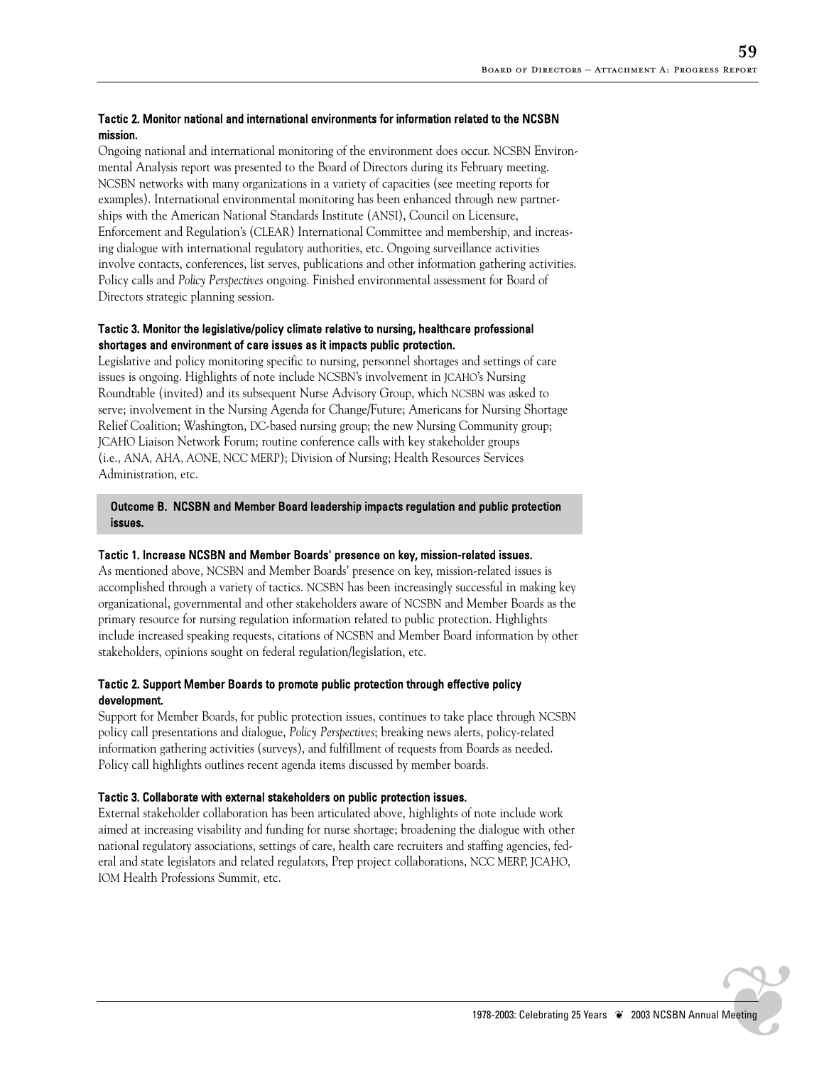#### Tactic 2. Monitor national and international environments for information related to the NCSBN mission.

Ongoing national and international monitoring of the environment does occur. NCSBN Environmental Analysis report was presented to the Board of Directors during its February meeting. NCSBN networks with many organizations in a variety of capacities (see meeting reports for examples). International environmental monitoring has been enhanced through new partnerships with the American National Standards Institute (ANSI), Council on Licensure, Enforcement and Regulation's (CLEAR) International Committee and membership, and increasing dialogue with international regulatory authorities, etc. Ongoing surveillance activities involve contacts, conferences, list serves, publications and other information gathering activities. Policy calls and *Policy Perspectives* ongoing. Finished environmental assessment for Board of Directors strategic planning session.

#### Tactic 3. Monitor the legislative/policy climate relative to nursing, healthcare professional shortages and environment of care issues as it impacts public protection.

Legislative and policy monitoring specific to nursing, personnel shortages and settings of care issues is ongoing. Highlights of note include NCSBN's involvement in JCAHO's Nursing Roundtable (invited) and its subsequent Nurse Advisory Group, which NCSBN was asked to serve; involvement in the Nursing Agenda for Change/Future; Americans for Nursing Shortage Relief Coalition; Washington, DC-based nursing group; the new Nursing Community group; JCAHO Liaison Network Forum; routine conference calls with key stakeholder groups (i.e., ANA, AHA, AONE, NCC MERP); Division of Nursing; Health Resources Services Administration, etc.

### Outcome B. NCSBN and Member Board leadership impacts regulation and public protection issues.

#### Tactic 1. Increase NCSBN and Member Boards' presence on key, mission-related issues.

As mentioned above, NCSBN and Member Boards' presence on key, mission-related issues is accomplished through a variety of tactics. NCSBN has been increasingly successful in making key organizational, governmental and other stakeholders aware of NCSBN and Member Boards as the primary resource for nursing regulation information related to public protection. Highlights include increased speaking requests, citations of NCSBN and Member Board information by other stakeholders, opinions sought on federal regulation/legislation, etc.

#### Tactic 2. Support Member Boards to promote public protection through effective policy development.

Support for Member Boards, for public protection issues, continues to take place through NCSBN policy call presentations and dialogue, *Policy Perspectives*; breaking news alerts, policy-related information gathering activities (surveys), and fulfillment of requests from Boards as needed. Policy call highlights outlines recent agenda items discussed by member boards.

#### Tactic 3. Collaborate with external stakeholders on public protection issues.

External stakeholder collaboration has been articulated above, highlights of note include work aimed at increasing visability and funding for nurse shortage; broadening the dialogue with other national regulatory associations, settings of care, health care recruiters and staffing agencies, federal and state legislators and related regulators, Prep project collaborations, NCC MERP, JCAHO, IOM Health Professions Summit, etc.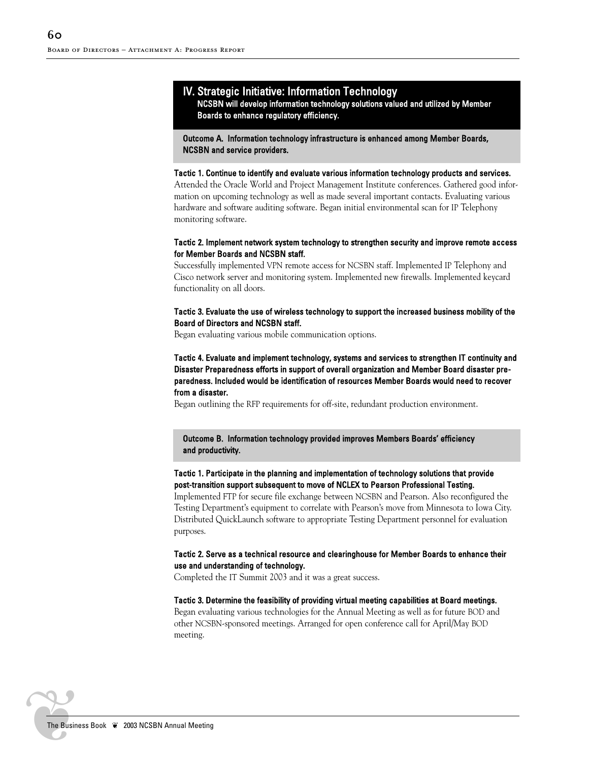## IV. Strategic Initiative: Information Technology

**NCSBN will develop information technology solutions valued and utilized by Member Boards to enhance regulatory efficiency.**

### Outcome A. Information technology infrastructure is enhanced among Member Boards, NCSBN and service providers.

**Tactic 1. Continue to identify and evaluate various information technology products and services.**
Attended the Oracle World and Project Management Institute conferences. Gathered good information on upcoming technology as well as made several important contacts. Evaluating various hardware and software auditing software. Began initial environmental scan for IP Telephony monitoring software.

**Tactic 2. Implement network system technology to strengthen security and improve remote access for Member Boards and NCSBN staff.**
Successfully implemented VPN remote access for NCSBN staff. Implemented IP Telephony and Cisco network server and monitoring system. Implemented new firewalls. Implemented keycard functionality on all doors.

**Tactic 3. Evaluate the use of wireless technology to support the increased business mobility of the Board of Directors and NCSBN staff.**
Began evaluating various mobile communication options.

**Tactic 4. Evaluate and implement technology, systems and services to strengthen IT continuity and Disaster Preparedness efforts in support of overall organization and Member Board disaster preparedness. Included would be identification of resources Member Boards would need to recover from a disaster.**
Began outlining the RFP requirements for off-site, redundant production environment.

### Outcome B. Information technology provided improves Members Boards' efficiency and productivity.

**Tactic 1. Participate in the planning and implementation of technology solutions that provide post-transition support subsequent to move of NCLEX to Pearson Professional Testing.**
Implemented FTP for secure file exchange between NCSBN and Pearson. Also reconfigured the Testing Department's equipment to correlate with Pearson's move from Minnesota to Iowa City. Distributed QuickLaunch software to appropriate Testing Department personnel for evaluation purposes.

**Tactic 2. Serve as a technical resource and clearinghouse for Member Boards to enhance their use and understanding of technology.**
Completed the IT Summit 2003 and it was a great success.

**Tactic 3. Determine the feasibility of providing virtual meeting capabilities at Board meetings.**
Began evaluating various technologies for the Annual Meeting as well as for future BOD and other NCSBN-sponsored meetings. Arranged for open conference call for April/May BOD meeting.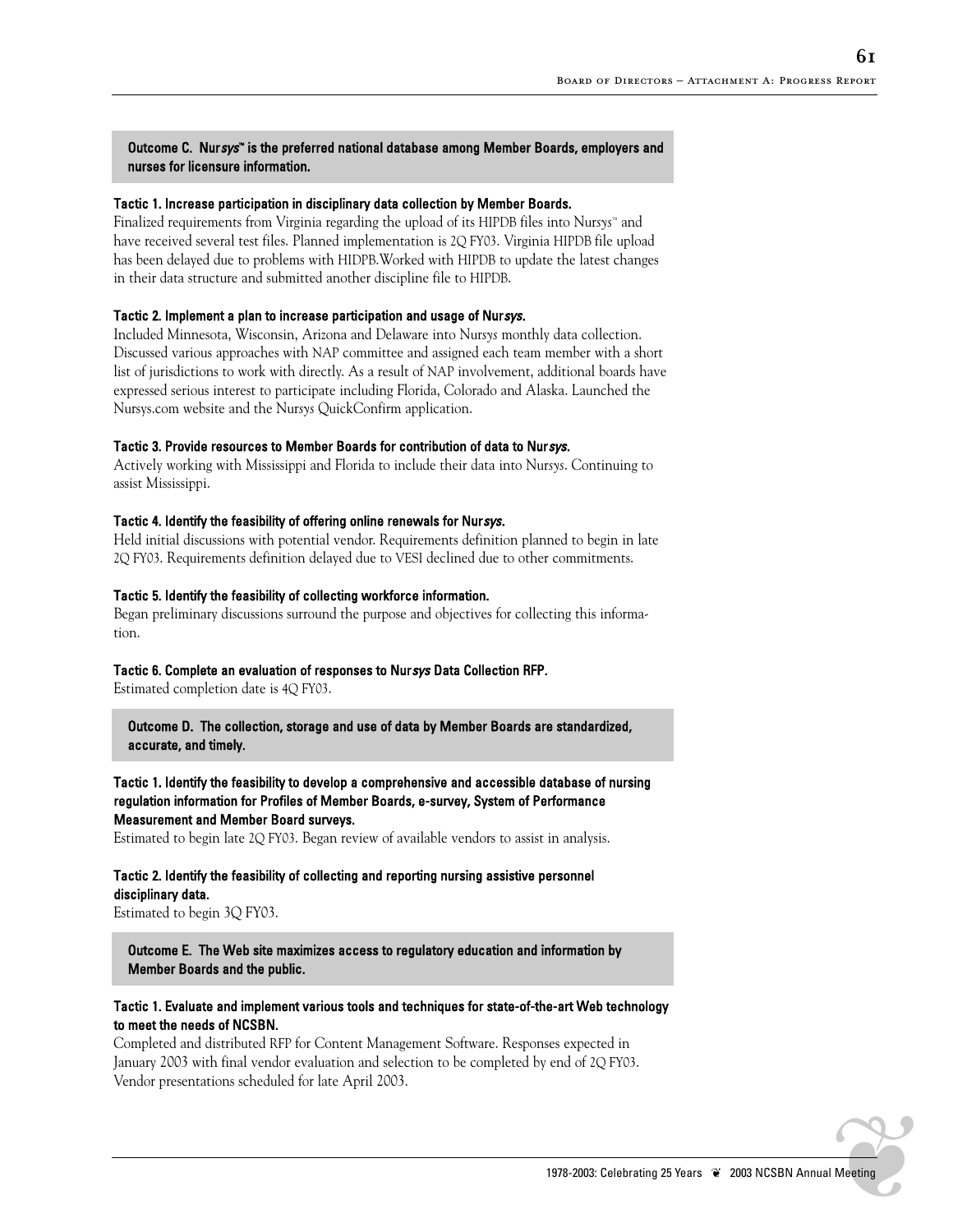**Outcome C. Nur*sys*™ is the preferred national database among Member Boards, employers and nurses for licensure information.**

**Tactic 1. Increase participation in disciplinary data collection by Member Boards.**

Finalized requirements from Virginia regarding the upload of its HIPDB files into Nur*sys*™ and have received several test files. Planned implementation is 2Q FY03. Virginia HIPDB file upload has been delayed due to problems with HIDPB.Worked with HIPDB to update the latest changes in their data structure and submitted another discipline file to HIPDB.

**Tactic 2. Implement a plan to increase participation and usage of Nur*sys*.**

Included Minnesota, Wisconsin, Arizona and Delaware into Nur*sys* monthly data collection. Discussed various approaches with NAP committee and assigned each team member with a short list of jurisdictions to work with directly. As a result of NAP involvement, additional boards have expressed serious interest to participate including Florida, Colorado and Alaska. Launched the Nursys.com website and the Nur*sys* QuickConfirm application.

**Tactic 3. Provide resources to Member Boards for contribution of data to Nur*sys*.**

Actively working with Mississippi and Florida to include their data into Nur*sys*. Continuing to assist Mississippi.

**Tactic 4. Identify the feasibility of offering online renewals for Nur*sys*.**

Held initial discussions with potential vendor. Requirements definition planned to begin in late 2Q FY03. Requirements definition delayed due to VESI declined due to other commitments.

**Tactic 5. Identify the feasibility of collecting workforce information.**

Began preliminary discussions surround the purpose and objectives for collecting this information.

**Tactic 6. Complete an evaluation of responses to Nur*sys* Data Collection RFP.**

Estimated completion date is 4Q FY03.

**Outcome D. The collection, storage and use of data by Member Boards are standardized, accurate, and timely.**

**Tactic 1. Identify the feasibility to develop a comprehensive and accessible database of nursing regulation information for Profiles of Member Boards, e-survey, System of Performance Measurement and Member Board surveys.**

Estimated to begin late 2Q FY03. Began review of available vendors to assist in analysis.

**Tactic 2. Identify the feasibility of collecting and reporting nursing assistive personnel disciplinary data.**

Estimated to begin 3Q FY03.

**Outcome E. The Web site maximizes access to regulatory education and information by Member Boards and the public.**

**Tactic 1. Evaluate and implement various tools and techniques for state-of-the-art Web technology to meet the needs of NCSBN.**

Completed and distributed RFP for Content Management Software. Responses expected in January 2003 with final vendor evaluation and selection to be completed by end of 2Q FY03. Vendor presentations scheduled for late April 2003.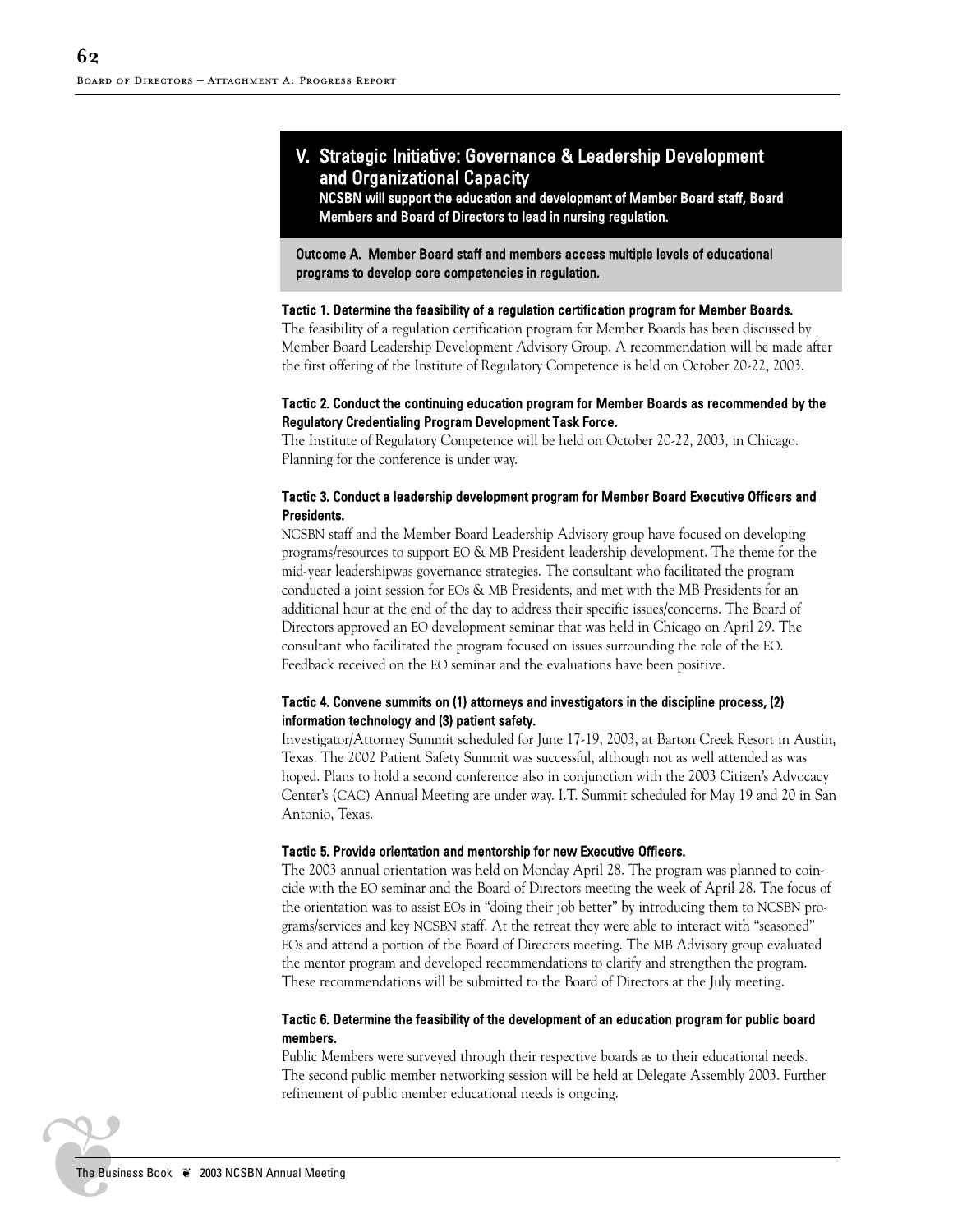## V. Strategic Initiative: Governance & Leadership Development and Organizational Capacity

**NCSBN will support the education and development of Member Board staff, Board Members and Board of Directors to lead in nursing regulation.**

**Outcome A. Member Board staff and members access multiple levels of educational programs to develop core competencies in regulation.**

**Tactic 1. Determine the feasibility of a regulation certification program for Member Boards.**

The feasibility of a regulation certification program for Member Boards has been discussed by Member Board Leadership Development Advisory Group. A recommendation will be made after the first offering of the Institute of Regulatory Competence is held on October 20-22, 2003.

**Tactic 2. Conduct the continuing education program for Member Boards as recommended by the Regulatory Credentialing Program Development Task Force.**

The Institute of Regulatory Competence will be held on October 20-22, 2003, in Chicago. Planning for the conference is under way.

**Tactic 3. Conduct a leadership development program for Member Board Executive Officers and Presidents.**

NCSBN staff and the Member Board Leadership Advisory group have focused on developing programs/resources to support EO & MB President leadership development. The theme for the mid-year leadershipwas governance strategies. The consultant who facilitated the program conducted a joint session for EOs & MB Presidents, and met with the MB Presidents for an additional hour at the end of the day to address their specific issues/concerns. The Board of Directors approved an EO development seminar that was held in Chicago on April 29. The consultant who facilitated the program focused on issues surrounding the role of the EO. Feedback received on the EO seminar and the evaluations have been positive.

**Tactic 4. Convene summits on (1) attorneys and investigators in the discipline process, (2) information technology and (3) patient safety.**

Investigator/Attorney Summit scheduled for June 17-19, 2003, at Barton Creek Resort in Austin, Texas. The 2002 Patient Safety Summit was successful, although not as well attended as was hoped. Plans to hold a second conference also in conjunction with the 2003 Citizen's Advocacy Center's (CAC) Annual Meeting are under way. I.T. Summit scheduled for May 19 and 20 in San Antonio, Texas.

**Tactic 5. Provide orientation and mentorship for new Executive Officers.**

The 2003 annual orientation was held on Monday April 28. The program was planned to coincide with the EO seminar and the Board of Directors meeting the week of April 28. The focus of the orientation was to assist EOs in "doing their job better" by introducing them to NCSBN programs/services and key NCSBN staff. At the retreat they were able to interact with "seasoned" EOs and attend a portion of the Board of Directors meeting. The MB Advisory group evaluated the mentor program and developed recommendations to clarify and strengthen the program. These recommendations will be submitted to the Board of Directors at the July meeting.

**Tactic 6. Determine the feasibility of the development of an education program for public board members.**

Public Members were surveyed through their respective boards as to their educational needs. The second public member networking session will be held at Delegate Assembly 2003. Further refinement of public member educational needs is ongoing.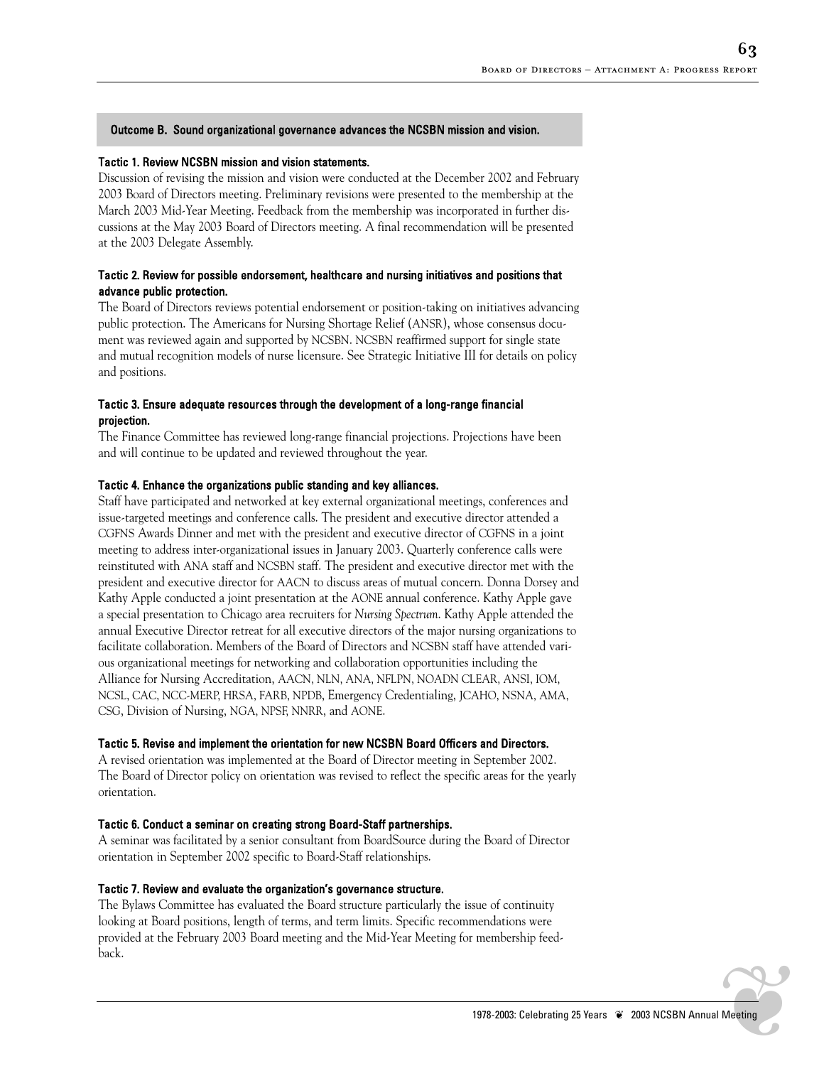## Outcome B. Sound organizational governance advances the NCSBN mission and vision.

### Tactic 1. Review NCSBN mission and vision statements.

Discussion of revising the mission and vision were conducted at the December 2002 and February 2003 Board of Directors meeting. Preliminary revisions were presented to the membership at the March 2003 Mid-Year Meeting. Feedback from the membership was incorporated in further discussions at the May 2003 Board of Directors meeting. A final recommendation will be presented at the 2003 Delegate Assembly.

### Tactic 2. Review for possible endorsement, healthcare and nursing initiatives and positions that advance public protection.

The Board of Directors reviews potential endorsement or position-taking on initiatives advancing public protection. The Americans for Nursing Shortage Relief (ANSR), whose consensus document was reviewed again and supported by NCSBN. NCSBN reaffirmed support for single state and mutual recognition models of nurse licensure. See Strategic Initiative III for details on policy and positions.

### Tactic 3. Ensure adequate resources through the development of a long-range financial projection.

The Finance Committee has reviewed long-range financial projections. Projections have been and will continue to be updated and reviewed throughout the year.

### Tactic 4. Enhance the organizations public standing and key alliances.

Staff have participated and networked at key external organizational meetings, conferences and issue-targeted meetings and conference calls. The president and executive director attended a CGFNS Awards Dinner and met with the president and executive director of CGFNS in a joint meeting to address inter-organizational issues in January 2003. Quarterly conference calls were reinstituted with ANA staff and NCSBN staff. The president and executive director met with the president and executive director for AACN to discuss areas of mutual concern. Donna Dorsey and Kathy Apple conducted a joint presentation at the AONE annual conference. Kathy Apple gave a special presentation to Chicago area recruiters for *Nursing Spectrum*. Kathy Apple attended the annual Executive Director retreat for all executive directors of the major nursing organizations to facilitate collaboration. Members of the Board of Directors and NCSBN staff have attended various organizational meetings for networking and collaboration opportunities including the Alliance for Nursing Accreditation, AACN, NLN, ANA, NFLPN, NOADN CLEAR, ANSI, IOM, NCSL, CAC, NCC-MERP, HRSA, FARB, NPDB, Emergency Credentialing, JCAHO, NSNA, AMA, CSG, Division of Nursing, NGA, NPSF, NNRR, and AONE.

### Tactic 5. Revise and implement the orientation for new NCSBN Board Officers and Directors.

A revised orientation was implemented at the Board of Director meeting in September 2002. The Board of Director policy on orientation was revised to reflect the specific areas for the yearly orientation.

### Tactic 6. Conduct a seminar on creating strong Board-Staff partnerships.

A seminar was facilitated by a senior consultant from BoardSource during the Board of Director orientation in September 2002 specific to Board-Staff relationships.

### Tactic 7. Review and evaluate the organization's governance structure.

The Bylaws Committee has evaluated the Board structure particularly the issue of continuity looking at Board positions, length of terms, and term limits. Specific recommendations were provided at the February 2003 Board meeting and the Mid-Year Meeting for membership feedback.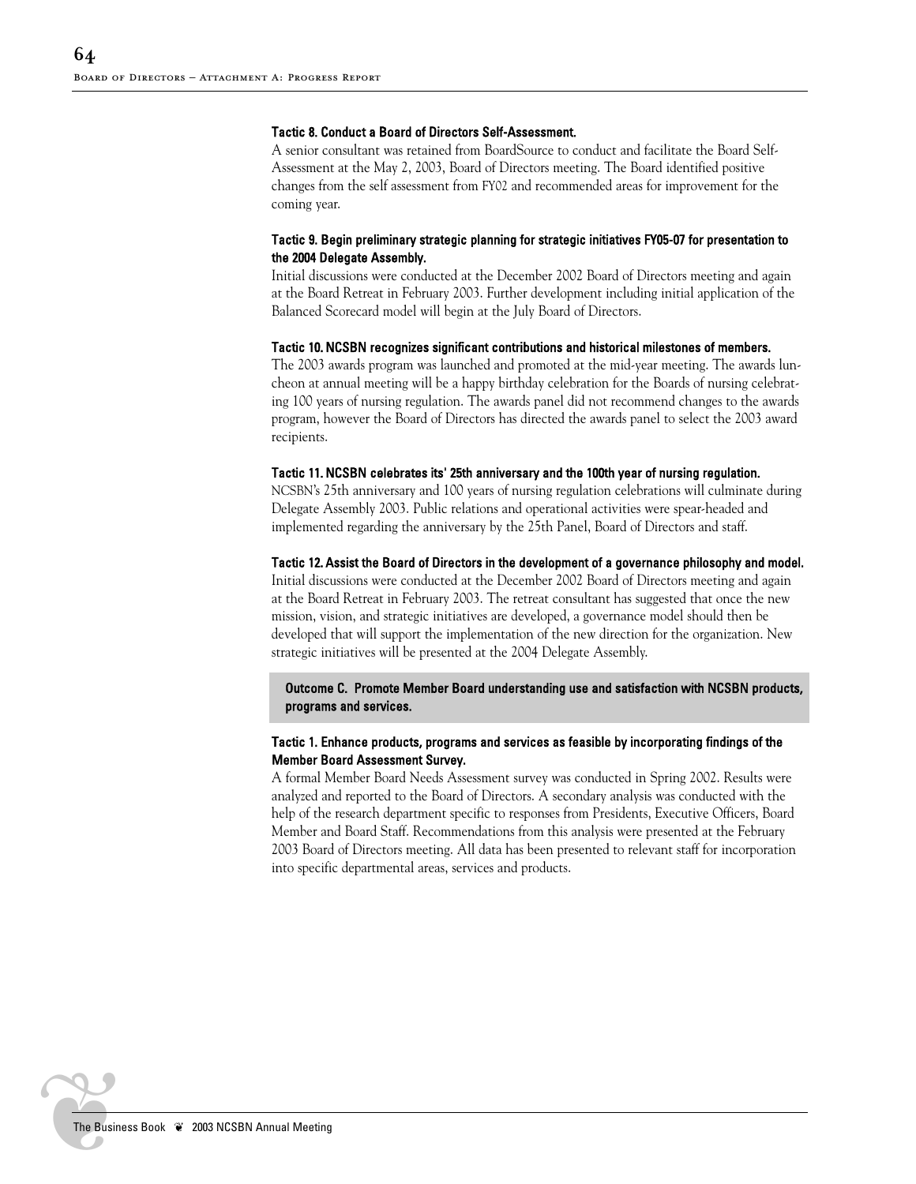**Tactic 8. Conduct a Board of Directors Self-Assessment.**

A senior consultant was retained from BoardSource to conduct and facilitate the Board Self-Assessment at the May 2, 2003, Board of Directors meeting. The Board identified positive changes from the self assessment from FY02 and recommended areas for improvement for the coming year.

**Tactic 9. Begin preliminary strategic planning for strategic initiatives FY05-07 for presentation to the 2004 Delegate Assembly.**

Initial discussions were conducted at the December 2002 Board of Directors meeting and again at the Board Retreat in February 2003. Further development including initial application of the Balanced Scorecard model will begin at the July Board of Directors.

**Tactic 10. NCSBN recognizes significant contributions and historical milestones of members.**

The 2003 awards program was launched and promoted at the mid-year meeting. The awards luncheon at annual meeting will be a happy birthday celebration for the Boards of nursing celebrating 100 years of nursing regulation. The awards panel did not recommend changes to the awards program, however the Board of Directors has directed the awards panel to select the 2003 award recipients.

**Tactic 11. NCSBN celebrates its' 25th anniversary and the 100th year of nursing regulation.**

NCSBN's 25th anniversary and 100 years of nursing regulation celebrations will culminate during Delegate Assembly 2003. Public relations and operational activities were spear-headed and implemented regarding the anniversary by the 25th Panel, Board of Directors and staff.

**Tactic 12. Assist the Board of Directors in the development of a governance philosophy and model.**

Initial discussions were conducted at the December 2002 Board of Directors meeting and again at the Board Retreat in February 2003. The retreat consultant has suggested that once the new mission, vision, and strategic initiatives are developed, a governance model should then be developed that will support the implementation of the new direction for the organization. New strategic initiatives will be presented at the 2004 Delegate Assembly.

**Outcome C. Promote Member Board understanding use and satisfaction with NCSBN products, programs and services.**

**Tactic 1. Enhance products, programs and services as feasible by incorporating findings of the Member Board Assessment Survey.**

A formal Member Board Needs Assessment survey was conducted in Spring 2002. Results were analyzed and reported to the Board of Directors. A secondary analysis was conducted with the help of the research department specific to responses from Presidents, Executive Officers, Board Member and Board Staff. Recommendations from this analysis were presented at the February 2003 Board of Directors meeting. All data has been presented to relevant staff for incorporation into specific departmental areas, services and products.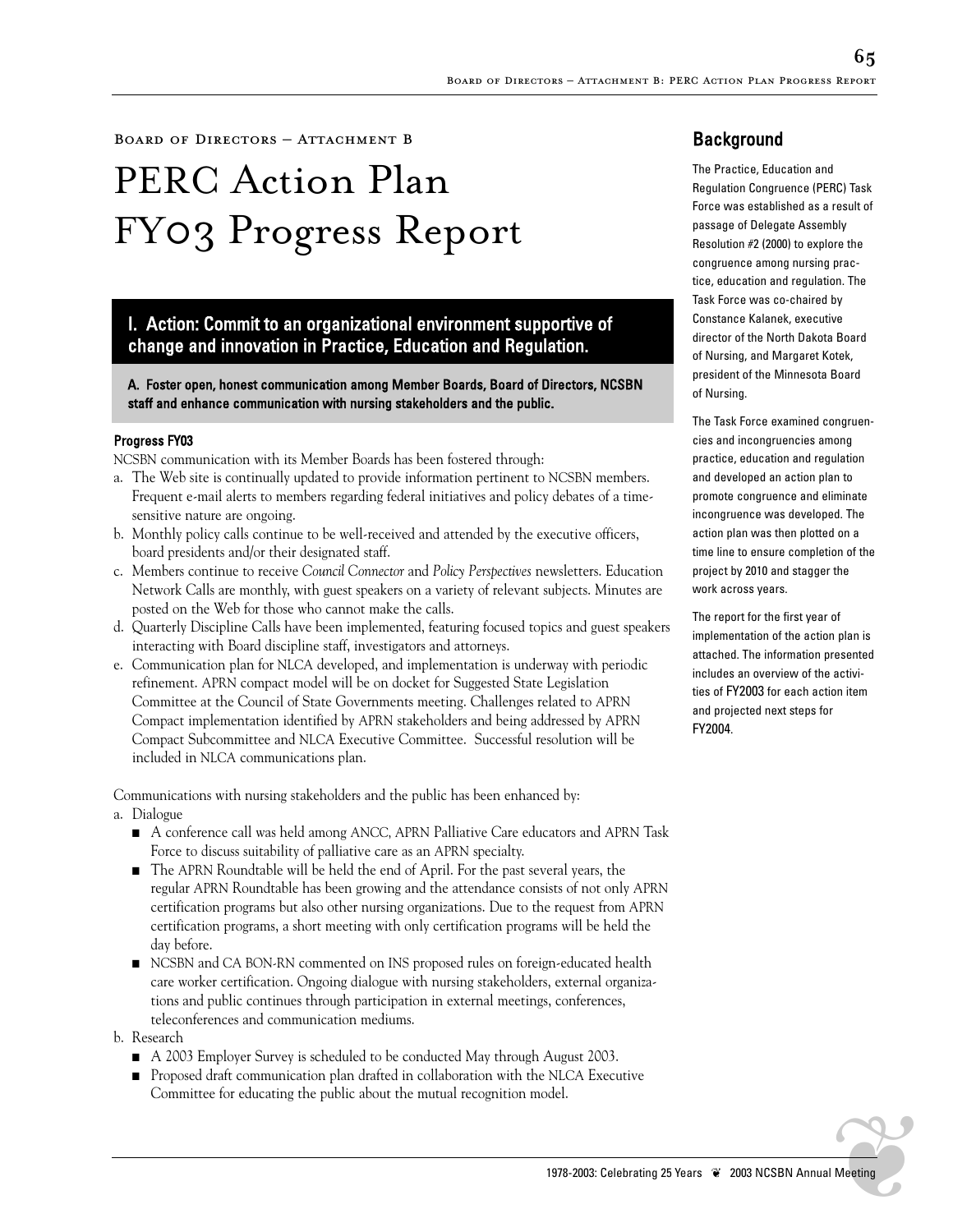Board of Directors – Attachment B

# PERC Action Plan FY03 Progress Report

## I. Action: Commit to an organizational environment supportive of change and innovation in Practice, Education and Regulation.

**A. Foster open, honest communication among Member Boards, Board of Directors, NCSBN staff and enhance communication with nursing stakeholders and the public.**

#### Progress FY03

NCSBN communication with its Member Boards has been fostered through:

a. The Web site is continually updated to provide information pertinent to NCSBN members. Frequent e-mail alerts to members regarding federal initiatives and policy debates of a time-sensitive nature are ongoing.
b. Monthly policy calls continue to be well-received and attended by the executive officers, board presidents and/or their designated staff.
c. Members continue to receive *Council Connector* and *Policy Perspectives* newsletters. Education Network Calls are monthly, with guest speakers on a variety of relevant subjects. Minutes are posted on the Web for those who cannot make the calls.
d. Quarterly Discipline Calls have been implemented, featuring focused topics and guest speakers interacting with Board discipline staff, investigators and attorneys.
e. Communication plan for NLCA developed, and implementation is underway with periodic refinement. APRN compact model will be on docket for Suggested State Legislation Committee at the Council of State Governments meeting. Challenges related to APRN Compact implementation identified by APRN stakeholders and being addressed by APRN Compact Subcommittee and NLCA Executive Committee. Successful resolution will be included in NLCA communications plan.

Communications with nursing stakeholders and the public has been enhanced by:

a. Dialogue
   - A conference call was held among ANCC, APRN Palliative Care educators and APRN Task Force to discuss suitability of palliative care as an APRN specialty.
   - The APRN Roundtable will be held the end of April. For the past several years, the regular APRN Roundtable has been growing and the attendance consists of not only APRN certification programs but also other nursing organizations. Due to the request from APRN certification programs, a short meeting with only certification programs will be held the day before.
   - NCSBN and CA BON-RN commented on INS proposed rules on foreign-educated health care worker certification. Ongoing dialogue with nursing stakeholders, external organizations and public continues through participation in external meetings, conferences, teleconferences and communication mediums.
b. Research
   - A 2003 Employer Survey is scheduled to be conducted May through August 2003.
   - Proposed draft communication plan drafted in collaboration with the NLCA Executive Committee for educating the public about the mutual recognition model.

## Background

The Practice, Education and Regulation Congruence (PERC) Task Force was established as a result of passage of Delegate Assembly Resolution #2 (2000) to explore the congruence among nursing practice, education and regulation. The Task Force was co-chaired by Constance Kalanek, executive director of the North Dakota Board of Nursing, and Margaret Kotek, president of the Minnesota Board of Nursing.

The Task Force examined congruencies and incongruencies among practice, education and regulation and developed an action plan to promote congruence and eliminate incongruence was developed. The action plan was then plotted on a time line to ensure completion of the project by 2010 and stagger the work across years.

The report for the first year of implementation of the action plan is attached. The information presented includes an overview of the activities of FY2003 for each action item and projected next steps for FY2004.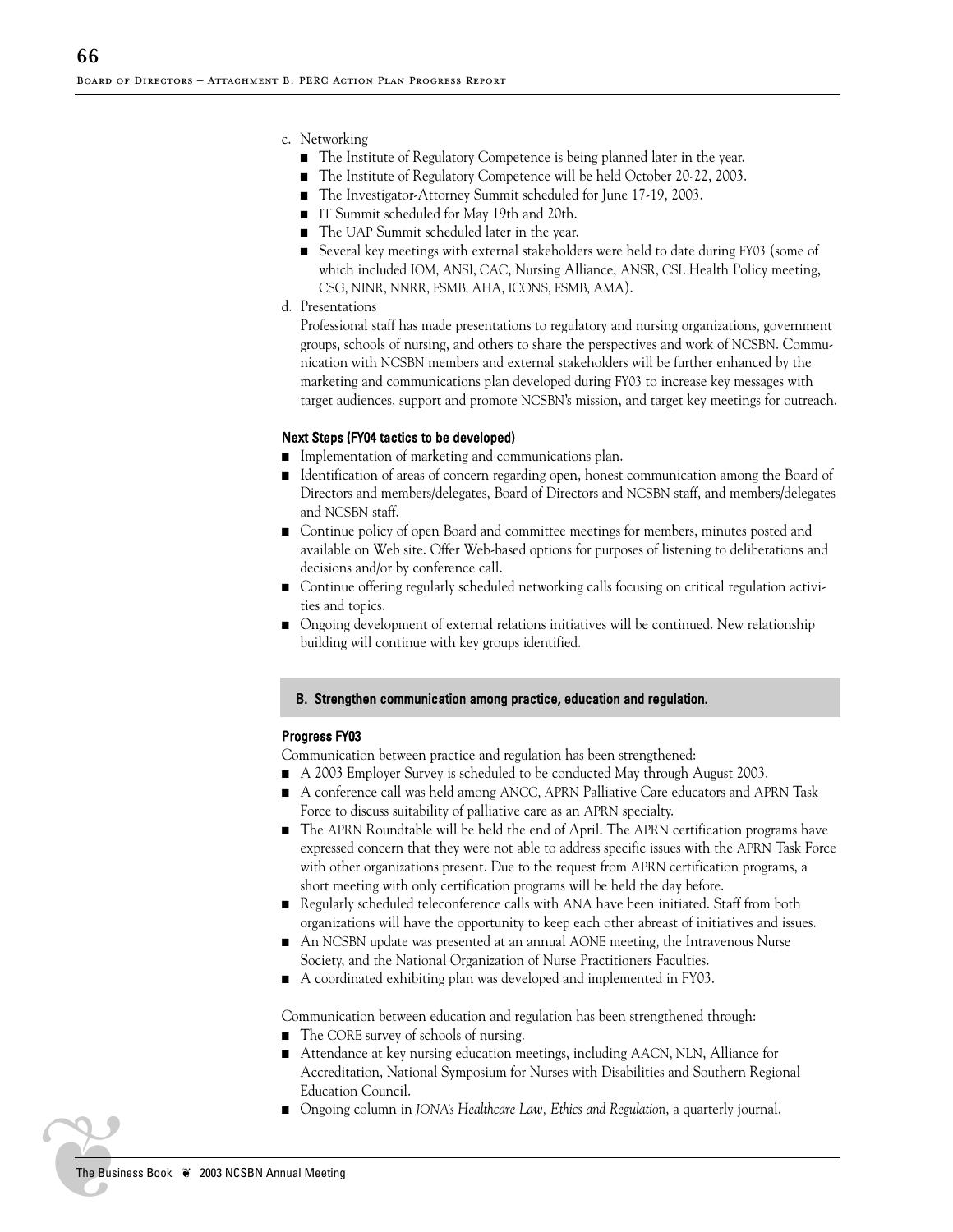c. Networking
   - The Institute of Regulatory Competence is being planned later in the year.
   - The Institute of Regulatory Competence will be held October 20-22, 2003.
   - The Investigator-Attorney Summit scheduled for June 17-19, 2003.
   - IT Summit scheduled for May 19th and 20th.
   - The UAP Summit scheduled later in the year.
   - Several key meetings with external stakeholders were held to date during FY03 (some of which included IOM, ANSI, CAC, Nursing Alliance, ANSR, CSL Health Policy meeting, CSG, NINR, NNRR, FSMB, AHA, ICONS, FSMB, AMA).

d. Presentations

   Professional staff has made presentations to regulatory and nursing organizations, government groups, schools of nursing, and others to share the perspectives and work of NCSBN. Communication with NCSBN members and external stakeholders will be further enhanced by the marketing and communications plan developed during FY03 to increase key messages with target audiences, support and promote NCSBN's mission, and target key meetings for outreach.

#### Next Steps (FY04 tactics to be developed)

- Implementation of marketing and communications plan.
- Identification of areas of concern regarding open, honest communication among the Board of Directors and members/delegates, Board of Directors and NCSBN staff, and members/delegates and NCSBN staff.
- Continue policy of open Board and committee meetings for members, minutes posted and available on Web site. Offer Web-based options for purposes of listening to deliberations and decisions and/or by conference call.
- Continue offering regularly scheduled networking calls focusing on critical regulation activities and topics.
- Ongoing development of external relations initiatives will be continued. New relationship building will continue with key groups identified.

### B. Strengthen communication among practice, education and regulation.

#### Progress FY03

Communication between practice and regulation has been strengthened:

- A 2003 Employer Survey is scheduled to be conducted May through August 2003.
- A conference call was held among ANCC, APRN Palliative Care educators and APRN Task Force to discuss suitability of palliative care as an APRN specialty.
- The APRN Roundtable will be held the end of April. The APRN certification programs have expressed concern that they were not able to address specific issues with the APRN Task Force with other organizations present. Due to the request from APRN certification programs, a short meeting with only certification programs will be held the day before.
- Regularly scheduled teleconference calls with ANA have been initiated. Staff from both organizations will have the opportunity to keep each other abreast of initiatives and issues.
- An NCSBN update was presented at an annual AONE meeting, the Intravenous Nurse Society, and the National Organization of Nurse Practitioners Faculties.
- A coordinated exhibiting plan was developed and implemented in FY03.

Communication between education and regulation has been strengthened through:

- The CORE survey of schools of nursing.
- Attendance at key nursing education meetings, including AACN, NLN, Alliance for Accreditation, National Symposium for Nurses with Disabilities and Southern Regional Education Council.
- Ongoing column in *JONA's Healthcare Law, Ethics and Regulation*, a quarterly journal.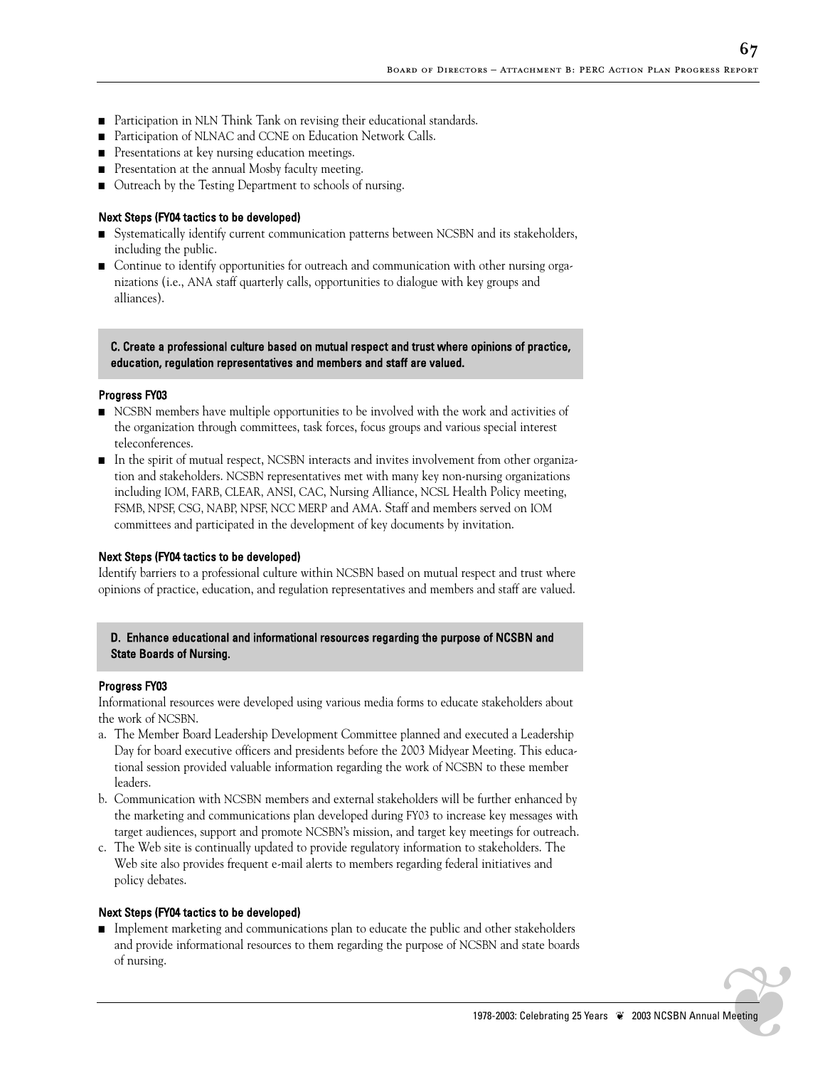- Participation in NLN Think Tank on revising their educational standards.
- Participation of NLNAC and CCNE on Education Network Calls.
- Presentations at key nursing education meetings.
- Presentation at the annual Mosby faculty meeting.
- Outreach by the Testing Department to schools of nursing.

#### Next Steps (FY04 tactics to be developed)

- Systematically identify current communication patterns between NCSBN and its stakeholders, including the public.
- Continue to identify opportunities for outreach and communication with other nursing organizations (i.e., ANA staff quarterly calls, opportunities to dialogue with key groups and alliances).

### C. Create a professional culture based on mutual respect and trust where opinions of practice, education, regulation representatives and members and staff are valued.

#### Progress FY03

- NCSBN members have multiple opportunities to be involved with the work and activities of the organization through committees, task forces, focus groups and various special interest teleconferences.
- In the spirit of mutual respect, NCSBN interacts and invites involvement from other organization and stakeholders. NCSBN representatives met with many key non-nursing organizations including IOM, FARB, CLEAR, ANSI, CAC, Nursing Alliance, NCSL Health Policy meeting, FSMB, NPSF, CSG, NABP, NPSF, NCC MERP and AMA. Staff and members served on IOM committees and participated in the development of key documents by invitation.

#### Next Steps (FY04 tactics to be developed)

Identify barriers to a professional culture within NCSBN based on mutual respect and trust where opinions of practice, education, and regulation representatives and members and staff are valued.

### D. Enhance educational and informational resources regarding the purpose of NCSBN and State Boards of Nursing.

#### Progress FY03

Informational resources were developed using various media forms to educate stakeholders about the work of NCSBN.

a. The Member Board Leadership Development Committee planned and executed a Leadership Day for board executive officers and presidents before the 2003 Midyear Meeting. This educational session provided valuable information regarding the work of NCSBN to these member leaders.
b. Communication with NCSBN members and external stakeholders will be further enhanced by the marketing and communications plan developed during FY03 to increase key messages with target audiences, support and promote NCSBN's mission, and target key meetings for outreach.
c. The Web site is continually updated to provide regulatory information to stakeholders. The Web site also provides frequent e-mail alerts to members regarding federal initiatives and policy debates.

#### Next Steps (FY04 tactics to be developed)

- Implement marketing and communications plan to educate the public and other stakeholders and provide informational resources to them regarding the purpose of NCSBN and state boards of nursing.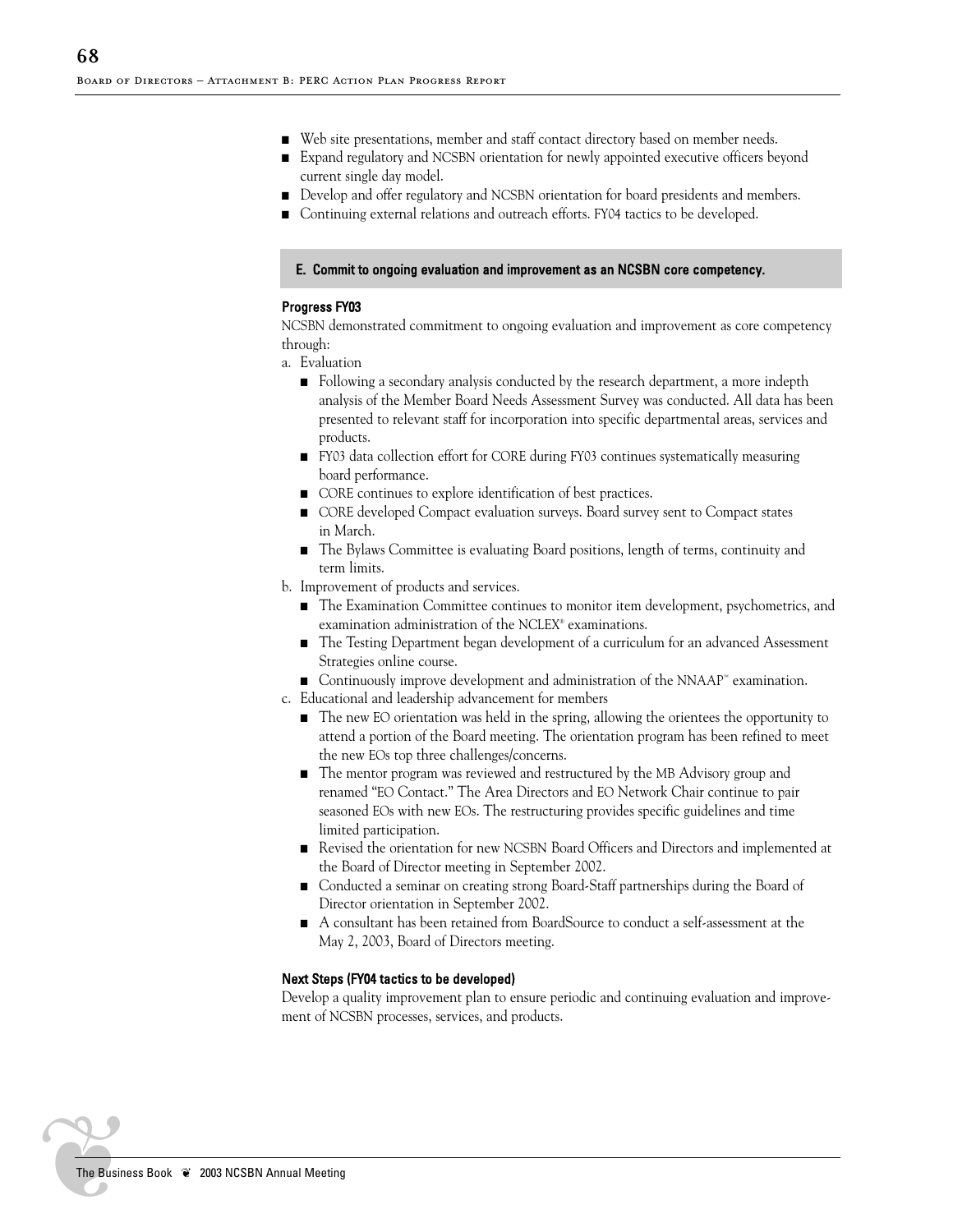- Web site presentations, member and staff contact directory based on member needs.
- Expand regulatory and NCSBN orientation for newly appointed executive officers beyond current single day model.
- Develop and offer regulatory and NCSBN orientation for board presidents and members.
- Continuing external relations and outreach efforts. FY04 tactics to be developed.

### E. Commit to ongoing evaluation and improvement as an NCSBN core competency.

#### Progress FY03

NCSBN demonstrated commitment to ongoing evaluation and improvement as core competency through:

a. Evaluation
   - Following a secondary analysis conducted by the research department, a more indepth analysis of the Member Board Needs Assessment Survey was conducted. All data has been presented to relevant staff for incorporation into specific departmental areas, services and products.
   - FY03 data collection effort for CORE during FY03 continues systematically measuring board performance.
   - CORE continues to explore identification of best practices.
   - CORE developed Compact evaluation surveys. Board survey sent to Compact states in March.
   - The Bylaws Committee is evaluating Board positions, length of terms, continuity and term limits.

b. Improvement of products and services.
   - The Examination Committee continues to monitor item development, psychometrics, and examination administration of the NCLEX® examinations.
   - The Testing Department began development of a curriculum for an advanced Assessment Strategies online course.
   - Continuously improve development and administration of the NNAAP™ examination.

c. Educational and leadership advancement for members
   - The new EO orientation was held in the spring, allowing the orientees the opportunity to attend a portion of the Board meeting. The orientation program has been refined to meet the new EOs top three challenges/concerns.
   - The mentor program was reviewed and restructured by the MB Advisory group and renamed "EO Contact." The Area Directors and EO Network Chair continue to pair seasoned EOs with new EOs. The restructuring provides specific guidelines and time limited participation.
   - Revised the orientation for new NCSBN Board Officers and Directors and implemented at the Board of Director meeting in September 2002.
   - Conducted a seminar on creating strong Board-Staff partnerships during the Board of Director orientation in September 2002.
   - A consultant has been retained from BoardSource to conduct a self-assessment at the May 2, 2003, Board of Directors meeting.

#### Next Steps (FY04 tactics to be developed)

Develop a quality improvement plan to ensure periodic and continuing evaluation and improvement of NCSBN processes, services, and products.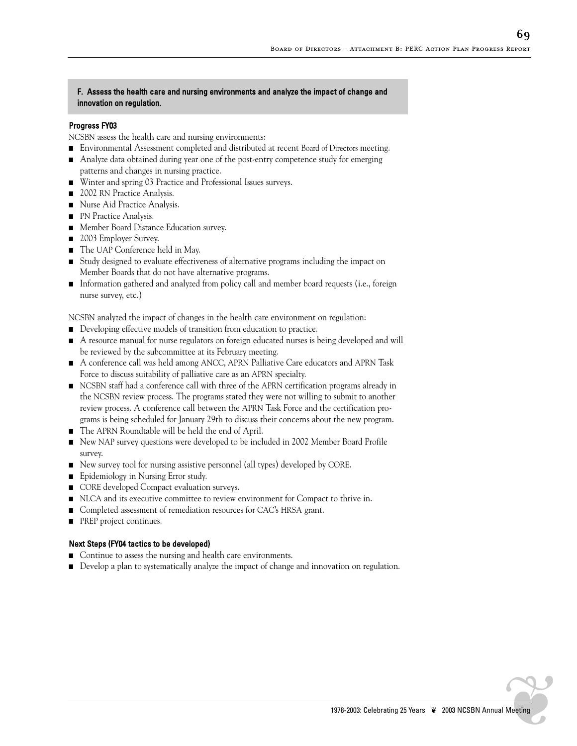**F. Assess the health care and nursing environments and analyze the impact of change and innovation on regulation.**

#### Progress FY03

NCSBN assess the health care and nursing environments:

- Environmental Assessment completed and distributed at recent Board of Directors meeting.
- Analyze data obtained during year one of the post-entry competence study for emerging patterns and changes in nursing practice.
- Winter and spring 03 Practice and Professional Issues surveys.
- 2002 RN Practice Analysis.
- Nurse Aid Practice Analysis.
- PN Practice Analysis.
- Member Board Distance Education survey.
- 2003 Employer Survey.
- The UAP Conference held in May.
- Study designed to evaluate effectiveness of alternative programs including the impact on Member Boards that do not have alternative programs.
- Information gathered and analyzed from policy call and member board requests (i.e., foreign nurse survey, etc.)

NCSBN analyzed the impact of changes in the health care environment on regulation:

- Developing effective models of transition from education to practice.
- A resource manual for nurse regulators on foreign educated nurses is being developed and will be reviewed by the subcommittee at its February meeting.
- A conference call was held among ANCC, APRN Palliative Care educators and APRN Task Force to discuss suitability of palliative care as an APRN specialty.
- NCSBN staff had a conference call with three of the APRN certification programs already in the NCSBN review process. The programs stated they were not willing to submit to another review process. A conference call between the APRN Task Force and the certification programs is being scheduled for January 29th to discuss their concerns about the new program.
- The APRN Roundtable will be held the end of April.
- New NAP survey questions were developed to be included in 2002 Member Board Profile survey.
- New survey tool for nursing assistive personnel (all types) developed by CORE.
- Epidemiology in Nursing Error study.
- CORE developed Compact evaluation surveys.
- NLCA and its executive committee to review environment for Compact to thrive in.
- Completed assessment of remediation resources for CAC's HRSA grant.
- PREP project continues.

#### Next Steps (FY04 tactics to be developed)

- Continue to assess the nursing and health care environments.
- Develop a plan to systematically analyze the impact of change and innovation on regulation.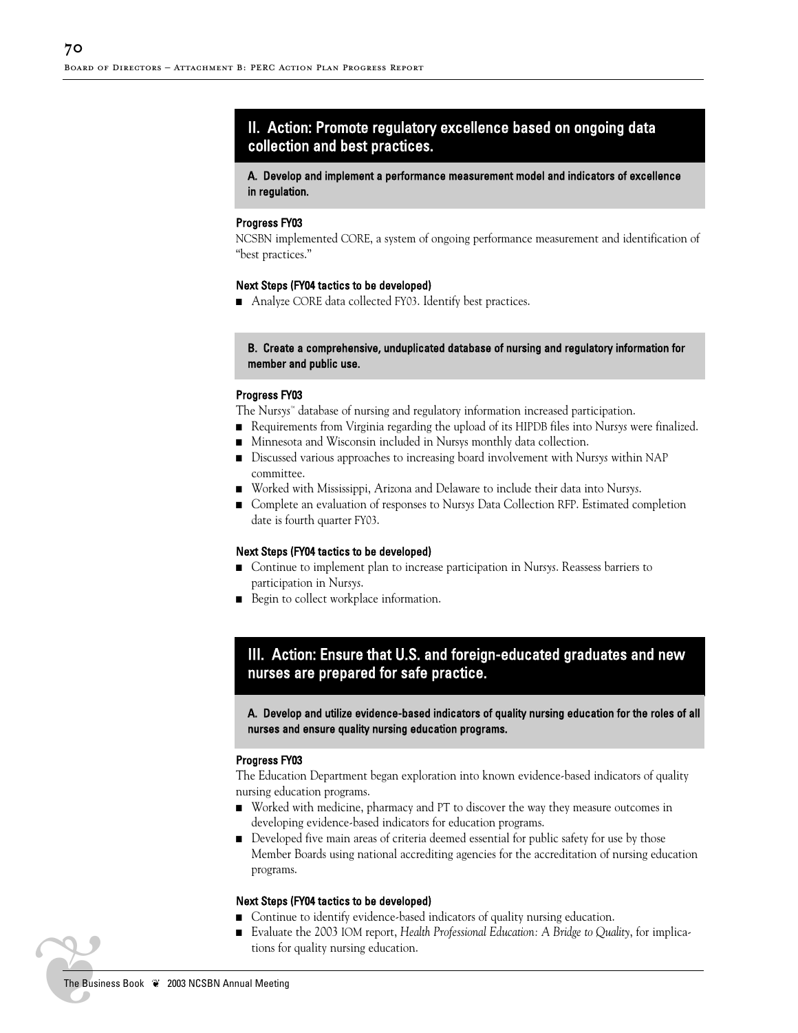## II. Action: Promote regulatory excellence based on ongoing data collection and best practices.

### A. Develop and implement a performance measurement model and indicators of excellence in regulation.

**Progress FY03**

NCSBN implemented CORE, a system of ongoing performance measurement and identification of "best practices."

**Next Steps (FY04 tactics to be developed)**

- Analyze CORE data collected FY03. Identify best practices.

### B. Create a comprehensive, unduplicated database of nursing and regulatory information for member and public use.

**Progress FY03**

The Nur*sys*™ database of nursing and regulatory information increased participation.

- Requirements from Virginia regarding the upload of its HIPDB files into Nur*sys* were finalized.
- Minnesota and Wisconsin included in Nur*sys* monthly data collection.
- Discussed various approaches to increasing board involvement with Nur*sys* within NAP committee.
- Worked with Mississippi, Arizona and Delaware to include their data into Nur*sys*.
- Complete an evaluation of responses to Nur*sys* Data Collection RFP. Estimated completion date is fourth quarter FY03.

**Next Steps (FY04 tactics to be developed)**

- Continue to implement plan to increase participation in Nur*sys*. Reassess barriers to participation in Nur*sys*.
- Begin to collect workplace information.

## III. Action: Ensure that U.S. and foreign-educated graduates and new nurses are prepared for safe practice.

### A. Develop and utilize evidence-based indicators of quality nursing education for the roles of all nurses and ensure quality nursing education programs.

**Progress FY03**

The Education Department began exploration into known evidence-based indicators of quality nursing education programs.

- Worked with medicine, pharmacy and PT to discover the way they measure outcomes in developing evidence-based indicators for education programs.
- Developed five main areas of criteria deemed essential for public safety for use by those Member Boards using national accrediting agencies for the accreditation of nursing education programs.

**Next Steps (FY04 tactics to be developed)**

- Continue to identify evidence-based indicators of quality nursing education.
- Evaluate the 2003 IOM report, *Health Professional Education: A Bridge to Quality*, for implications for quality nursing education.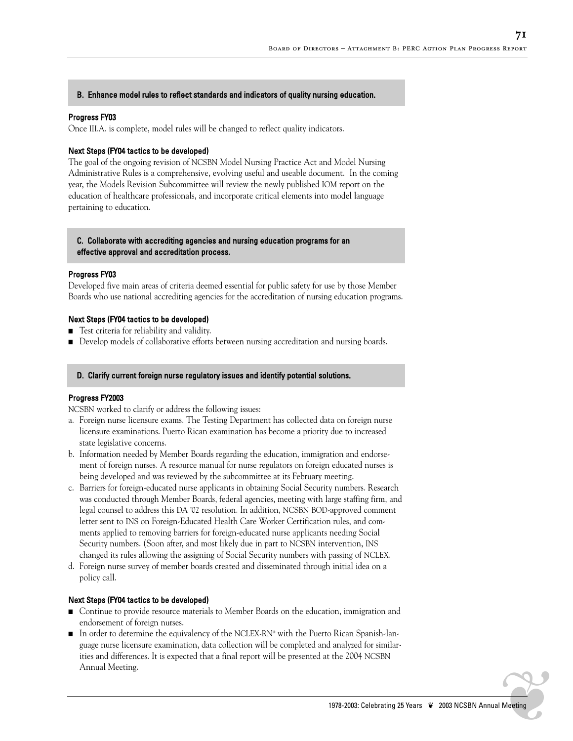### B. Enhance model rules to reflect standards and indicators of quality nursing education.

**Progress FY03**

Once III.A. is complete, model rules will be changed to reflect quality indicators.

**Next Steps (FY04 tactics to be developed)**

The goal of the ongoing revision of NCSBN Model Nursing Practice Act and Model Nursing Administrative Rules is a comprehensive, evolving useful and useable document. In the coming year, the Models Revision Subcommittee will review the newly published IOM report on the education of healthcare professionals, and incorporate critical elements into model language pertaining to education.

### C. Collaborate with accrediting agencies and nursing education programs for an effective approval and accreditation process.

**Progress FY03**

Developed five main areas of criteria deemed essential for public safety for use by those Member Boards who use national accrediting agencies for the accreditation of nursing education programs.

**Next Steps (FY04 tactics to be developed)**

- Test criteria for reliability and validity.
- Develop models of collaborative efforts between nursing accreditation and nursing boards.

### D. Clarify current foreign nurse regulatory issues and identify potential solutions.

**Progress FY2003**

NCSBN worked to clarify or address the following issues:

a. Foreign nurse licensure exams. The Testing Department has collected data on foreign nurse licensure examinations. Puerto Rican examination has become a priority due to increased state legislative concerns.

b. Information needed by Member Boards regarding the education, immigration and endorsement of foreign nurses. A resource manual for nurse regulators on foreign educated nurses is being developed and was reviewed by the subcommittee at its February meeting.

c. Barriers for foreign-educated nurse applicants in obtaining Social Security numbers. Research was conducted through Member Boards, federal agencies, meeting with large staffing firm, and legal counsel to address this DA '02 resolution. In addition, NCSBN BOD-approved comment letter sent to INS on Foreign-Educated Health Care Worker Certification rules, and comments applied to removing barriers for foreign-educated nurse applicants needing Social Security numbers. (Soon after, and most likely due in part to NCSBN intervention, INS changed its rules allowing the assigning of Social Security numbers with passing of NCLEX.

d. Foreign nurse survey of member boards created and disseminated through initial idea on a policy call.

**Next Steps (FY04 tactics to be developed)**

- Continue to provide resource materials to Member Boards on the education, immigration and endorsement of foreign nurses.
- In order to determine the equivalency of the NCLEX-RN® with the Puerto Rican Spanish-language nurse licensure examination, data collection will be completed and analyzed for similarities and differences. It is expected that a final report will be presented at the 2004 NCSBN Annual Meeting.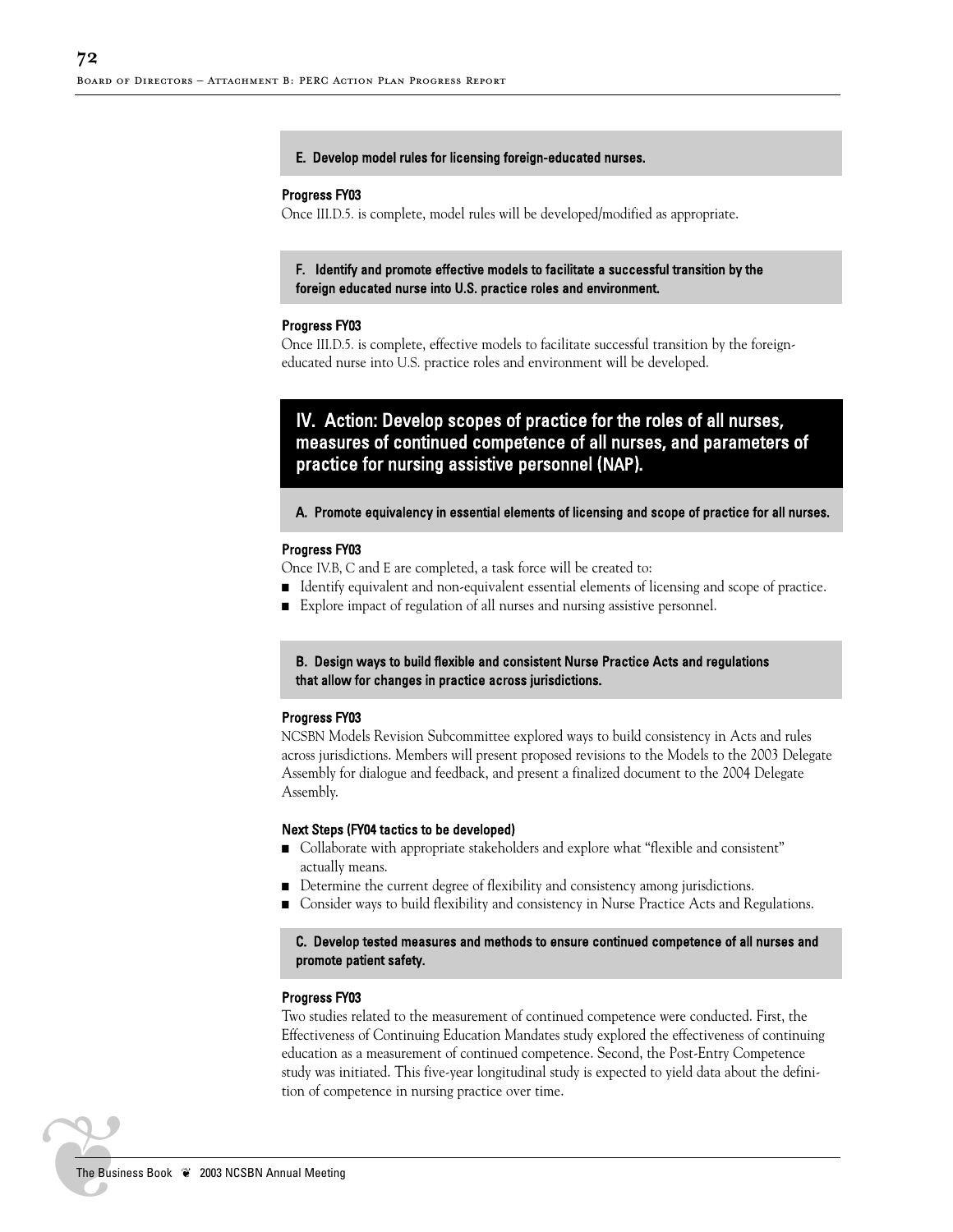### E. Develop model rules for licensing foreign-educated nurses.

**Progress FY03**

Once III.D.5. is complete, model rules will be developed/modified as appropriate.

### F. Identify and promote effective models to facilitate a successful transition by the foreign educated nurse into U.S. practice roles and environment.

**Progress FY03**

Once III.D.5. is complete, effective models to facilitate successful transition by the foreign-educated nurse into U.S. practice roles and environment will be developed.

## IV. Action: Develop scopes of practice for the roles of all nurses, measures of continued competence of all nurses, and parameters of practice for nursing assistive personnel (NAP).

### A. Promote equivalency in essential elements of licensing and scope of practice for all nurses.

**Progress FY03**

Once IV.B, C and E are completed, a task force will be created to:

- Identify equivalent and non-equivalent essential elements of licensing and scope of practice.
- Explore impact of regulation of all nurses and nursing assistive personnel.

### B. Design ways to build flexible and consistent Nurse Practice Acts and regulations that allow for changes in practice across jurisdictions.

**Progress FY03**

NCSBN Models Revision Subcommittee explored ways to build consistency in Acts and rules across jurisdictions. Members will present proposed revisions to the Models to the 2003 Delegate Assembly for dialogue and feedback, and present a finalized document to the 2004 Delegate Assembly.

**Next Steps (FY04 tactics to be developed)**

- Collaborate with appropriate stakeholders and explore what "flexible and consistent" actually means.
- Determine the current degree of flexibility and consistency among jurisdictions.
- Consider ways to build flexibility and consistency in Nurse Practice Acts and Regulations.

### C. Develop tested measures and methods to ensure continued competence of all nurses and promote patient safety.

**Progress FY03**

Two studies related to the measurement of continued competence were conducted. First, the Effectiveness of Continuing Education Mandates study explored the effectiveness of continuing education as a measurement of continued competence. Second, the Post-Entry Competence study was initiated. This five-year longitudinal study is expected to yield data about the definition of competence in nursing practice over time.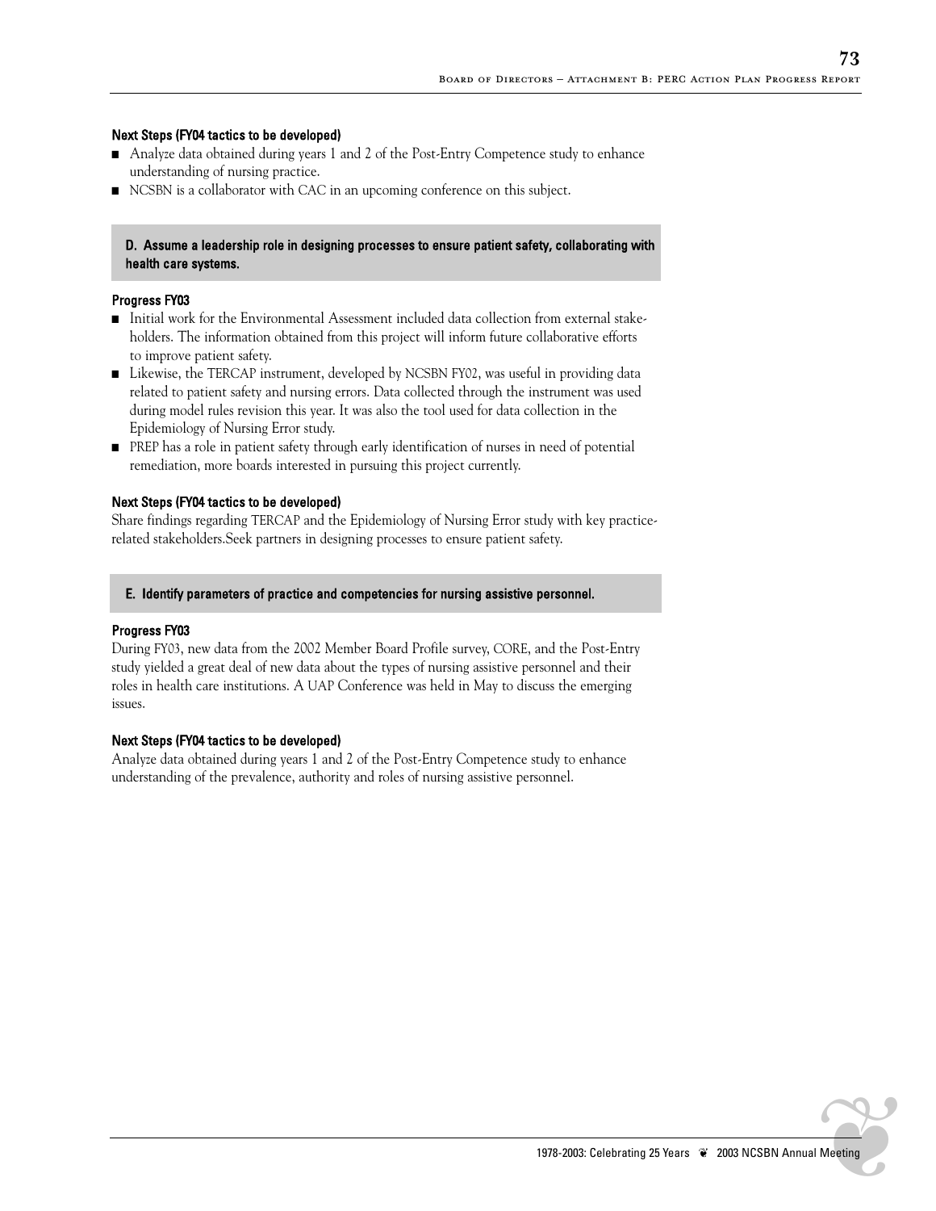**Next Steps (FY04 tactics to be developed)**

- Analyze data obtained during years 1 and 2 of the Post-Entry Competence study to enhance understanding of nursing practice.
- NCSBN is a collaborator with CAC in an upcoming conference on this subject.

### D. Assume a leadership role in designing processes to ensure patient safety, collaborating with health care systems.

**Progress FY03**

- Initial work for the Environmental Assessment included data collection from external stakeholders. The information obtained from this project will inform future collaborative efforts to improve patient safety.
- Likewise, the TERCAP instrument, developed by NCSBN FY02, was useful in providing data related to patient safety and nursing errors. Data collected through the instrument was used during model rules revision this year. It was also the tool used for data collection in the Epidemiology of Nursing Error study.
- PREP has a role in patient safety through early identification of nurses in need of potential remediation, more boards interested in pursuing this project currently.

**Next Steps (FY04 tactics to be developed)**

Share findings regarding TERCAP and the Epidemiology of Nursing Error study with key practice-related stakeholders.Seek partners in designing processes to ensure patient safety.

### E. Identify parameters of practice and competencies for nursing assistive personnel.

**Progress FY03**

During FY03, new data from the 2002 Member Board Profile survey, CORE, and the Post-Entry study yielded a great deal of new data about the types of nursing assistive personnel and their roles in health care institutions. A UAP Conference was held in May to discuss the emerging issues.

**Next Steps (FY04 tactics to be developed)**

Analyze data obtained during years 1 and 2 of the Post-Entry Competence study to enhance understanding of the prevalence, authority and roles of nursing assistive personnel.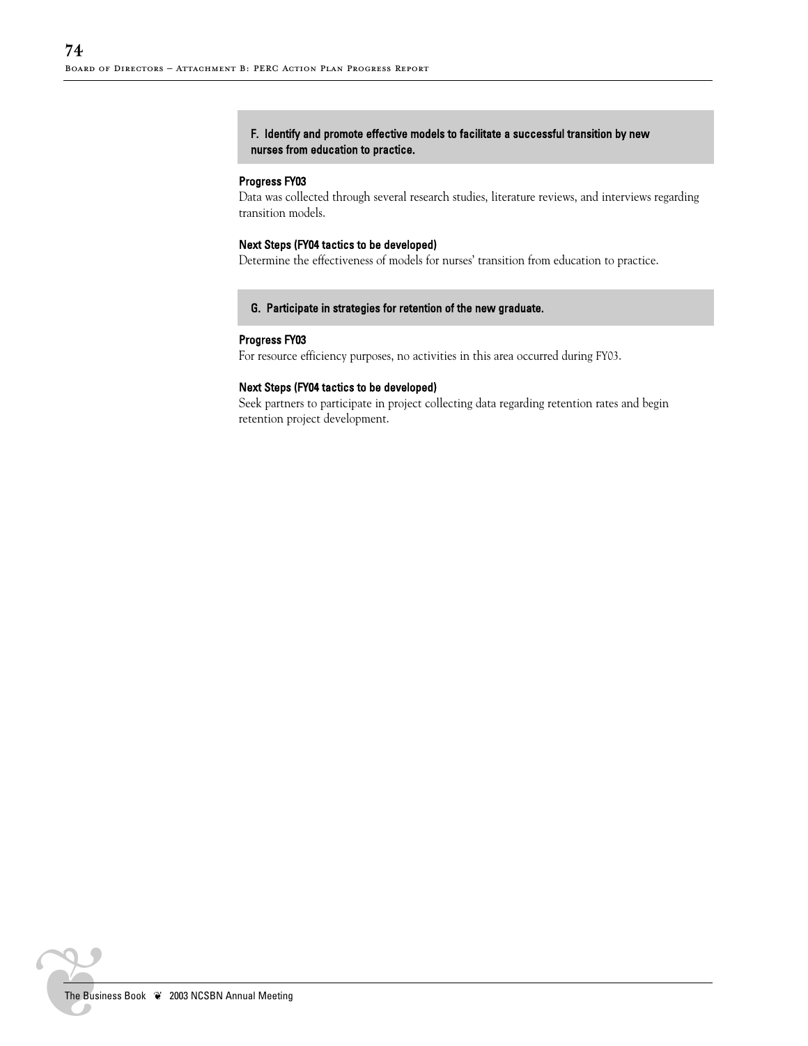### F. Identify and promote effective models to facilitate a successful transition by new nurses from education to practice.

**Progress FY03**

Data was collected through several research studies, literature reviews, and interviews regarding transition models.

**Next Steps (FY04 tactics to be developed)**

Determine the effectiveness of models for nurses' transition from education to practice.

### G. Participate in strategies for retention of the new graduate.

**Progress FY03**

For resource efficiency purposes, no activities in this area occurred during FY03.

**Next Steps (FY04 tactics to be developed)**

Seek partners to participate in project collecting data regarding retention rates and begin retention project development.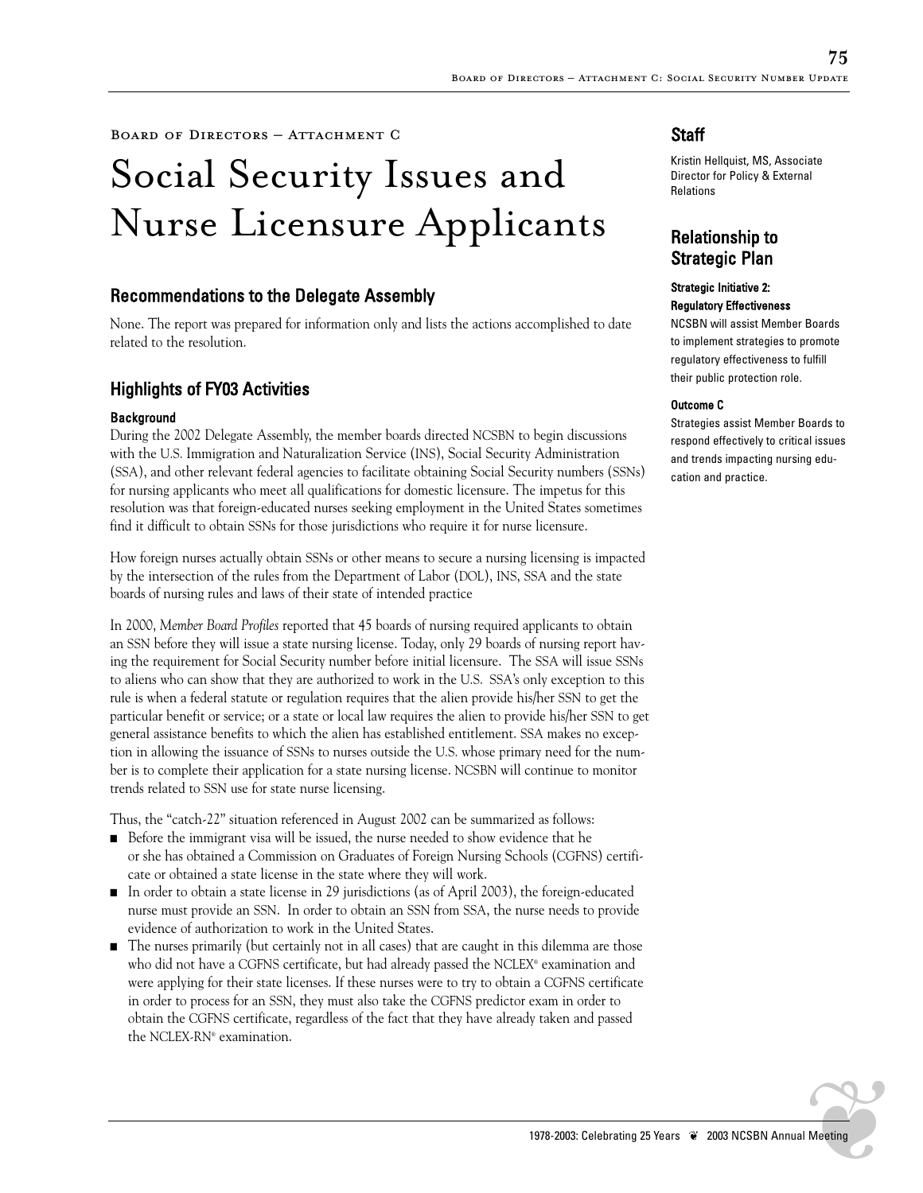Board of Directors – Attachment C

# Social Security Issues and Nurse Licensure Applicants

## Recommendations to the Delegate Assembly

None. The report was prepared for information only and lists the actions accomplished to date related to the resolution.

## Highlights of FY03 Activities

### Background

During the 2002 Delegate Assembly, the member boards directed NCSBN to begin discussions with the U.S. Immigration and Naturalization Service (INS), Social Security Administration (SSA), and other relevant federal agencies to facilitate obtaining Social Security numbers (SSNs) for nursing applicants who meet all qualifications for domestic licensure. The impetus for this resolution was that foreign-educated nurses seeking employment in the United States sometimes find it difficult to obtain SSNs for those jurisdictions who require it for nurse licensure.

How foreign nurses actually obtain SSNs or other means to secure a nursing licensing is impacted by the intersection of the rules from the Department of Labor (DOL), INS, SSA and the state boards of nursing rules and laws of their state of intended practice

In 2000, *Member Board Profiles* reported that 45 boards of nursing required applicants to obtain an SSN before they will issue a state nursing license. Today, only 29 boards of nursing report having the requirement for Social Security number before initial licensure. The SSA will issue SSNs to aliens who can show that they are authorized to work in the U.S. SSA's only exception to this rule is when a federal statute or regulation requires that the alien provide his/her SSN to get the particular benefit or service; or a state or local law requires the alien to provide his/her SSN to get general assistance benefits to which the alien has established entitlement. SSA makes no exception in allowing the issuance of SSNs to nurses outside the U.S. whose primary need for the number is to complete their application for a state nursing license. NCSBN will continue to monitor trends related to SSN use for state nurse licensing.

Thus, the "catch-22" situation referenced in August 2002 can be summarized as follows:

- Before the immigrant visa will be issued, the nurse needed to show evidence that he or she has obtained a Commission on Graduates of Foreign Nursing Schools (CGFNS) certificate or obtained a state license in the state where they will work.
- In order to obtain a state license in 29 jurisdictions (as of April 2003), the foreign-educated nurse must provide an SSN. In order to obtain an SSN from SSA, the nurse needs to provide evidence of authorization to work in the United States.
- The nurses primarily (but certainly not in all cases) that are caught in this dilemma are those who did not have a CGFNS certificate, but had already passed the NCLEX® examination and were applying for their state licenses. If these nurses were to try to obtain a CGFNS certificate in order to process for an SSN, they must also take the CGFNS predictor exam in order to obtain the CGFNS certificate, regardless of the fact that they have already taken and passed the NCLEX-RN® examination.

## Staff

Kristin Hellquist, MS, Associate Director for Policy & External Relations

## Relationship to Strategic Plan

### Strategic Initiative 2: Regulatory Effectiveness

NCSBN will assist Member Boards to implement strategies to promote regulatory effectiveness to fulfill their public protection role.

### Outcome C

Strategies assist Member Boards to respond effectively to critical issues and trends impacting nursing education and practice.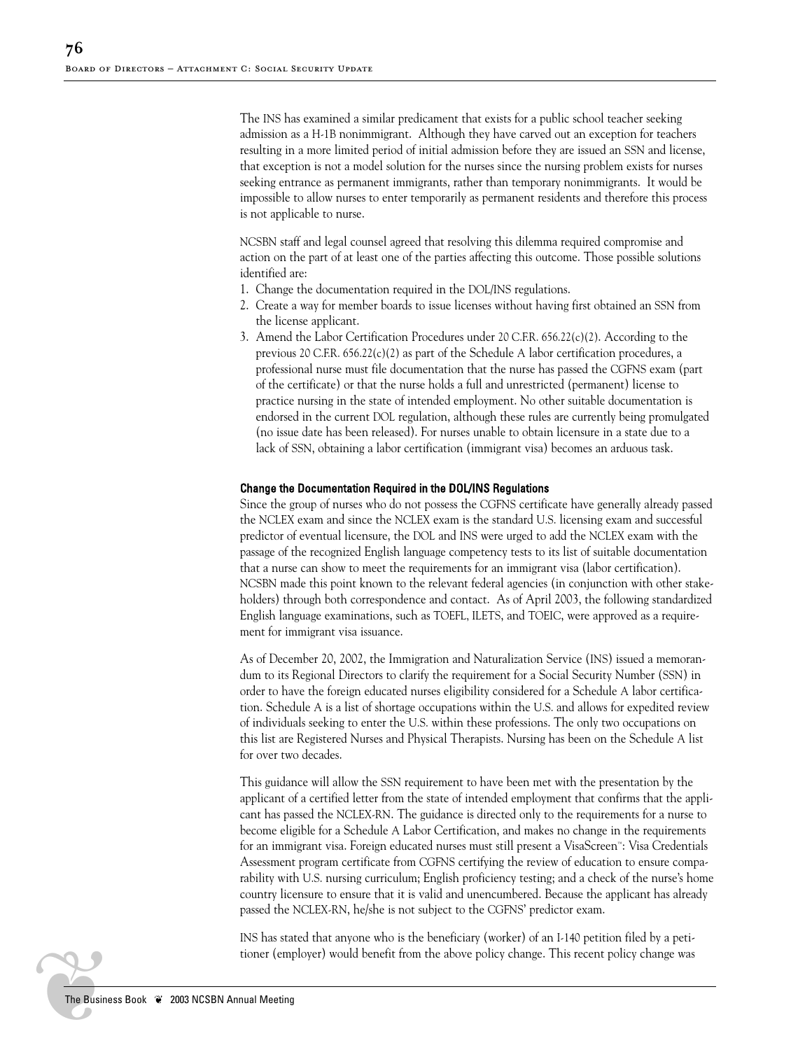The INS has examined a similar predicament that exists for a public school teacher seeking admission as a H-1B nonimmigrant. Although they have carved out an exception for teachers resulting in a more limited period of initial admission before they are issued an SSN and license, that exception is not a model solution for the nurses since the nursing problem exists for nurses seeking entrance as permanent immigrants, rather than temporary nonimmigrants. It would be impossible to allow nurses to enter temporarily as permanent residents and therefore this process is not applicable to nurse.

NCSBN staff and legal counsel agreed that resolving this dilemma required compromise and action on the part of at least one of the parties affecting this outcome. Those possible solutions identified are:

1. Change the documentation required in the DOL/INS regulations.
2. Create a way for member boards to issue licenses without having first obtained an SSN from the license applicant.
3. Amend the Labor Certification Procedures under 20 C.F.R. 656.22(c)(2). According to the previous 20 C.F.R. 656.22(c)(2) as part of the Schedule A labor certification procedures, a professional nurse must file documentation that the nurse has passed the CGFNS exam (part of the certificate) or that the nurse holds a full and unrestricted (permanent) license to practice nursing in the state of intended employment. No other suitable documentation is endorsed in the current DOL regulation, although these rules are currently being promulgated (no issue date has been released). For nurses unable to obtain licensure in a state due to a lack of SSN, obtaining a labor certification (immigrant visa) becomes an arduous task.

#### Change the Documentation Required in the DOL/INS Regulations

Since the group of nurses who do not possess the CGFNS certificate have generally already passed the NCLEX exam and since the NCLEX exam is the standard U.S. licensing exam and successful predictor of eventual licensure, the DOL and INS were urged to add the NCLEX exam with the passage of the recognized English language competency tests to its list of suitable documentation that a nurse can show to meet the requirements for an immigrant visa (labor certification). NCSBN made this point known to the relevant federal agencies (in conjunction with other stakeholders) through both correspondence and contact. As of April 2003, the following standardized English language examinations, such as TOEFL, ILETS, and TOEIC, were approved as a requirement for immigrant visa issuance.

As of December 20, 2002, the Immigration and Naturalization Service (INS) issued a memorandum to its Regional Directors to clarify the requirement for a Social Security Number (SSN) in order to have the foreign educated nurses eligibility considered for a Schedule A labor certification. Schedule A is a list of shortage occupations within the U.S. and allows for expedited review of individuals seeking to enter the U.S. within these professions. The only two occupations on this list are Registered Nurses and Physical Therapists. Nursing has been on the Schedule A list for over two decades.

This guidance will allow the SSN requirement to have been met with the presentation by the applicant of a certified letter from the state of intended employment that confirms that the applicant has passed the NCLEX-RN. The guidance is directed only to the requirements for a nurse to become eligible for a Schedule A Labor Certification, and makes no change in the requirements for an immigrant visa. Foreign educated nurses must still present a VisaScreen™: Visa Credentials Assessment program certificate from CGFNS certifying the review of education to ensure comparability with U.S. nursing curriculum; English proficiency testing; and a check of the nurse's home country licensure to ensure that it is valid and unencumbered. Because the applicant has already passed the NCLEX-RN, he/she is not subject to the CGFNS' predictor exam.

INS has stated that anyone who is the beneficiary (worker) of an I-140 petition filed by a petitioner (employer) would benefit from the above policy change. This recent policy change was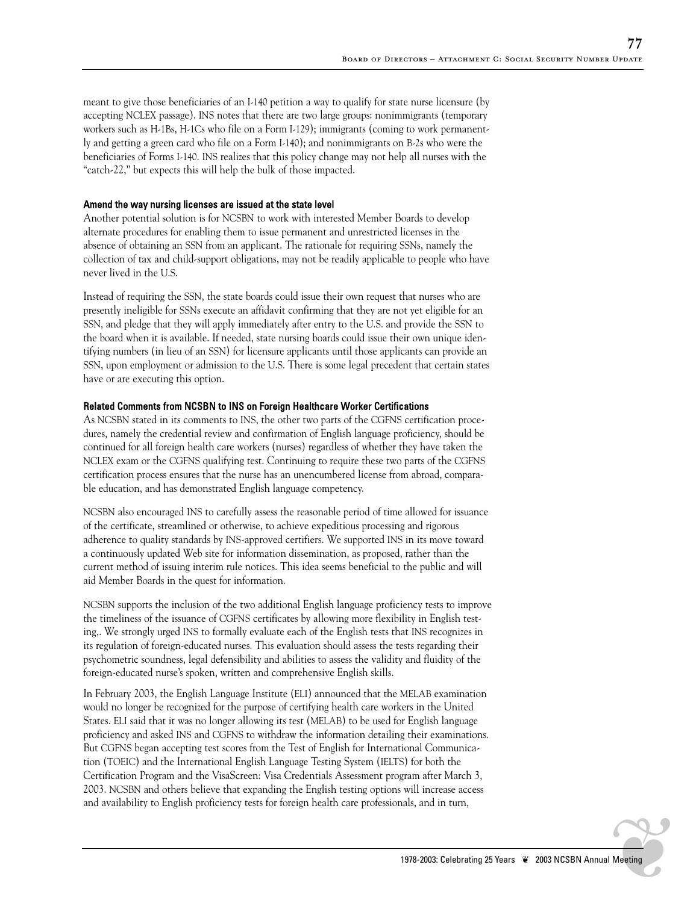meant to give those beneficiaries of an I-140 petition a way to qualify for state nurse licensure (by accepting NCLEX passage). INS notes that there are two large groups: nonimmigrants (temporary workers such as H-1Bs, H-1Cs who file on a Form I-129); immigrants (coming to work permanently and getting a green card who file on a Form I-140); and nonimmigrants on B-2s who were the beneficiaries of Forms I-140. INS realizes that this policy change may not help all nurses with the "catch-22," but expects this will help the bulk of those impacted.

#### Amend the way nursing licenses are issued at the state level

Another potential solution is for NCSBN to work with interested Member Boards to develop alternate procedures for enabling them to issue permanent and unrestricted licenses in the absence of obtaining an SSN from an applicant. The rationale for requiring SSNs, namely the collection of tax and child-support obligations, may not be readily applicable to people who have never lived in the U.S.

Instead of requiring the SSN, the state boards could issue their own request that nurses who are presently ineligible for SSNs execute an affidavit confirming that they are not yet eligible for an SSN, and pledge that they will apply immediately after entry to the U.S. and provide the SSN to the board when it is available. If needed, state nursing boards could issue their own unique identifying numbers (in lieu of an SSN) for licensure applicants until those applicants can provide an SSN, upon employment or admission to the U.S. There is some legal precedent that certain states have or are executing this option.

#### Related Comments from NCSBN to INS on Foreign Healthcare Worker Certifications

As NCSBN stated in its comments to INS, the other two parts of the CGFNS certification procedures, namely the credential review and confirmation of English language proficiency, should be continued for all foreign health care workers (nurses) regardless of whether they have taken the NCLEX exam or the CGFNS qualifying test. Continuing to require these two parts of the CGFNS certification process ensures that the nurse has an unencumbered license from abroad, comparable education, and has demonstrated English language competency.

NCSBN also encouraged INS to carefully assess the reasonable period of time allowed for issuance of the certificate, streamlined or otherwise, to achieve expeditious processing and rigorous adherence to quality standards by INS-approved certifiers. We supported INS in its move toward a continuously updated Web site for information dissemination, as proposed, rather than the current method of issuing interim rule notices. This idea seems beneficial to the public and will aid Member Boards in the quest for information.

NCSBN supports the inclusion of the two additional English language proficiency tests to improve the timeliness of the issuance of CGFNS certificates by allowing more flexibility in English testing,. We strongly urged INS to formally evaluate each of the English tests that INS recognizes in its regulation of foreign-educated nurses. This evaluation should assess the tests regarding their psychometric soundness, legal defensibility and abilities to assess the validity and fluidity of the foreign-educated nurse's spoken, written and comprehensive English skills.

In February 2003, the English Language Institute (ELI) announced that the MELAB examination would no longer be recognized for the purpose of certifying health care workers in the United States. ELI said that it was no longer allowing its test (MELAB) to be used for English language proficiency and asked INS and CGFNS to withdraw the information detailing their examinations. But CGFNS began accepting test scores from the Test of English for International Communication (TOEIC) and the International English Language Testing System (IELTS) for both the Certification Program and the VisaScreen: Visa Credentials Assessment program after March 3, 2003. NCSBN and others believe that expanding the English testing options will increase access and availability to English proficiency tests for foreign health care professionals, and in turn,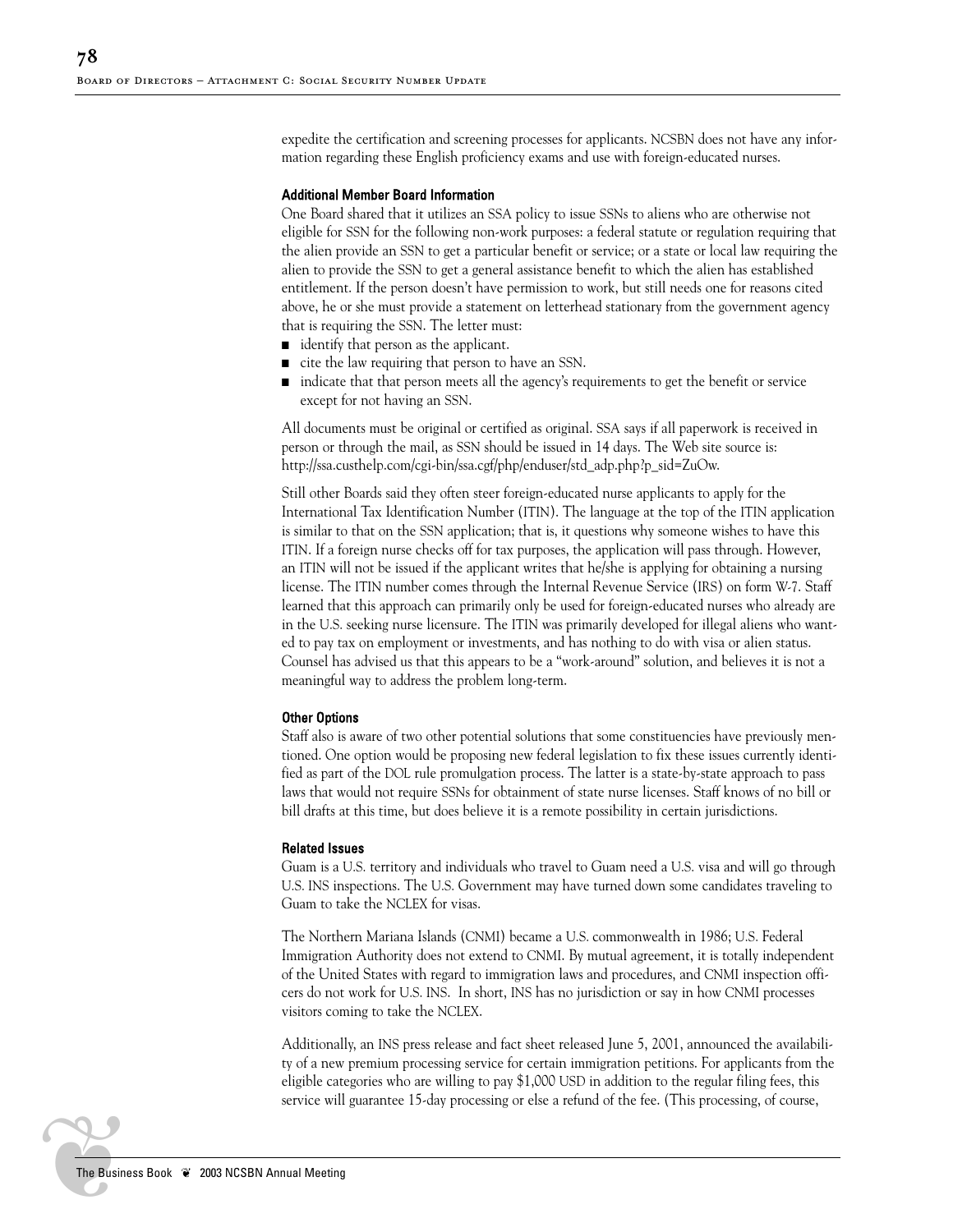expedite the certification and screening processes for applicants. NCSBN does not have any information regarding these English proficiency exams and use with foreign-educated nurses.

#### Additional Member Board Information

One Board shared that it utilizes an SSA policy to issue SSNs to aliens who are otherwise not eligible for SSN for the following non-work purposes: a federal statute or regulation requiring that the alien provide an SSN to get a particular benefit or service; or a state or local law requiring the alien to provide the SSN to get a general assistance benefit to which the alien has established entitlement. If the person doesn't have permission to work, but still needs one for reasons cited above, he or she must provide a statement on letterhead stationary from the government agency that is requiring the SSN. The letter must:

- identify that person as the applicant.
- cite the law requiring that person to have an SSN.
- indicate that that person meets all the agency's requirements to get the benefit or service except for not having an SSN.

All documents must be original or certified as original. SSA says if all paperwork is received in person or through the mail, as SSN should be issued in 14 days. The Web site source is: http://ssa.custhelp.com/cgi-bin/ssa.cgf/php/enduser/std_adp.php?p_sid=ZuOw.

Still other Boards said they often steer foreign-educated nurse applicants to apply for the International Tax Identification Number (ITIN). The language at the top of the ITIN application is similar to that on the SSN application; that is, it questions why someone wishes to have this ITIN. If a foreign nurse checks off for tax purposes, the application will pass through. However, an ITIN will not be issued if the applicant writes that he/she is applying for obtaining a nursing license. The ITIN number comes through the Internal Revenue Service (IRS) on form W-7. Staff learned that this approach can primarily only be used for foreign-educated nurses who already are in the U.S. seeking nurse licensure. The ITIN was primarily developed for illegal aliens who wanted to pay tax on employment or investments, and has nothing to do with visa or alien status. Counsel has advised us that this appears to be a "work-around" solution, and believes it is not a meaningful way to address the problem long-term.

#### Other Options

Staff also is aware of two other potential solutions that some constituencies have previously mentioned. One option would be proposing new federal legislation to fix these issues currently identified as part of the DOL rule promulgation process. The latter is a state-by-state approach to pass laws that would not require SSNs for obtainment of state nurse licenses. Staff knows of no bill or bill drafts at this time, but does believe it is a remote possibility in certain jurisdictions.

#### Related Issues

Guam is a U.S. territory and individuals who travel to Guam need a U.S. visa and will go through U.S. INS inspections. The U.S. Government may have turned down some candidates traveling to Guam to take the NCLEX for visas.

The Northern Mariana Islands (CNMI) became a U.S. commonwealth in 1986; U.S. Federal Immigration Authority does not extend to CNMI. By mutual agreement, it is totally independent of the United States with regard to immigration laws and procedures, and CNMI inspection officers do not work for U.S. INS. In short, INS has no jurisdiction or say in how CNMI processes visitors coming to take the NCLEX.

Additionally, an INS press release and fact sheet released June 5, 2001, announced the availability of a new premium processing service for certain immigration petitions. For applicants from the eligible categories who are willing to pay $1,000 USD in addition to the regular filing fees, this service will guarantee 15-day processing or else a refund of the fee. (This processing, of course,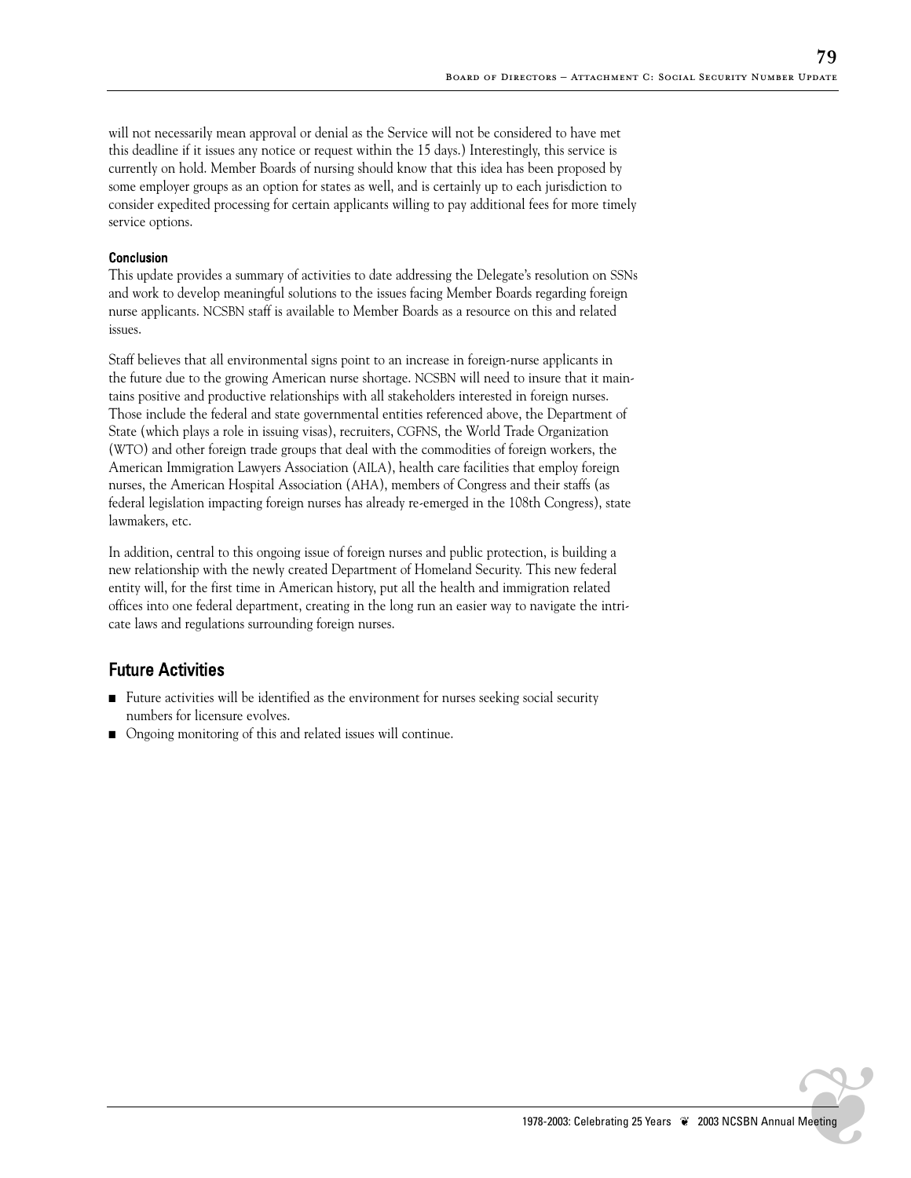will not necessarily mean approval or denial as the Service will not be considered to have met this deadline if it issues any notice or request within the 15 days.) Interestingly, this service is currently on hold. Member Boards of nursing should know that this idea has been proposed by some employer groups as an option for states as well, and is certainly up to each jurisdiction to consider expedited processing for certain applicants willing to pay additional fees for more timely service options.

#### Conclusion

This update provides a summary of activities to date addressing the Delegate's resolution on SSNs and work to develop meaningful solutions to the issues facing Member Boards regarding foreign nurse applicants. NCSBN staff is available to Member Boards as a resource on this and related issues.

Staff believes that all environmental signs point to an increase in foreign-nurse applicants in the future due to the growing American nurse shortage. NCSBN will need to insure that it maintains positive and productive relationships with all stakeholders interested in foreign nurses. Those include the federal and state governmental entities referenced above, the Department of State (which plays a role in issuing visas), recruiters, CGFNS, the World Trade Organization (WTO) and other foreign trade groups that deal with the commodities of foreign workers, the American Immigration Lawyers Association (AILA), health care facilities that employ foreign nurses, the American Hospital Association (AHA), members of Congress and their staffs (as federal legislation impacting foreign nurses has already re-emerged in the 108th Congress), state lawmakers, etc.

In addition, central to this ongoing issue of foreign nurses and public protection, is building a new relationship with the newly created Department of Homeland Security. This new federal entity will, for the first time in American history, put all the health and immigration related offices into one federal department, creating in the long run an easier way to navigate the intricate laws and regulations surrounding foreign nurses.

## Future Activities

- Future activities will be identified as the environment for nurses seeking social security numbers for licensure evolves.
- Ongoing monitoring of this and related issues will continue.